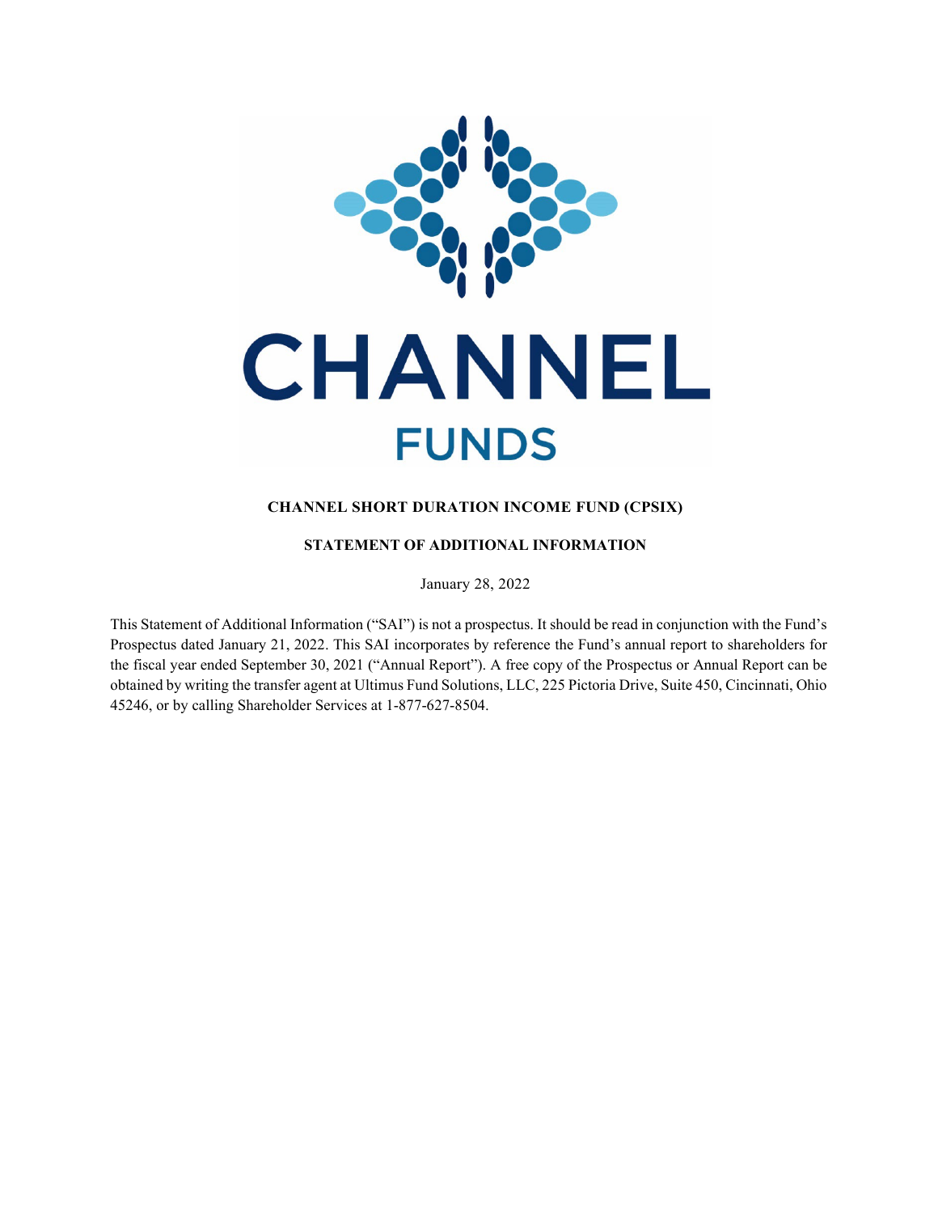CHANNEL

FUNDS

**CHANNEL SHORT DURATION INCOME FUND (CPSIX)**

**STATEMENT OF ADDITIONAL INFORMATION**

January 28, 2022

This Statement of Additional Information ("SAI") is not a prospectus. It should be read in conjunction with the Fund's Prospectus dated January 21, 2022. This SAI incorporates by reference the Fund's annual report to shareholders for the fiscal year ended September 30, 2021 ("Annual Report"). A free copy of the Prospectus or Annual Report can be obtained by writing the transfer agent at Ultimus Fund Solutions, LLC, 225 Pictoria Drive, Suite 450, Cincinnati, Ohio 45246, or by calling Shareholder Services at 1-877-627-8504.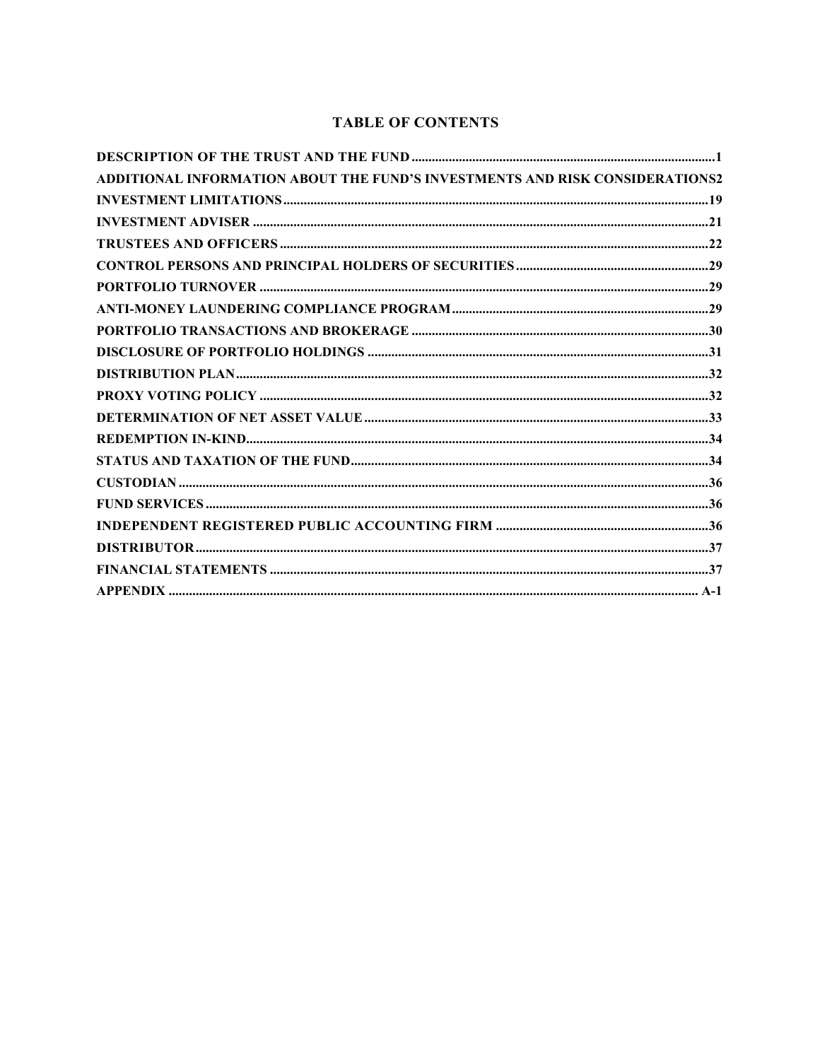# TABLE OF CONTENTS

| Section | Page |
|---|---|
| DESCRIPTION OF THE TRUST AND THE FUND | 1 |
| ADDITIONAL INFORMATION ABOUT THE FUND'S INVESTMENTS AND RISK CONSIDERATIONS | 2 |
| INVESTMENT LIMITATIONS | 19 |
| INVESTMENT ADVISER | 21 |
| TRUSTEES AND OFFICERS | 22 |
| CONTROL PERSONS AND PRINCIPAL HOLDERS OF SECURITIES | 29 |
| PORTFOLIO TURNOVER | 29 |
| ANTI-MONEY LAUNDERING COMPLIANCE PROGRAM | 29 |
| PORTFOLIO TRANSACTIONS AND BROKERAGE | 30 |
| DISCLOSURE OF PORTFOLIO HOLDINGS | 31 |
| DISTRIBUTION PLAN | 32 |
| PROXY VOTING POLICY | 32 |
| DETERMINATION OF NET ASSET VALUE | 33 |
| REDEMPTION IN-KIND | 34 |
| STATUS AND TAXATION OF THE FUND | 34 |
| CUSTODIAN | 36 |
| FUND SERVICES | 36 |
| INDEPENDENT REGISTERED PUBLIC ACCOUNTING FIRM | 36 |
| DISTRIBUTOR | 37 |
| FINANCIAL STATEMENTS | 37 |
| APPENDIX | A-1 |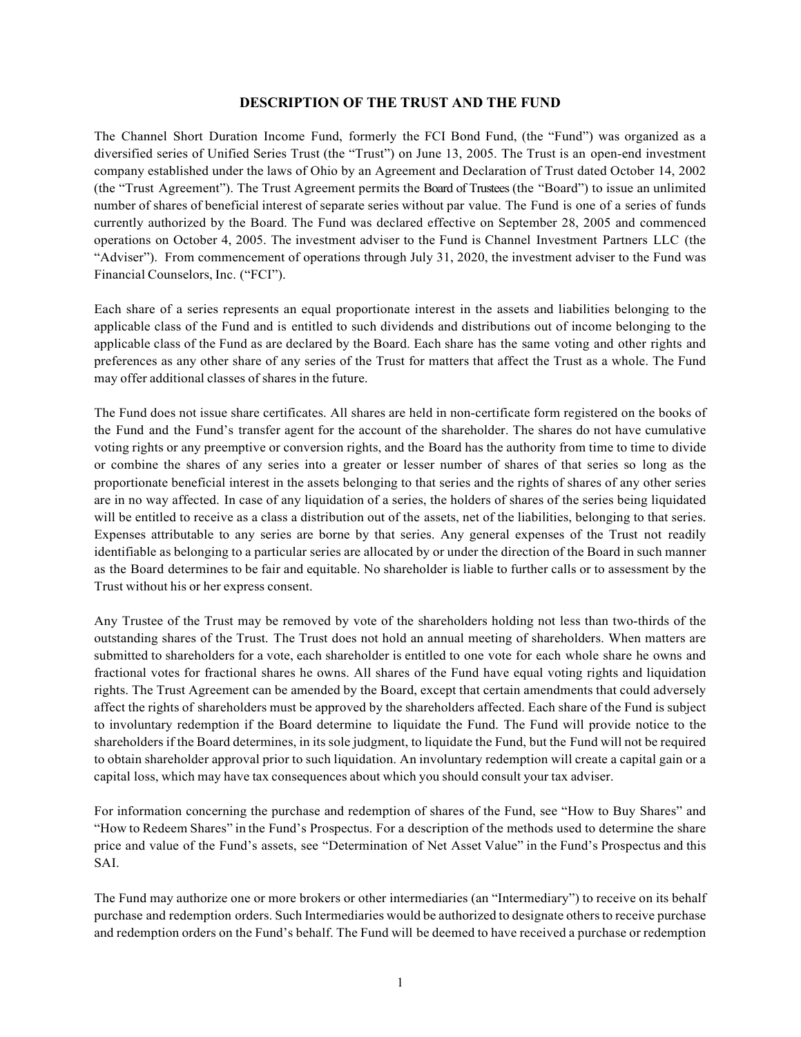## DESCRIPTION OF THE TRUST AND THE FUND

The Channel Short Duration Income Fund, formerly the FCI Bond Fund, (the "Fund") was organized as a diversified series of Unified Series Trust (the "Trust") on June 13, 2005. The Trust is an open-end investment company established under the laws of Ohio by an Agreement and Declaration of Trust dated October 14, 2002 (the "Trust Agreement"). The Trust Agreement permits the Board of Trustees (the "Board") to issue an unlimited number of shares of beneficial interest of separate series without par value. The Fund is one of a series of funds currently authorized by the Board. The Fund was declared effective on September 28, 2005 and commenced operations on October 4, 2005. The investment adviser to the Fund is Channel Investment Partners LLC (the "Adviser"). From commencement of operations through July 31, 2020, the investment adviser to the Fund was Financial Counselors, Inc. ("FCI").

Each share of a series represents an equal proportionate interest in the assets and liabilities belonging to the applicable class of the Fund and is entitled to such dividends and distributions out of income belonging to the applicable class of the Fund as are declared by the Board. Each share has the same voting and other rights and preferences as any other share of any series of the Trust for matters that affect the Trust as a whole. The Fund may offer additional classes of shares in the future.

The Fund does not issue share certificates. All shares are held in non-certificate form registered on the books of the Fund and the Fund's transfer agent for the account of the shareholder. The shares do not have cumulative voting rights or any preemptive or conversion rights, and the Board has the authority from time to time to divide or combine the shares of any series into a greater or lesser number of shares of that series so long as the proportionate beneficial interest in the assets belonging to that series and the rights of shares of any other series are in no way affected. In case of any liquidation of a series, the holders of shares of the series being liquidated will be entitled to receive as a class a distribution out of the assets, net of the liabilities, belonging to that series. Expenses attributable to any series are borne by that series. Any general expenses of the Trust not readily identifiable as belonging to a particular series are allocated by or under the direction of the Board in such manner as the Board determines to be fair and equitable. No shareholder is liable to further calls or to assessment by the Trust without his or her express consent.

Any Trustee of the Trust may be removed by vote of the shareholders holding not less than two-thirds of the outstanding shares of the Trust. The Trust does not hold an annual meeting of shareholders. When matters are submitted to shareholders for a vote, each shareholder is entitled to one vote for each whole share he owns and fractional votes for fractional shares he owns. All shares of the Fund have equal voting rights and liquidation rights. The Trust Agreement can be amended by the Board, except that certain amendments that could adversely affect the rights of shareholders must be approved by the shareholders affected. Each share of the Fund is subject to involuntary redemption if the Board determine to liquidate the Fund. The Fund will provide notice to the shareholders if the Board determines, in its sole judgment, to liquidate the Fund, but the Fund will not be required to obtain shareholder approval prior to such liquidation. An involuntary redemption will create a capital gain or a capital loss, which may have tax consequences about which you should consult your tax adviser.

For information concerning the purchase and redemption of shares of the Fund, see "How to Buy Shares" and "How to Redeem Shares" in the Fund's Prospectus. For a description of the methods used to determine the share price and value of the Fund's assets, see "Determination of Net Asset Value" in the Fund's Prospectus and this SAI.

The Fund may authorize one or more brokers or other intermediaries (an "Intermediary") to receive on its behalf purchase and redemption orders. Such Intermediaries would be authorized to designate others to receive purchase and redemption orders on the Fund's behalf. The Fund will be deemed to have received a purchase or redemption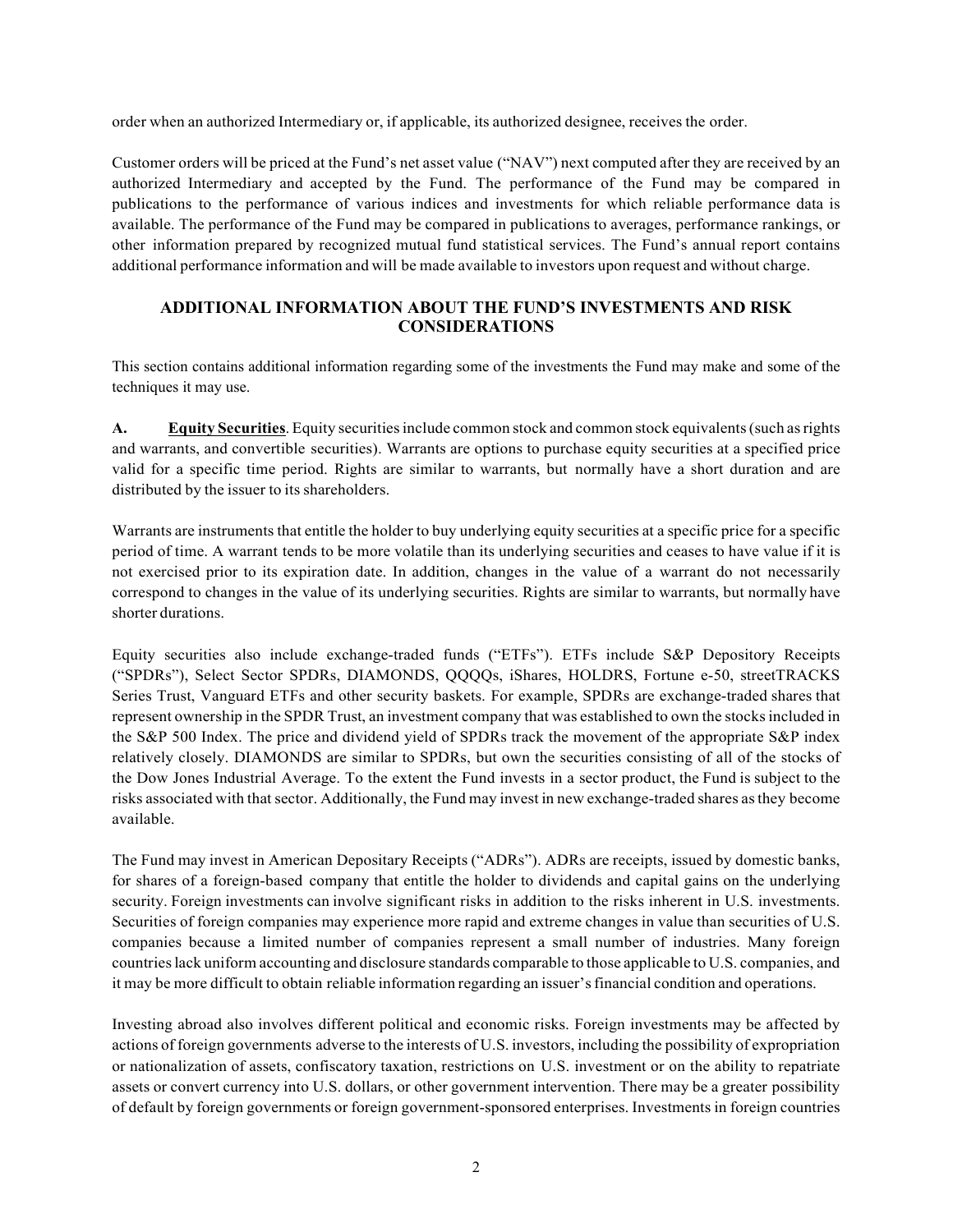order when an authorized Intermediary or, if applicable, its authorized designee, receives the order.

Customer orders will be priced at the Fund's net asset value ("NAV") next computed after they are received by an authorized Intermediary and accepted by the Fund. The performance of the Fund may be compared in publications to the performance of various indices and investments for which reliable performance data is available. The performance of the Fund may be compared in publications to averages, performance rankings, or other information prepared by recognized mutual fund statistical services. The Fund's annual report contains additional performance information and will be made available to investors upon request and without charge.

## ADDITIONAL INFORMATION ABOUT THE FUND'S INVESTMENTS AND RISK CONSIDERATIONS

This section contains additional information regarding some of the investments the Fund may make and some of the techniques it may use.

**A. <u>Equity Securities</u>**. Equity securities include common stock and common stock equivalents (such as rights and warrants, and convertible securities). Warrants are options to purchase equity securities at a specified price valid for a specific time period. Rights are similar to warrants, but normally have a short duration and are distributed by the issuer to its shareholders.

Warrants are instruments that entitle the holder to buy underlying equity securities at a specific price for a specific period of time. A warrant tends to be more volatile than its underlying securities and ceases to have value if it is not exercised prior to its expiration date. In addition, changes in the value of a warrant do not necessarily correspond to changes in the value of its underlying securities. Rights are similar to warrants, but normally have shorter durations.

Equity securities also include exchange-traded funds ("ETFs"). ETFs include S&P Depository Receipts ("SPDRs"), Select Sector SPDRs, DIAMONDS, QQQQs, iShares, HOLDRS, Fortune e-50, streetTRACKS Series Trust, Vanguard ETFs and other security baskets. For example, SPDRs are exchange-traded shares that represent ownership in the SPDR Trust, an investment company that was established to own the stocks included in the S&P 500 Index. The price and dividend yield of SPDRs track the movement of the appropriate S&P index relatively closely. DIAMONDS are similar to SPDRs, but own the securities consisting of all of the stocks of the Dow Jones Industrial Average. To the extent the Fund invests in a sector product, the Fund is subject to the risks associated with that sector. Additionally, the Fund may invest in new exchange-traded shares as they become available.

The Fund may invest in American Depositary Receipts ("ADRs"). ADRs are receipts, issued by domestic banks, for shares of a foreign-based company that entitle the holder to dividends and capital gains on the underlying security. Foreign investments can involve significant risks in addition to the risks inherent in U.S. investments. Securities of foreign companies may experience more rapid and extreme changes in value than securities of U.S. companies because a limited number of companies represent a small number of industries. Many foreign countries lack uniform accounting and disclosure standards comparable to those applicable to U.S. companies, and it may be more difficult to obtain reliable information regarding an issuer's financial condition and operations.

Investing abroad also involves different political and economic risks. Foreign investments may be affected by actions of foreign governments adverse to the interests of U.S. investors, including the possibility of expropriation or nationalization of assets, confiscatory taxation, restrictions on U.S. investment or on the ability to repatriate assets or convert currency into U.S. dollars, or other government intervention. There may be a greater possibility of default by foreign governments or foreign government-sponsored enterprises. Investments in foreign countries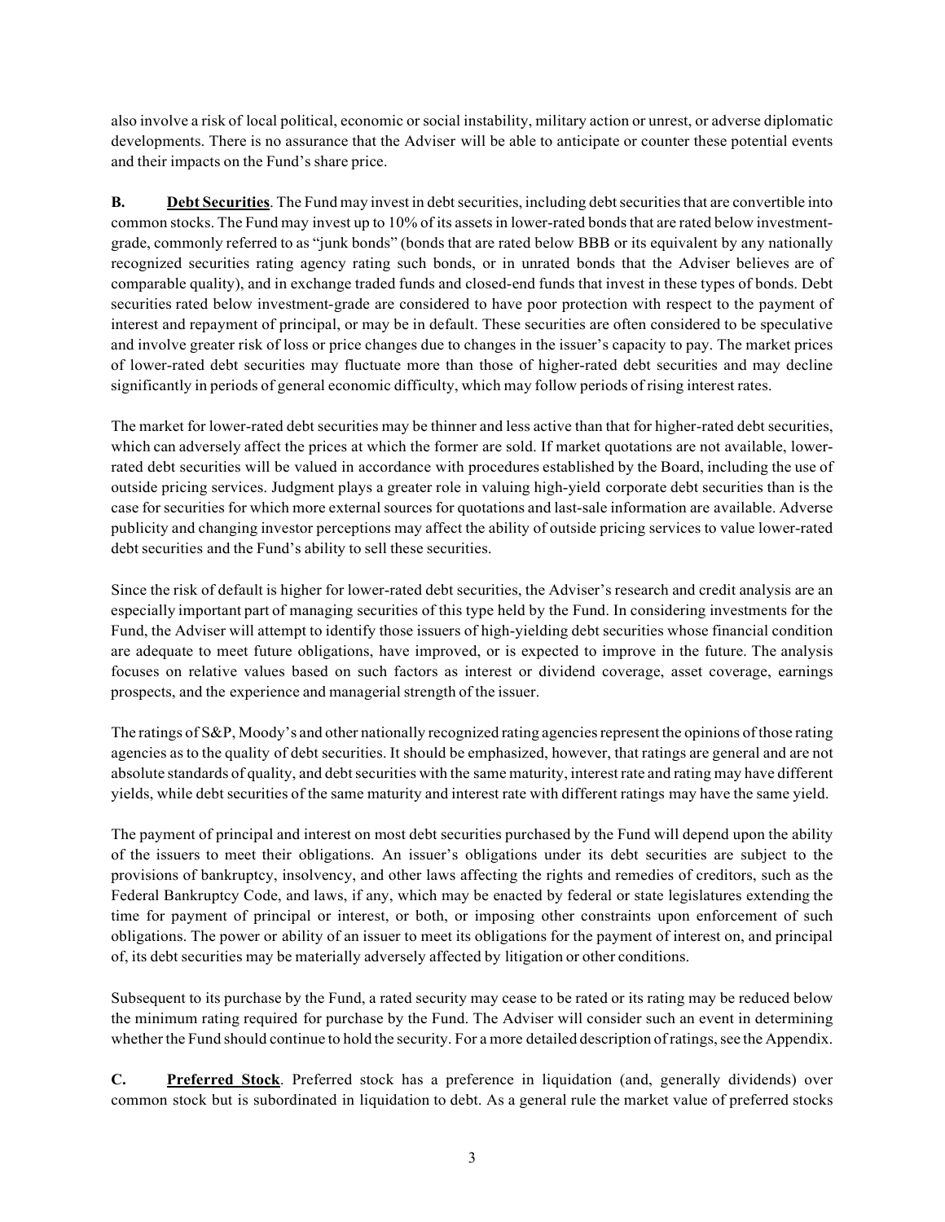also involve a risk of local political, economic or social instability, military action or unrest, or adverse diplomatic developments. There is no assurance that the Adviser will be able to anticipate or counter these potential events and their impacts on the Fund's share price.

**B. <u>Debt Securities</u>**. The Fund may invest in debt securities, including debt securities that are convertible into common stocks. The Fund may invest up to 10% of its assets in lower-rated bonds that are rated below investment-grade, commonly referred to as "junk bonds" (bonds that are rated below BBB or its equivalent by any nationally recognized securities rating agency rating such bonds, or in unrated bonds that the Adviser believes are of comparable quality), and in exchange traded funds and closed-end funds that invest in these types of bonds. Debt securities rated below investment-grade are considered to have poor protection with respect to the payment of interest and repayment of principal, or may be in default. These securities are often considered to be speculative and involve greater risk of loss or price changes due to changes in the issuer's capacity to pay. The market prices of lower-rated debt securities may fluctuate more than those of higher-rated debt securities and may decline significantly in periods of general economic difficulty, which may follow periods of rising interest rates.

The market for lower-rated debt securities may be thinner and less active than that for higher-rated debt securities, which can adversely affect the prices at which the former are sold. If market quotations are not available, lower-rated debt securities will be valued in accordance with procedures established by the Board, including the use of outside pricing services. Judgment plays a greater role in valuing high-yield corporate debt securities than is the case for securities for which more external sources for quotations and last-sale information are available. Adverse publicity and changing investor perceptions may affect the ability of outside pricing services to value lower-rated debt securities and the Fund's ability to sell these securities.

Since the risk of default is higher for lower-rated debt securities, the Adviser's research and credit analysis are an especially important part of managing securities of this type held by the Fund. In considering investments for the Fund, the Adviser will attempt to identify those issuers of high-yielding debt securities whose financial condition are adequate to meet future obligations, have improved, or is expected to improve in the future. The analysis focuses on relative values based on such factors as interest or dividend coverage, asset coverage, earnings prospects, and the experience and managerial strength of the issuer.

The ratings of S&P, Moody's and other nationally recognized rating agencies represent the opinions of those rating agencies as to the quality of debt securities. It should be emphasized, however, that ratings are general and are not absolute standards of quality, and debt securities with the same maturity, interest rate and rating may have different yields, while debt securities of the same maturity and interest rate with different ratings may have the same yield.

The payment of principal and interest on most debt securities purchased by the Fund will depend upon the ability of the issuers to meet their obligations. An issuer's obligations under its debt securities are subject to the provisions of bankruptcy, insolvency, and other laws affecting the rights and remedies of creditors, such as the Federal Bankruptcy Code, and laws, if any, which may be enacted by federal or state legislatures extending the time for payment of principal or interest, or both, or imposing other constraints upon enforcement of such obligations. The power or ability of an issuer to meet its obligations for the payment of interest on, and principal of, its debt securities may be materially adversely affected by litigation or other conditions.

Subsequent to its purchase by the Fund, a rated security may cease to be rated or its rating may be reduced below the minimum rating required for purchase by the Fund. The Adviser will consider such an event in determining whether the Fund should continue to hold the security. For a more detailed description of ratings, see the Appendix.

**C. <u>Preferred Stock</u>**. Preferred stock has a preference in liquidation (and, generally dividends) over common stock but is subordinated in liquidation to debt. As a general rule the market value of preferred stocks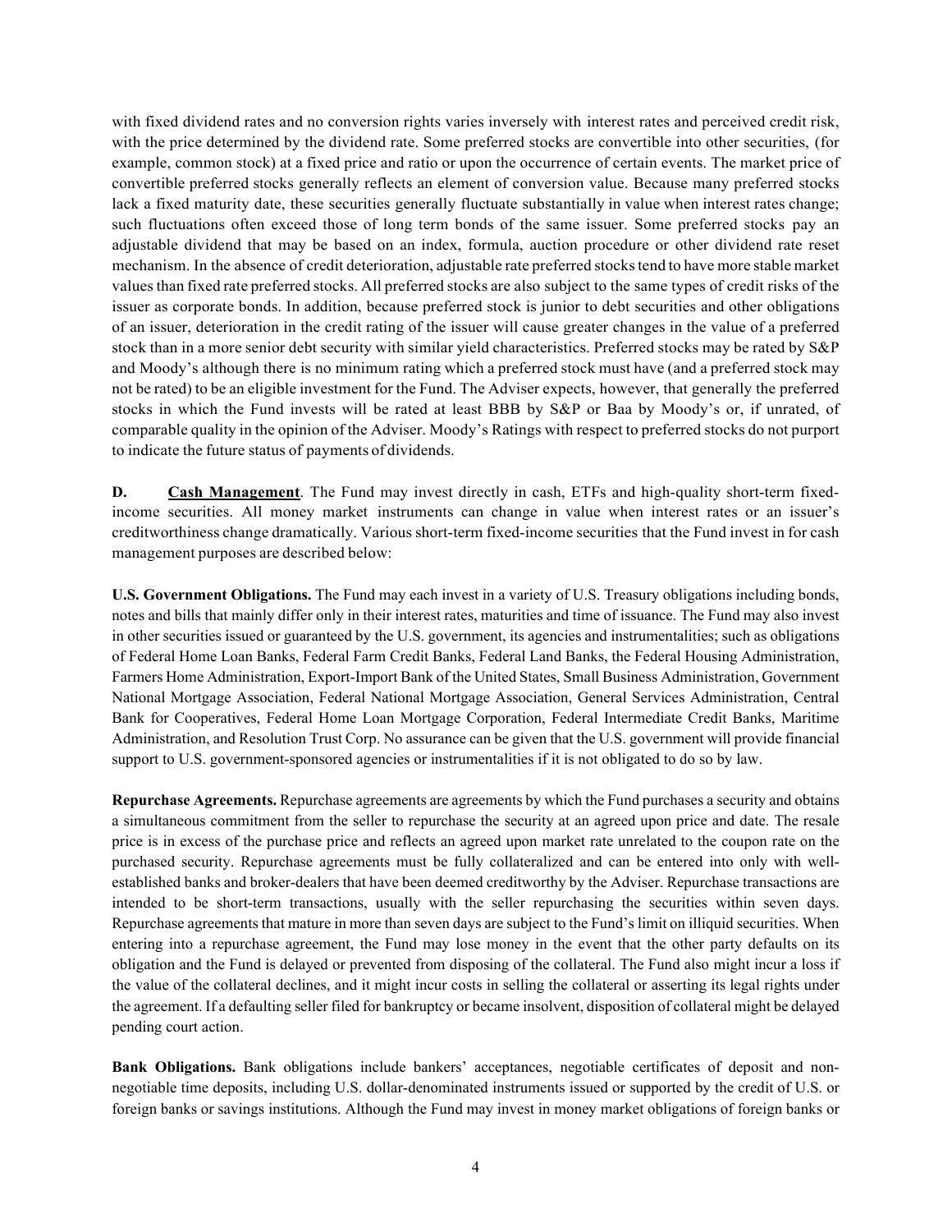with fixed dividend rates and no conversion rights varies inversely with interest rates and perceived credit risk, with the price determined by the dividend rate. Some preferred stocks are convertible into other securities, (for example, common stock) at a fixed price and ratio or upon the occurrence of certain events. The market price of convertible preferred stocks generally reflects an element of conversion value. Because many preferred stocks lack a fixed maturity date, these securities generally fluctuate substantially in value when interest rates change; such fluctuations often exceed those of long term bonds of the same issuer. Some preferred stocks pay an adjustable dividend that may be based on an index, formula, auction procedure or other dividend rate reset mechanism. In the absence of credit deterioration, adjustable rate preferred stocks tend to have more stable market values than fixed rate preferred stocks. All preferred stocks are also subject to the same types of credit risks of the issuer as corporate bonds. In addition, because preferred stock is junior to debt securities and other obligations of an issuer, deterioration in the credit rating of the issuer will cause greater changes in the value of a preferred stock than in a more senior debt security with similar yield characteristics. Preferred stocks may be rated by S&P and Moody's although there is no minimum rating which a preferred stock must have (and a preferred stock may not be rated) to be an eligible investment for the Fund. The Adviser expects, however, that generally the preferred stocks in which the Fund invests will be rated at least BBB by S&P or Baa by Moody's or, if unrated, of comparable quality in the opinion of the Adviser. Moody's Ratings with respect to preferred stocks do not purport to indicate the future status of payments of dividends.

**D. Cash Management**. The Fund may invest directly in cash, ETFs and high-quality short-term fixed-income securities. All money market instruments can change in value when interest rates or an issuer's creditworthiness change dramatically. Various short-term fixed-income securities that the Fund invest in for cash management purposes are described below:

**U.S. Government Obligations.** The Fund may each invest in a variety of U.S. Treasury obligations including bonds, notes and bills that mainly differ only in their interest rates, maturities and time of issuance. The Fund may also invest in other securities issued or guaranteed by the U.S. government, its agencies and instrumentalities; such as obligations of Federal Home Loan Banks, Federal Farm Credit Banks, Federal Land Banks, the Federal Housing Administration, Farmers Home Administration, Export-Import Bank of the United States, Small Business Administration, Government National Mortgage Association, Federal National Mortgage Association, General Services Administration, Central Bank for Cooperatives, Federal Home Loan Mortgage Corporation, Federal Intermediate Credit Banks, Maritime Administration, and Resolution Trust Corp. No assurance can be given that the U.S. government will provide financial support to U.S. government-sponsored agencies or instrumentalities if it is not obligated to do so by law.

**Repurchase Agreements.** Repurchase agreements are agreements by which the Fund purchases a security and obtains a simultaneous commitment from the seller to repurchase the security at an agreed upon price and date. The resale price is in excess of the purchase price and reflects an agreed upon market rate unrelated to the coupon rate on the purchased security. Repurchase agreements must be fully collateralized and can be entered into only with well-established banks and broker-dealers that have been deemed creditworthy by the Adviser. Repurchase transactions are intended to be short-term transactions, usually with the seller repurchasing the securities within seven days. Repurchase agreements that mature in more than seven days are subject to the Fund's limit on illiquid securities. When entering into a repurchase agreement, the Fund may lose money in the event that the other party defaults on its obligation and the Fund is delayed or prevented from disposing of the collateral. The Fund also might incur a loss if the value of the collateral declines, and it might incur costs in selling the collateral or asserting its legal rights under the agreement. If a defaulting seller filed for bankruptcy or became insolvent, disposition of collateral might be delayed pending court action.

**Bank Obligations.** Bank obligations include bankers' acceptances, negotiable certificates of deposit and non-negotiable time deposits, including U.S. dollar-denominated instruments issued or supported by the credit of U.S. or foreign banks or savings institutions. Although the Fund may invest in money market obligations of foreign banks or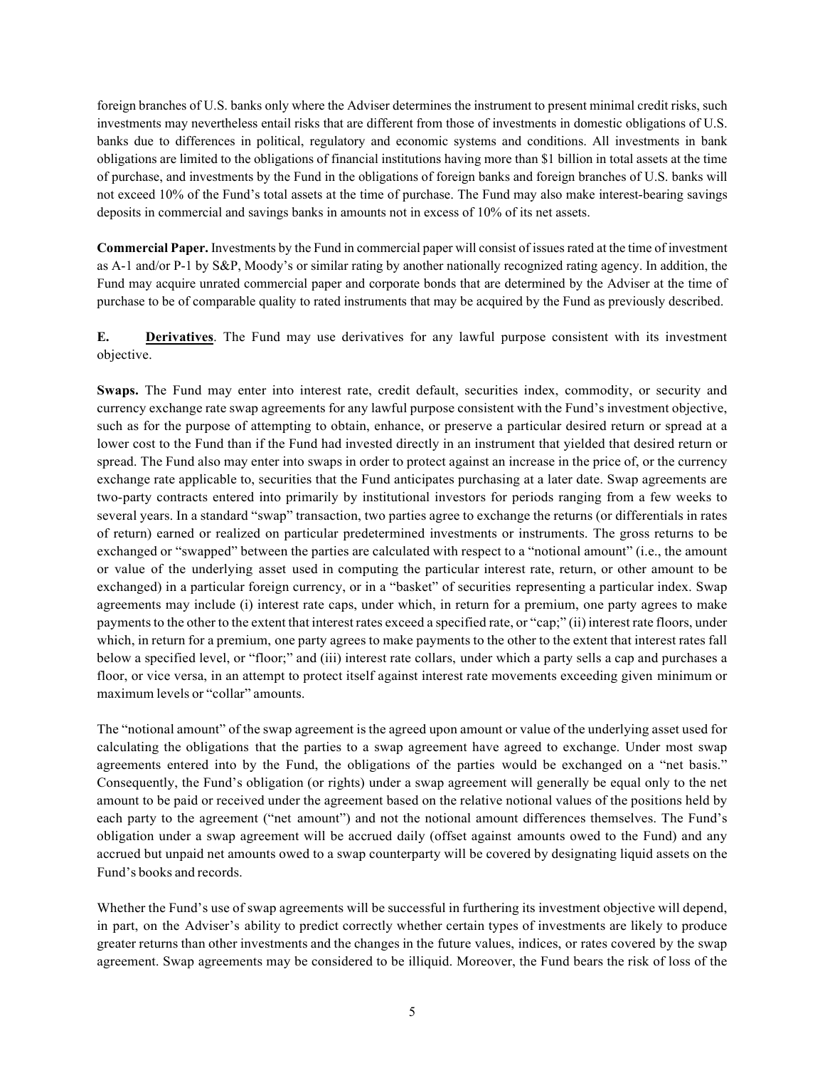foreign branches of U.S. banks only where the Adviser determines the instrument to present minimal credit risks, such investments may nevertheless entail risks that are different from those of investments in domestic obligations of U.S. banks due to differences in political, regulatory and economic systems and conditions. All investments in bank obligations are limited to the obligations of financial institutions having more than $1 billion in total assets at the time of purchase, and investments by the Fund in the obligations of foreign banks and foreign branches of U.S. banks will not exceed 10% of the Fund's total assets at the time of purchase. The Fund may also make interest-bearing savings deposits in commercial and savings banks in amounts not in excess of 10% of its net assets.

**Commercial Paper.** Investments by the Fund in commercial paper will consist of issues rated at the time of investment as A-1 and/or P-1 by S&P, Moody's or similar rating by another nationally recognized rating agency. In addition, the Fund may acquire unrated commercial paper and corporate bonds that are determined by the Adviser at the time of purchase to be of comparable quality to rated instruments that may be acquired by the Fund as previously described.

**E. Derivatives**. The Fund may use derivatives for any lawful purpose consistent with its investment objective.

**Swaps.** The Fund may enter into interest rate, credit default, securities index, commodity, or security and currency exchange rate swap agreements for any lawful purpose consistent with the Fund's investment objective, such as for the purpose of attempting to obtain, enhance, or preserve a particular desired return or spread at a lower cost to the Fund than if the Fund had invested directly in an instrument that yielded that desired return or spread. The Fund also may enter into swaps in order to protect against an increase in the price of, or the currency exchange rate applicable to, securities that the Fund anticipates purchasing at a later date. Swap agreements are two-party contracts entered into primarily by institutional investors for periods ranging from a few weeks to several years. In a standard "swap" transaction, two parties agree to exchange the returns (or differentials in rates of return) earned or realized on particular predetermined investments or instruments. The gross returns to be exchanged or "swapped" between the parties are calculated with respect to a "notional amount" (i.e., the amount or value of the underlying asset used in computing the particular interest rate, return, or other amount to be exchanged) in a particular foreign currency, or in a "basket" of securities representing a particular index. Swap agreements may include (i) interest rate caps, under which, in return for a premium, one party agrees to make payments to the other to the extent that interest rates exceed a specified rate, or "cap;" (ii) interest rate floors, under which, in return for a premium, one party agrees to make payments to the other to the extent that interest rates fall below a specified level, or "floor;" and (iii) interest rate collars, under which a party sells a cap and purchases a floor, or vice versa, in an attempt to protect itself against interest rate movements exceeding given minimum or maximum levels or "collar" amounts.

The "notional amount" of the swap agreement is the agreed upon amount or value of the underlying asset used for calculating the obligations that the parties to a swap agreement have agreed to exchange. Under most swap agreements entered into by the Fund, the obligations of the parties would be exchanged on a "net basis." Consequently, the Fund's obligation (or rights) under a swap agreement will generally be equal only to the net amount to be paid or received under the agreement based on the relative notional values of the positions held by each party to the agreement ("net amount") and not the notional amount differences themselves. The Fund's obligation under a swap agreement will be accrued daily (offset against amounts owed to the Fund) and any accrued but unpaid net amounts owed to a swap counterparty will be covered by designating liquid assets on the Fund's books and records.

Whether the Fund's use of swap agreements will be successful in furthering its investment objective will depend, in part, on the Adviser's ability to predict correctly whether certain types of investments are likely to produce greater returns than other investments and the changes in the future values, indices, or rates covered by the swap agreement. Swap agreements may be considered to be illiquid. Moreover, the Fund bears the risk of loss of the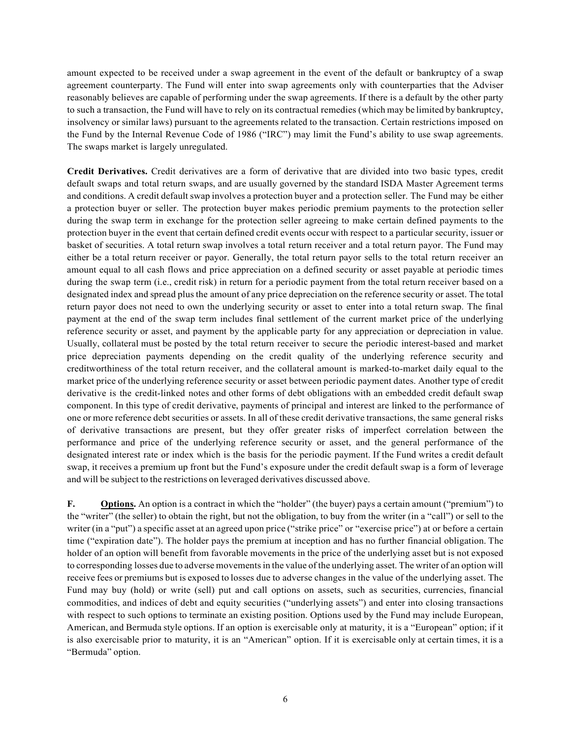amount expected to be received under a swap agreement in the event of the default or bankruptcy of a swap agreement counterparty. The Fund will enter into swap agreements only with counterparties that the Adviser reasonably believes are capable of performing under the swap agreements. If there is a default by the other party to such a transaction, the Fund will have to rely on its contractual remedies (which may be limited by bankruptcy, insolvency or similar laws) pursuant to the agreements related to the transaction. Certain restrictions imposed on the Fund by the Internal Revenue Code of 1986 ("IRC") may limit the Fund's ability to use swap agreements. The swaps market is largely unregulated.

**Credit Derivatives.** Credit derivatives are a form of derivative that are divided into two basic types, credit default swaps and total return swaps, and are usually governed by the standard ISDA Master Agreement terms and conditions. A credit default swap involves a protection buyer and a protection seller. The Fund may be either a protection buyer or seller. The protection buyer makes periodic premium payments to the protection seller during the swap term in exchange for the protection seller agreeing to make certain defined payments to the protection buyer in the event that certain defined credit events occur with respect to a particular security, issuer or basket of securities. A total return swap involves a total return receiver and a total return payor. The Fund may either be a total return receiver or payor. Generally, the total return payor sells to the total return receiver an amount equal to all cash flows and price appreciation on a defined security or asset payable at periodic times during the swap term (i.e., credit risk) in return for a periodic payment from the total return receiver based on a designated index and spread plus the amount of any price depreciation on the reference security or asset. The total return payor does not need to own the underlying security or asset to enter into a total return swap. The final payment at the end of the swap term includes final settlement of the current market price of the underlying reference security or asset, and payment by the applicable party for any appreciation or depreciation in value. Usually, collateral must be posted by the total return receiver to secure the periodic interest-based and market price depreciation payments depending on the credit quality of the underlying reference security and creditworthiness of the total return receiver, and the collateral amount is marked-to-market daily equal to the market price of the underlying reference security or asset between periodic payment dates. Another type of credit derivative is the credit-linked notes and other forms of debt obligations with an embedded credit default swap component. In this type of credit derivative, payments of principal and interest are linked to the performance of one or more reference debt securities or assets. In all of these credit derivative transactions, the same general risks of derivative transactions are present, but they offer greater risks of imperfect correlation between the performance and price of the underlying reference security or asset, and the general performance of the designated interest rate or index which is the basis for the periodic payment. If the Fund writes a credit default swap, it receives a premium up front but the Fund's exposure under the credit default swap is a form of leverage and will be subject to the restrictions on leveraged derivatives discussed above.

**F. Options.** An option is a contract in which the "holder" (the buyer) pays a certain amount ("premium") to the "writer" (the seller) to obtain the right, but not the obligation, to buy from the writer (in a "call") or sell to the writer (in a "put") a specific asset at an agreed upon price ("strike price" or "exercise price") at or before a certain time ("expiration date"). The holder pays the premium at inception and has no further financial obligation. The holder of an option will benefit from favorable movements in the price of the underlying asset but is not exposed to corresponding losses due to adverse movements in the value of the underlying asset. The writer of an option will receive fees or premiums but is exposed to losses due to adverse changes in the value of the underlying asset. The Fund may buy (hold) or write (sell) put and call options on assets, such as securities, currencies, financial commodities, and indices of debt and equity securities ("underlying assets") and enter into closing transactions with respect to such options to terminate an existing position. Options used by the Fund may include European, American, and Bermuda style options. If an option is exercisable only at maturity, it is a "European" option; if it is also exercisable prior to maturity, it is an "American" option. If it is exercisable only at certain times, it is a "Bermuda" option.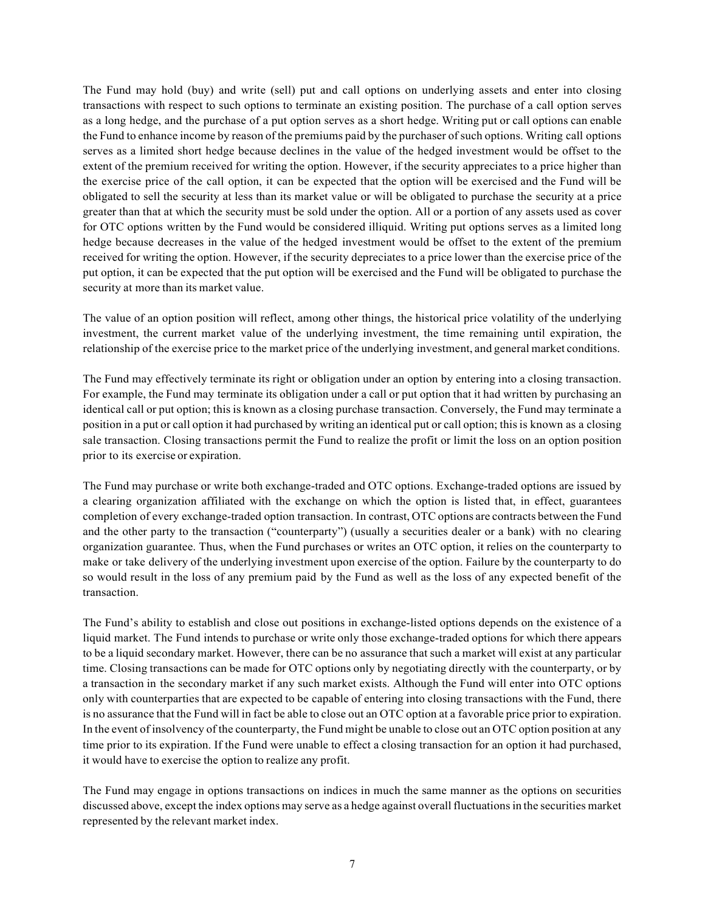The Fund may hold (buy) and write (sell) put and call options on underlying assets and enter into closing transactions with respect to such options to terminate an existing position. The purchase of a call option serves as a long hedge, and the purchase of a put option serves as a short hedge. Writing put or call options can enable the Fund to enhance income by reason of the premiums paid by the purchaser of such options. Writing call options serves as a limited short hedge because declines in the value of the hedged investment would be offset to the extent of the premium received for writing the option. However, if the security appreciates to a price higher than the exercise price of the call option, it can be expected that the option will be exercised and the Fund will be obligated to sell the security at less than its market value or will be obligated to purchase the security at a price greater than that at which the security must be sold under the option. All or a portion of any assets used as cover for OTC options written by the Fund would be considered illiquid. Writing put options serves as a limited long hedge because decreases in the value of the hedged investment would be offset to the extent of the premium received for writing the option. However, if the security depreciates to a price lower than the exercise price of the put option, it can be expected that the put option will be exercised and the Fund will be obligated to purchase the security at more than its market value.

The value of an option position will reflect, among other things, the historical price volatility of the underlying investment, the current market value of the underlying investment, the time remaining until expiration, the relationship of the exercise price to the market price of the underlying investment, and general market conditions.

The Fund may effectively terminate its right or obligation under an option by entering into a closing transaction. For example, the Fund may terminate its obligation under a call or put option that it had written by purchasing an identical call or put option; this is known as a closing purchase transaction. Conversely, the Fund may terminate a position in a put or call option it had purchased by writing an identical put or call option; this is known as a closing sale transaction. Closing transactions permit the Fund to realize the profit or limit the loss on an option position prior to its exercise or expiration.

The Fund may purchase or write both exchange-traded and OTC options. Exchange-traded options are issued by a clearing organization affiliated with the exchange on which the option is listed that, in effect, guarantees completion of every exchange-traded option transaction. In contrast, OTC options are contracts between the Fund and the other party to the transaction ("counterparty") (usually a securities dealer or a bank) with no clearing organization guarantee. Thus, when the Fund purchases or writes an OTC option, it relies on the counterparty to make or take delivery of the underlying investment upon exercise of the option. Failure by the counterparty to do so would result in the loss of any premium paid by the Fund as well as the loss of any expected benefit of the transaction.

The Fund's ability to establish and close out positions in exchange-listed options depends on the existence of a liquid market. The Fund intends to purchase or write only those exchange-traded options for which there appears to be a liquid secondary market. However, there can be no assurance that such a market will exist at any particular time. Closing transactions can be made for OTC options only by negotiating directly with the counterparty, or by a transaction in the secondary market if any such market exists. Although the Fund will enter into OTC options only with counterparties that are expected to be capable of entering into closing transactions with the Fund, there is no assurance that the Fund will in fact be able to close out an OTC option at a favorable price prior to expiration. In the event of insolvency of the counterparty, the Fund might be unable to close out an OTC option position at any time prior to its expiration. If the Fund were unable to effect a closing transaction for an option it had purchased, it would have to exercise the option to realize any profit.

The Fund may engage in options transactions on indices in much the same manner as the options on securities discussed above, except the index options may serve as a hedge against overall fluctuations in the securities market represented by the relevant market index.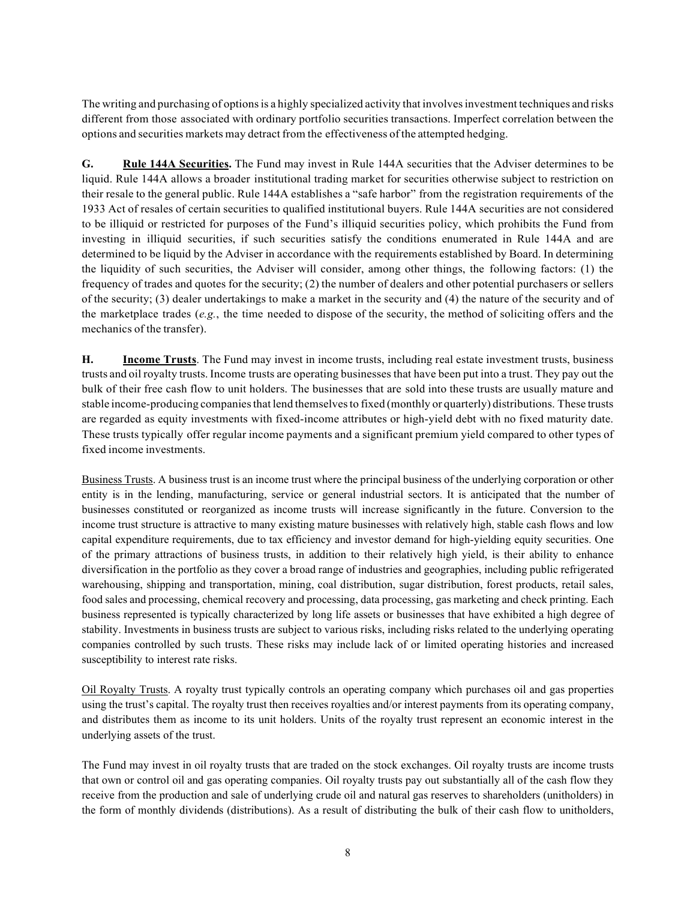The writing and purchasing of options is a highly specialized activity that involves investment techniques and risks different from those associated with ordinary portfolio securities transactions. Imperfect correlation between the options and securities markets may detract from the effectiveness of the attempted hedging.

**G. <u>Rule 144A Securities</u>.** The Fund may invest in Rule 144A securities that the Adviser determines to be liquid. Rule 144A allows a broader institutional trading market for securities otherwise subject to restriction on their resale to the general public. Rule 144A establishes a "safe harbor" from the registration requirements of the 1933 Act of resales of certain securities to qualified institutional buyers. Rule 144A securities are not considered to be illiquid or restricted for purposes of the Fund's illiquid securities policy, which prohibits the Fund from investing in illiquid securities, if such securities satisfy the conditions enumerated in Rule 144A and are determined to be liquid by the Adviser in accordance with the requirements established by Board. In determining the liquidity of such securities, the Adviser will consider, among other things, the following factors: (1) the frequency of trades and quotes for the security; (2) the number of dealers and other potential purchasers or sellers of the security; (3) dealer undertakings to make a market in the security and (4) the nature of the security and of the marketplace trades (*e.g.*, the time needed to dispose of the security, the method of soliciting offers and the mechanics of the transfer).

**H. <u>Income Trusts</u>**. The Fund may invest in income trusts, including real estate investment trusts, business trusts and oil royalty trusts. Income trusts are operating businesses that have been put into a trust. They pay out the bulk of their free cash flow to unit holders. The businesses that are sold into these trusts are usually mature and stable income-producing companies that lend themselves to fixed (monthly or quarterly) distributions. These trusts are regarded as equity investments with fixed-income attributes or high-yield debt with no fixed maturity date. These trusts typically offer regular income payments and a significant premium yield compared to other types of fixed income investments.

<u>Business Trusts</u>. A business trust is an income trust where the principal business of the underlying corporation or other entity is in the lending, manufacturing, service or general industrial sectors. It is anticipated that the number of businesses constituted or reorganized as income trusts will increase significantly in the future. Conversion to the income trust structure is attractive to many existing mature businesses with relatively high, stable cash flows and low capital expenditure requirements, due to tax efficiency and investor demand for high-yielding equity securities. One of the primary attractions of business trusts, in addition to their relatively high yield, is their ability to enhance diversification in the portfolio as they cover a broad range of industries and geographies, including public refrigerated warehousing, shipping and transportation, mining, coal distribution, sugar distribution, forest products, retail sales, food sales and processing, chemical recovery and processing, data processing, gas marketing and check printing. Each business represented is typically characterized by long life assets or businesses that have exhibited a high degree of stability. Investments in business trusts are subject to various risks, including risks related to the underlying operating companies controlled by such trusts. These risks may include lack of or limited operating histories and increased susceptibility to interest rate risks.

<u>Oil Royalty Trusts</u>. A royalty trust typically controls an operating company which purchases oil and gas properties using the trust's capital. The royalty trust then receives royalties and/or interest payments from its operating company, and distributes them as income to its unit holders. Units of the royalty trust represent an economic interest in the underlying assets of the trust.

The Fund may invest in oil royalty trusts that are traded on the stock exchanges. Oil royalty trusts are income trusts that own or control oil and gas operating companies. Oil royalty trusts pay out substantially all of the cash flow they receive from the production and sale of underlying crude oil and natural gas reserves to shareholders (unitholders) in the form of monthly dividends (distributions). As a result of distributing the bulk of their cash flow to unitholders,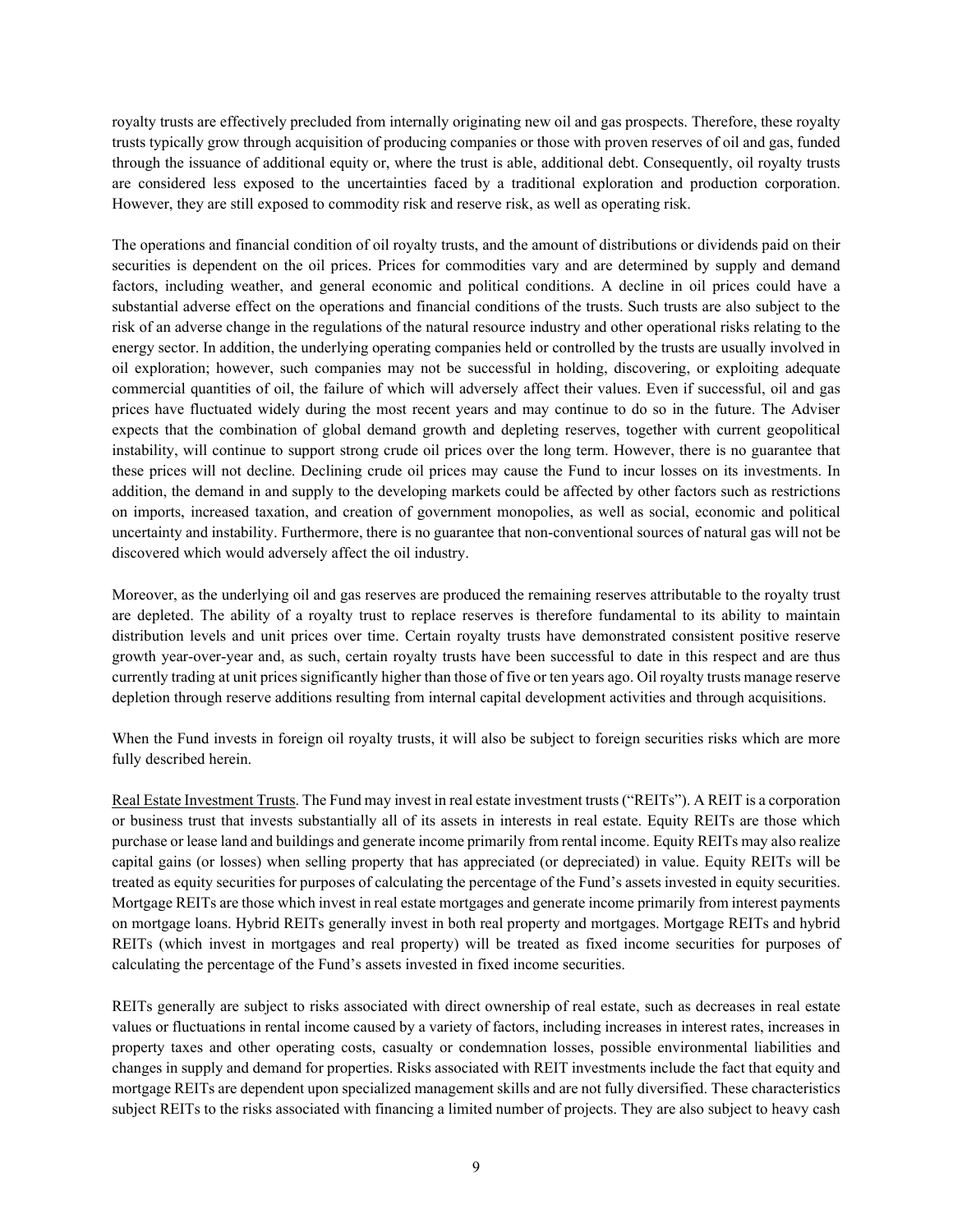royalty trusts are effectively precluded from internally originating new oil and gas prospects. Therefore, these royalty trusts typically grow through acquisition of producing companies or those with proven reserves of oil and gas, funded through the issuance of additional equity or, where the trust is able, additional debt. Consequently, oil royalty trusts are considered less exposed to the uncertainties faced by a traditional exploration and production corporation. However, they are still exposed to commodity risk and reserve risk, as well as operating risk.

The operations and financial condition of oil royalty trusts, and the amount of distributions or dividends paid on their securities is dependent on the oil prices. Prices for commodities vary and are determined by supply and demand factors, including weather, and general economic and political conditions. A decline in oil prices could have a substantial adverse effect on the operations and financial conditions of the trusts. Such trusts are also subject to the risk of an adverse change in the regulations of the natural resource industry and other operational risks relating to the energy sector. In addition, the underlying operating companies held or controlled by the trusts are usually involved in oil exploration; however, such companies may not be successful in holding, discovering, or exploiting adequate commercial quantities of oil, the failure of which will adversely affect their values. Even if successful, oil and gas prices have fluctuated widely during the most recent years and may continue to do so in the future. The Adviser expects that the combination of global demand growth and depleting reserves, together with current geopolitical instability, will continue to support strong crude oil prices over the long term. However, there is no guarantee that these prices will not decline. Declining crude oil prices may cause the Fund to incur losses on its investments. In addition, the demand in and supply to the developing markets could be affected by other factors such as restrictions on imports, increased taxation, and creation of government monopolies, as well as social, economic and political uncertainty and instability. Furthermore, there is no guarantee that non-conventional sources of natural gas will not be discovered which would adversely affect the oil industry.

Moreover, as the underlying oil and gas reserves are produced the remaining reserves attributable to the royalty trust are depleted. The ability of a royalty trust to replace reserves is therefore fundamental to its ability to maintain distribution levels and unit prices over time. Certain royalty trusts have demonstrated consistent positive reserve growth year-over-year and, as such, certain royalty trusts have been successful to date in this respect and are thus currently trading at unit prices significantly higher than those of five or ten years ago. Oil royalty trusts manage reserve depletion through reserve additions resulting from internal capital development activities and through acquisitions.

When the Fund invests in foreign oil royalty trusts, it will also be subject to foreign securities risks which are more fully described herein.

Real Estate Investment Trusts. The Fund may invest in real estate investment trusts ("REITs"). A REIT is a corporation or business trust that invests substantially all of its assets in interests in real estate. Equity REITs are those which purchase or lease land and buildings and generate income primarily from rental income. Equity REITs may also realize capital gains (or losses) when selling property that has appreciated (or depreciated) in value. Equity REITs will be treated as equity securities for purposes of calculating the percentage of the Fund's assets invested in equity securities. Mortgage REITs are those which invest in real estate mortgages and generate income primarily from interest payments on mortgage loans. Hybrid REITs generally invest in both real property and mortgages. Mortgage REITs and hybrid REITs (which invest in mortgages and real property) will be treated as fixed income securities for purposes of calculating the percentage of the Fund's assets invested in fixed income securities.

REITs generally are subject to risks associated with direct ownership of real estate, such as decreases in real estate values or fluctuations in rental income caused by a variety of factors, including increases in interest rates, increases in property taxes and other operating costs, casualty or condemnation losses, possible environmental liabilities and changes in supply and demand for properties. Risks associated with REIT investments include the fact that equity and mortgage REITs are dependent upon specialized management skills and are not fully diversified. These characteristics subject REITs to the risks associated with financing a limited number of projects. They are also subject to heavy cash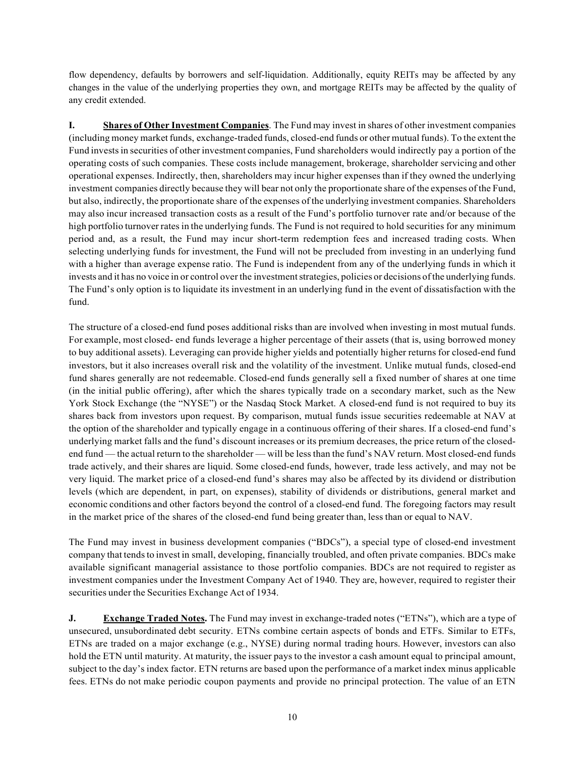flow dependency, defaults by borrowers and self-liquidation. Additionally, equity REITs may be affected by any changes in the value of the underlying properties they own, and mortgage REITs may be affected by the quality of any credit extended.

**I. <u>Shares of Other Investment Companies</u>**. The Fund may invest in shares of other investment companies (including money market funds, exchange-traded funds, closed-end funds or other mutual funds). To the extent the Fund invests in securities of other investment companies, Fund shareholders would indirectly pay a portion of the operating costs of such companies. These costs include management, brokerage, shareholder servicing and other operational expenses. Indirectly, then, shareholders may incur higher expenses than if they owned the underlying investment companies directly because they will bear not only the proportionate share of the expenses of the Fund, but also, indirectly, the proportionate share of the expenses of the underlying investment companies. Shareholders may also incur increased transaction costs as a result of the Fund's portfolio turnover rate and/or because of the high portfolio turnover rates in the underlying funds. The Fund is not required to hold securities for any minimum period and, as a result, the Fund may incur short-term redemption fees and increased trading costs. When selecting underlying funds for investment, the Fund will not be precluded from investing in an underlying fund with a higher than average expense ratio. The Fund is independent from any of the underlying funds in which it invests and it has no voice in or control over the investment strategies, policies or decisions of the underlying funds. The Fund's only option is to liquidate its investment in an underlying fund in the event of dissatisfaction with the fund.

The structure of a closed-end fund poses additional risks than are involved when investing in most mutual funds. For example, most closed- end funds leverage a higher percentage of their assets (that is, using borrowed money to buy additional assets). Leveraging can provide higher yields and potentially higher returns for closed-end fund investors, but it also increases overall risk and the volatility of the investment. Unlike mutual funds, closed-end fund shares generally are not redeemable. Closed-end funds generally sell a fixed number of shares at one time (in the initial public offering), after which the shares typically trade on a secondary market, such as the New York Stock Exchange (the "NYSE") or the Nasdaq Stock Market. A closed-end fund is not required to buy its shares back from investors upon request. By comparison, mutual funds issue securities redeemable at NAV at the option of the shareholder and typically engage in a continuous offering of their shares. If a closed-end fund's underlying market falls and the fund's discount increases or its premium decreases, the price return of the closed-end fund — the actual return to the shareholder — will be less than the fund's NAV return. Most closed-end funds trade actively, and their shares are liquid. Some closed-end funds, however, trade less actively, and may not be very liquid. The market price of a closed-end fund's shares may also be affected by its dividend or distribution levels (which are dependent, in part, on expenses), stability of dividends or distributions, general market and economic conditions and other factors beyond the control of a closed-end fund. The foregoing factors may result in the market price of the shares of the closed-end fund being greater than, less than or equal to NAV.

The Fund may invest in business development companies ("BDCs"), a special type of closed-end investment company that tends to invest in small, developing, financially troubled, and often private companies. BDCs make available significant managerial assistance to those portfolio companies. BDCs are not required to register as investment companies under the Investment Company Act of 1940. They are, however, required to register their securities under the Securities Exchange Act of 1934.

**J. <u>Exchange Traded Notes</u>.** The Fund may invest in exchange-traded notes ("ETNs"), which are a type of unsecured, unsubordinated debt security. ETNs combine certain aspects of bonds and ETFs. Similar to ETFs, ETNs are traded on a major exchange (e.g., NYSE) during normal trading hours. However, investors can also hold the ETN until maturity. At maturity, the issuer pays to the investor a cash amount equal to principal amount, subject to the day's index factor. ETN returns are based upon the performance of a market index minus applicable fees. ETNs do not make periodic coupon payments and provide no principal protection. The value of an ETN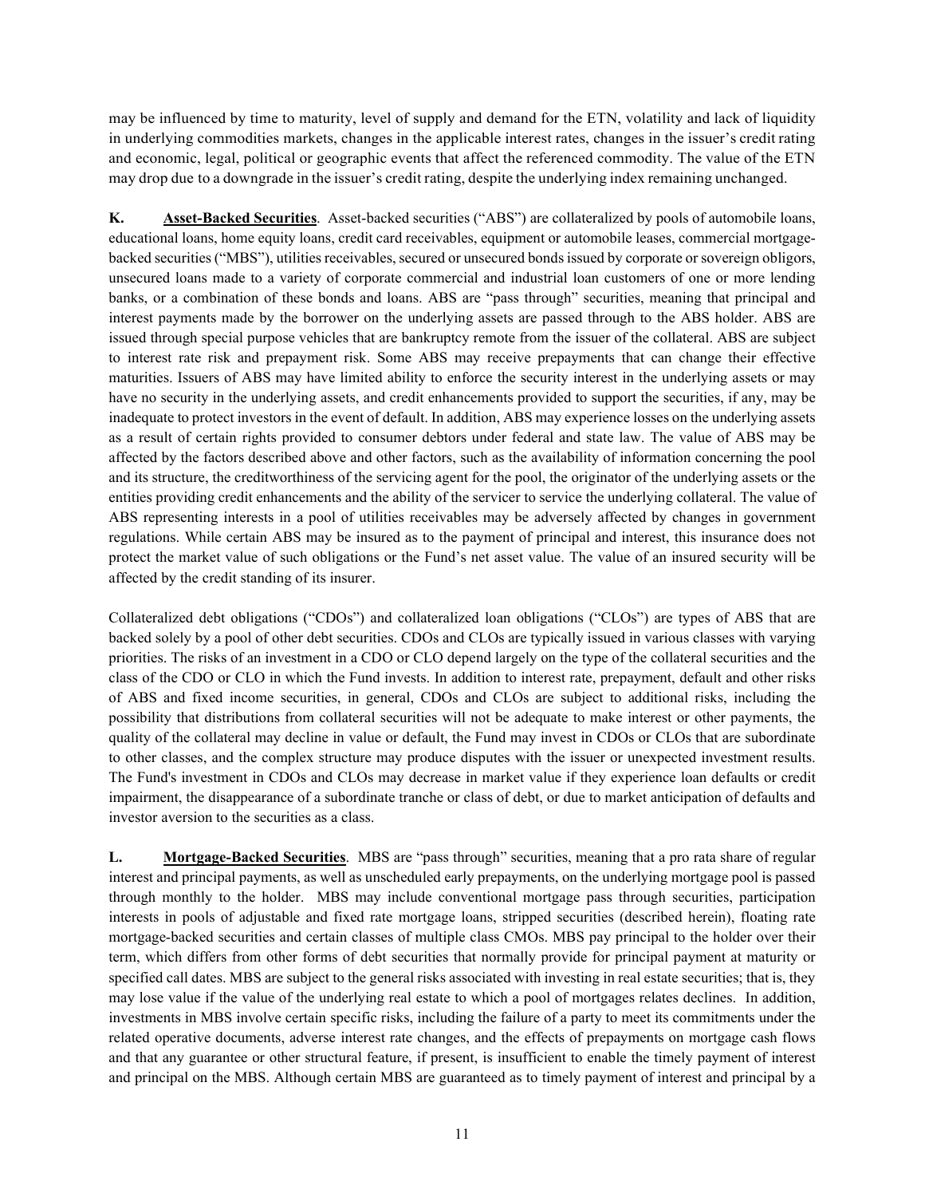may be influenced by time to maturity, level of supply and demand for the ETN, volatility and lack of liquidity in underlying commodities markets, changes in the applicable interest rates, changes in the issuer's credit rating and economic, legal, political or geographic events that affect the referenced commodity. The value of the ETN may drop due to a downgrade in the issuer's credit rating, despite the underlying index remaining unchanged.

**K. <u>Asset-Backed Securities</u>**. Asset-backed securities ("ABS") are collateralized by pools of automobile loans, educational loans, home equity loans, credit card receivables, equipment or automobile leases, commercial mortgage-backed securities ("MBS"), utilities receivables, secured or unsecured bonds issued by corporate or sovereign obligors, unsecured loans made to a variety of corporate commercial and industrial loan customers of one or more lending banks, or a combination of these bonds and loans. ABS are "pass through" securities, meaning that principal and interest payments made by the borrower on the underlying assets are passed through to the ABS holder. ABS are issued through special purpose vehicles that are bankruptcy remote from the issuer of the collateral. ABS are subject to interest rate risk and prepayment risk. Some ABS may receive prepayments that can change their effective maturities. Issuers of ABS may have limited ability to enforce the security interest in the underlying assets or may have no security in the underlying assets, and credit enhancements provided to support the securities, if any, may be inadequate to protect investors in the event of default. In addition, ABS may experience losses on the underlying assets as a result of certain rights provided to consumer debtors under federal and state law. The value of ABS may be affected by the factors described above and other factors, such as the availability of information concerning the pool and its structure, the creditworthiness of the servicing agent for the pool, the originator of the underlying assets or the entities providing credit enhancements and the ability of the servicer to service the underlying collateral. The value of ABS representing interests in a pool of utilities receivables may be adversely affected by changes in government regulations. While certain ABS may be insured as to the payment of principal and interest, this insurance does not protect the market value of such obligations or the Fund's net asset value. The value of an insured security will be affected by the credit standing of its insurer.

Collateralized debt obligations ("CDOs") and collateralized loan obligations ("CLOs") are types of ABS that are backed solely by a pool of other debt securities. CDOs and CLOs are typically issued in various classes with varying priorities. The risks of an investment in a CDO or CLO depend largely on the type of the collateral securities and the class of the CDO or CLO in which the Fund invests. In addition to interest rate, prepayment, default and other risks of ABS and fixed income securities, in general, CDOs and CLOs are subject to additional risks, including the possibility that distributions from collateral securities will not be adequate to make interest or other payments, the quality of the collateral may decline in value or default, the Fund may invest in CDOs or CLOs that are subordinate to other classes, and the complex structure may produce disputes with the issuer or unexpected investment results. The Fund's investment in CDOs and CLOs may decrease in market value if they experience loan defaults or credit impairment, the disappearance of a subordinate tranche or class of debt, or due to market anticipation of defaults and investor aversion to the securities as a class.

**L. <u>Mortgage-Backed Securities</u>**. MBS are "pass through" securities, meaning that a pro rata share of regular interest and principal payments, as well as unscheduled early prepayments, on the underlying mortgage pool is passed through monthly to the holder. MBS may include conventional mortgage pass through securities, participation interests in pools of adjustable and fixed rate mortgage loans, stripped securities (described herein), floating rate mortgage-backed securities and certain classes of multiple class CMOs. MBS pay principal to the holder over their term, which differs from other forms of debt securities that normally provide for principal payment at maturity or specified call dates. MBS are subject to the general risks associated with investing in real estate securities; that is, they may lose value if the value of the underlying real estate to which a pool of mortgages relates declines. In addition, investments in MBS involve certain specific risks, including the failure of a party to meet its commitments under the related operative documents, adverse interest rate changes, and the effects of prepayments on mortgage cash flows and that any guarantee or other structural feature, if present, is insufficient to enable the timely payment of interest and principal on the MBS. Although certain MBS are guaranteed as to timely payment of interest and principal by a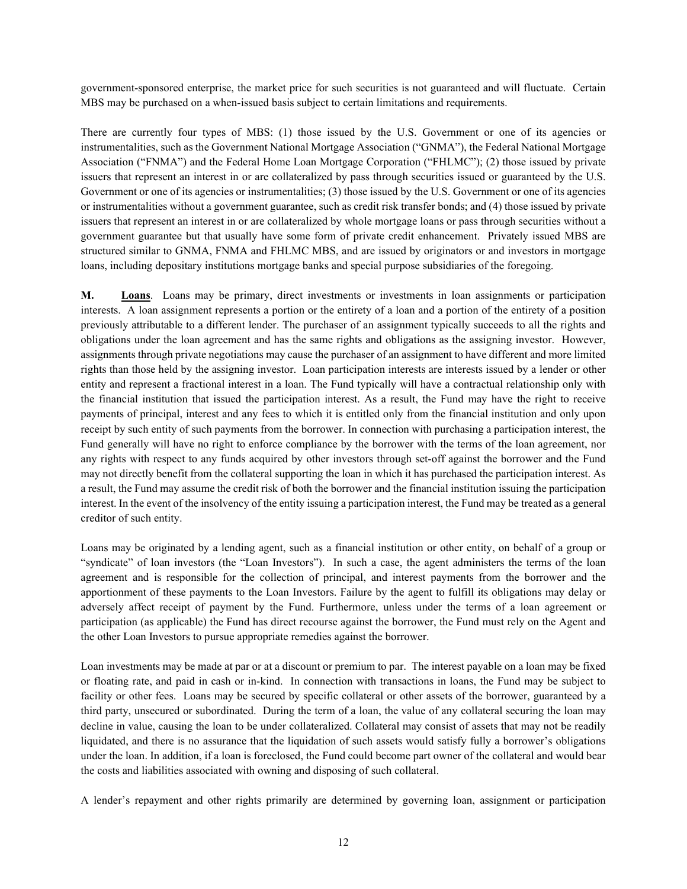government-sponsored enterprise, the market price for such securities is not guaranteed and will fluctuate. Certain MBS may be purchased on a when-issued basis subject to certain limitations and requirements.

There are currently four types of MBS: (1) those issued by the U.S. Government or one of its agencies or instrumentalities, such as the Government National Mortgage Association ("GNMA"), the Federal National Mortgage Association ("FNMA") and the Federal Home Loan Mortgage Corporation ("FHLMC"); (2) those issued by private issuers that represent an interest in or are collateralized by pass through securities issued or guaranteed by the U.S. Government or one of its agencies or instrumentalities; (3) those issued by the U.S. Government or one of its agencies or instrumentalities without a government guarantee, such as credit risk transfer bonds; and (4) those issued by private issuers that represent an interest in or are collateralized by whole mortgage loans or pass through securities without a government guarantee but that usually have some form of private credit enhancement. Privately issued MBS are structured similar to GNMA, FNMA and FHLMC MBS, and are issued by originators or and investors in mortgage loans, including depositary institutions mortgage banks and special purpose subsidiaries of the foregoing.

**M.** **Loans**. Loans may be primary, direct investments or investments in loan assignments or participation interests. A loan assignment represents a portion or the entirety of a loan and a portion of the entirety of a position previously attributable to a different lender. The purchaser of an assignment typically succeeds to all the rights and obligations under the loan agreement and has the same rights and obligations as the assigning investor. However, assignments through private negotiations may cause the purchaser of an assignment to have different and more limited rights than those held by the assigning investor. Loan participation interests are interests issued by a lender or other entity and represent a fractional interest in a loan. The Fund typically will have a contractual relationship only with the financial institution that issued the participation interest. As a result, the Fund may have the right to receive payments of principal, interest and any fees to which it is entitled only from the financial institution and only upon receipt by such entity of such payments from the borrower. In connection with purchasing a participation interest, the Fund generally will have no right to enforce compliance by the borrower with the terms of the loan agreement, nor any rights with respect to any funds acquired by other investors through set-off against the borrower and the Fund may not directly benefit from the collateral supporting the loan in which it has purchased the participation interest. As a result, the Fund may assume the credit risk of both the borrower and the financial institution issuing the participation interest. In the event of the insolvency of the entity issuing a participation interest, the Fund may be treated as a general creditor of such entity.

Loans may be originated by a lending agent, such as a financial institution or other entity, on behalf of a group or "syndicate" of loan investors (the "Loan Investors"). In such a case, the agent administers the terms of the loan agreement and is responsible for the collection of principal, and interest payments from the borrower and the apportionment of these payments to the Loan Investors. Failure by the agent to fulfill its obligations may delay or adversely affect receipt of payment by the Fund. Furthermore, unless under the terms of a loan agreement or participation (as applicable) the Fund has direct recourse against the borrower, the Fund must rely on the Agent and the other Loan Investors to pursue appropriate remedies against the borrower.

Loan investments may be made at par or at a discount or premium to par. The interest payable on a loan may be fixed or floating rate, and paid in cash or in-kind. In connection with transactions in loans, the Fund may be subject to facility or other fees. Loans may be secured by specific collateral or other assets of the borrower, guaranteed by a third party, unsecured or subordinated. During the term of a loan, the value of any collateral securing the loan may decline in value, causing the loan to be under collateralized. Collateral may consist of assets that may not be readily liquidated, and there is no assurance that the liquidation of such assets would satisfy fully a borrower's obligations under the loan. In addition, if a loan is foreclosed, the Fund could become part owner of the collateral and would bear the costs and liabilities associated with owning and disposing of such collateral.

A lender's repayment and other rights primarily are determined by governing loan, assignment or participation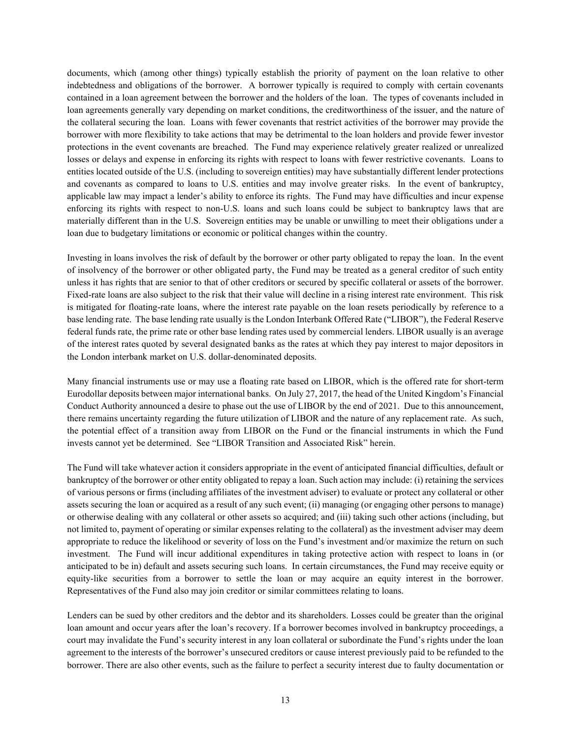documents, which (among other things) typically establish the priority of payment on the loan relative to other indebtedness and obligations of the borrower. A borrower typically is required to comply with certain covenants contained in a loan agreement between the borrower and the holders of the loan. The types of covenants included in loan agreements generally vary depending on market conditions, the creditworthiness of the issuer, and the nature of the collateral securing the loan. Loans with fewer covenants that restrict activities of the borrower may provide the borrower with more flexibility to take actions that may be detrimental to the loan holders and provide fewer investor protections in the event covenants are breached. The Fund may experience relatively greater realized or unrealized losses or delays and expense in enforcing its rights with respect to loans with fewer restrictive covenants. Loans to entities located outside of the U.S. (including to sovereign entities) may have substantially different lender protections and covenants as compared to loans to U.S. entities and may involve greater risks. In the event of bankruptcy, applicable law may impact a lender's ability to enforce its rights. The Fund may have difficulties and incur expense enforcing its rights with respect to non-U.S. loans and such loans could be subject to bankruptcy laws that are materially different than in the U.S. Sovereign entities may be unable or unwilling to meet their obligations under a loan due to budgetary limitations or economic or political changes within the country.

Investing in loans involves the risk of default by the borrower or other party obligated to repay the loan. In the event of insolvency of the borrower or other obligated party, the Fund may be treated as a general creditor of such entity unless it has rights that are senior to that of other creditors or secured by specific collateral or assets of the borrower. Fixed-rate loans are also subject to the risk that their value will decline in a rising interest rate environment. This risk is mitigated for floating-rate loans, where the interest rate payable on the loan resets periodically by reference to a base lending rate. The base lending rate usually is the London Interbank Offered Rate ("LIBOR"), the Federal Reserve federal funds rate, the prime rate or other base lending rates used by commercial lenders. LIBOR usually is an average of the interest rates quoted by several designated banks as the rates at which they pay interest to major depositors in the London interbank market on U.S. dollar-denominated deposits.

Many financial instruments use or may use a floating rate based on LIBOR, which is the offered rate for short-term Eurodollar deposits between major international banks. On July 27, 2017, the head of the United Kingdom's Financial Conduct Authority announced a desire to phase out the use of LIBOR by the end of 2021. Due to this announcement, there remains uncertainty regarding the future utilization of LIBOR and the nature of any replacement rate. As such, the potential effect of a transition away from LIBOR on the Fund or the financial instruments in which the Fund invests cannot yet be determined. See "LIBOR Transition and Associated Risk" herein.

The Fund will take whatever action it considers appropriate in the event of anticipated financial difficulties, default or bankruptcy of the borrower or other entity obligated to repay a loan. Such action may include: (i) retaining the services of various persons or firms (including affiliates of the investment adviser) to evaluate or protect any collateral or other assets securing the loan or acquired as a result of any such event; (ii) managing (or engaging other persons to manage) or otherwise dealing with any collateral or other assets so acquired; and (iii) taking such other actions (including, but not limited to, payment of operating or similar expenses relating to the collateral) as the investment adviser may deem appropriate to reduce the likelihood or severity of loss on the Fund's investment and/or maximize the return on such investment. The Fund will incur additional expenditures in taking protective action with respect to loans in (or anticipated to be in) default and assets securing such loans. In certain circumstances, the Fund may receive equity or equity-like securities from a borrower to settle the loan or may acquire an equity interest in the borrower. Representatives of the Fund also may join creditor or similar committees relating to loans.

Lenders can be sued by other creditors and the debtor and its shareholders. Losses could be greater than the original loan amount and occur years after the loan's recovery. If a borrower becomes involved in bankruptcy proceedings, a court may invalidate the Fund's security interest in any loan collateral or subordinate the Fund's rights under the loan agreement to the interests of the borrower's unsecured creditors or cause interest previously paid to be refunded to the borrower. There are also other events, such as the failure to perfect a security interest due to faulty documentation or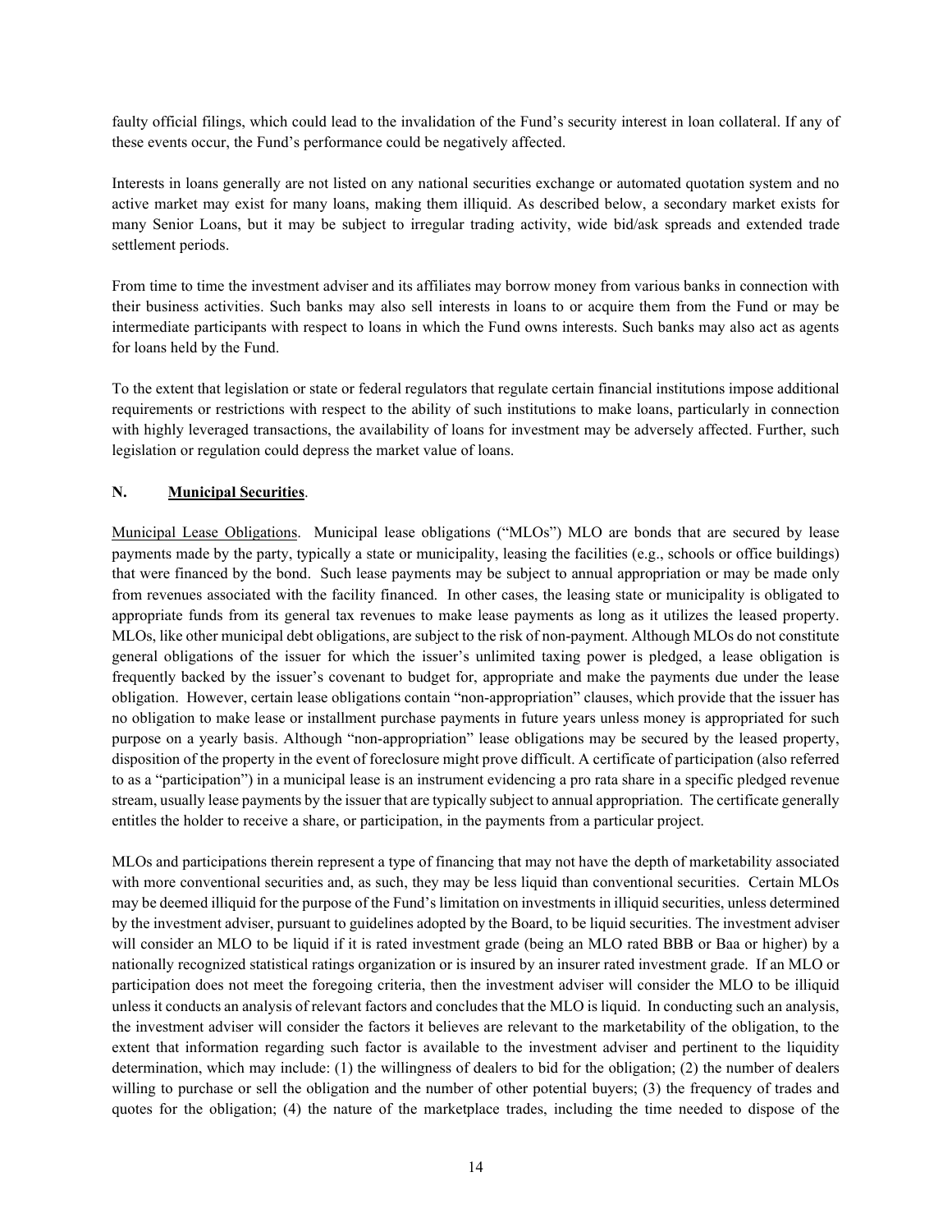faulty official filings, which could lead to the invalidation of the Fund's security interest in loan collateral. If any of these events occur, the Fund's performance could be negatively affected.

Interests in loans generally are not listed on any national securities exchange or automated quotation system and no active market may exist for many loans, making them illiquid. As described below, a secondary market exists for many Senior Loans, but it may be subject to irregular trading activity, wide bid/ask spreads and extended trade settlement periods.

From time to time the investment adviser and its affiliates may borrow money from various banks in connection with their business activities. Such banks may also sell interests in loans to or acquire them from the Fund or may be intermediate participants with respect to loans in which the Fund owns interests. Such banks may also act as agents for loans held by the Fund.

To the extent that legislation or state or federal regulators that regulate certain financial institutions impose additional requirements or restrictions with respect to the ability of such institutions to make loans, particularly in connection with highly leveraged transactions, the availability of loans for investment may be adversely affected. Further, such legislation or regulation could depress the market value of loans.

**N. Municipal Securities**.

Municipal Lease Obligations. Municipal lease obligations ("MLOs") MLO are bonds that are secured by lease payments made by the party, typically a state or municipality, leasing the facilities (e.g., schools or office buildings) that were financed by the bond. Such lease payments may be subject to annual appropriation or may be made only from revenues associated with the facility financed. In other cases, the leasing state or municipality is obligated to appropriate funds from its general tax revenues to make lease payments as long as it utilizes the leased property. MLOs, like other municipal debt obligations, are subject to the risk of non-payment. Although MLOs do not constitute general obligations of the issuer for which the issuer's unlimited taxing power is pledged, a lease obligation is frequently backed by the issuer's covenant to budget for, appropriate and make the payments due under the lease obligation. However, certain lease obligations contain "non-appropriation" clauses, which provide that the issuer has no obligation to make lease or installment purchase payments in future years unless money is appropriated for such purpose on a yearly basis. Although "non-appropriation" lease obligations may be secured by the leased property, disposition of the property in the event of foreclosure might prove difficult. A certificate of participation (also referred to as a "participation") in a municipal lease is an instrument evidencing a pro rata share in a specific pledged revenue stream, usually lease payments by the issuer that are typically subject to annual appropriation. The certificate generally entitles the holder to receive a share, or participation, in the payments from a particular project.

MLOs and participations therein represent a type of financing that may not have the depth of marketability associated with more conventional securities and, as such, they may be less liquid than conventional securities. Certain MLOs may be deemed illiquid for the purpose of the Fund's limitation on investments in illiquid securities, unless determined by the investment adviser, pursuant to guidelines adopted by the Board, to be liquid securities. The investment adviser will consider an MLO to be liquid if it is rated investment grade (being an MLO rated BBB or Baa or higher) by a nationally recognized statistical ratings organization or is insured by an insurer rated investment grade. If an MLO or participation does not meet the foregoing criteria, then the investment adviser will consider the MLO to be illiquid unless it conducts an analysis of relevant factors and concludes that the MLO is liquid. In conducting such an analysis, the investment adviser will consider the factors it believes are relevant to the marketability of the obligation, to the extent that information regarding such factor is available to the investment adviser and pertinent to the liquidity determination, which may include: (1) the willingness of dealers to bid for the obligation; (2) the number of dealers willing to purchase or sell the obligation and the number of other potential buyers; (3) the frequency of trades and quotes for the obligation; (4) the nature of the marketplace trades, including the time needed to dispose of the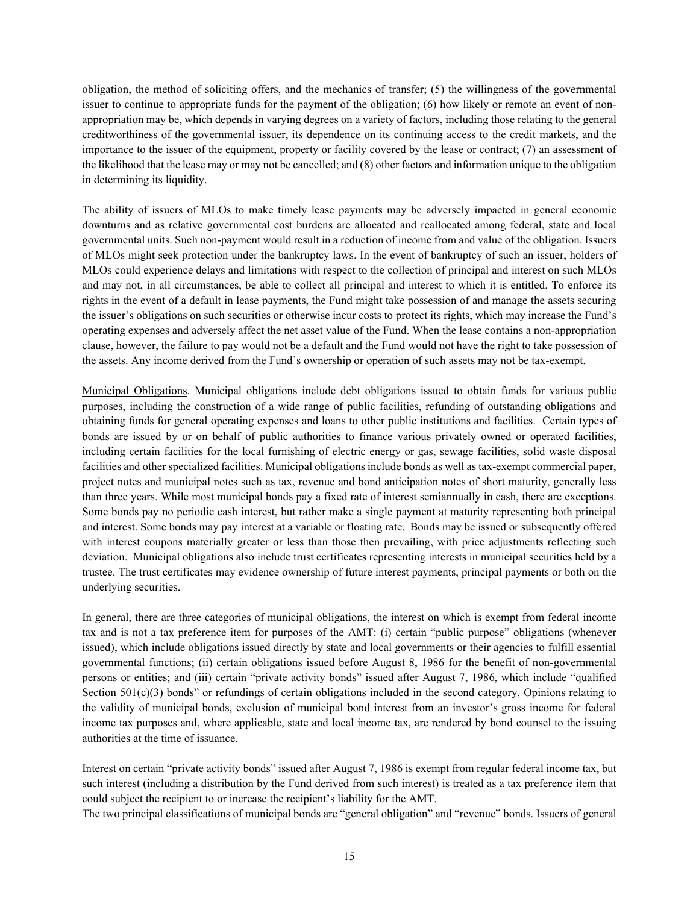obligation, the method of soliciting offers, and the mechanics of transfer; (5) the willingness of the governmental issuer to continue to appropriate funds for the payment of the obligation; (6) how likely or remote an event of non-appropriation may be, which depends in varying degrees on a variety of factors, including those relating to the general creditworthiness of the governmental issuer, its dependence on its continuing access to the credit markets, and the importance to the issuer of the equipment, property or facility covered by the lease or contract; (7) an assessment of the likelihood that the lease may or may not be cancelled; and (8) other factors and information unique to the obligation in determining its liquidity.

The ability of issuers of MLOs to make timely lease payments may be adversely impacted in general economic downturns and as relative governmental cost burdens are allocated and reallocated among federal, state and local governmental units. Such non-payment would result in a reduction of income from and value of the obligation. Issuers of MLOs might seek protection under the bankruptcy laws. In the event of bankruptcy of such an issuer, holders of MLOs could experience delays and limitations with respect to the collection of principal and interest on such MLOs and may not, in all circumstances, be able to collect all principal and interest to which it is entitled. To enforce its rights in the event of a default in lease payments, the Fund might take possession of and manage the assets securing the issuer's obligations on such securities or otherwise incur costs to protect its rights, which may increase the Fund's operating expenses and adversely affect the net asset value of the Fund. When the lease contains a non-appropriation clause, however, the failure to pay would not be a default and the Fund would not have the right to take possession of the assets. Any income derived from the Fund's ownership or operation of such assets may not be tax-exempt.

Municipal Obligations. Municipal obligations include debt obligations issued to obtain funds for various public purposes, including the construction of a wide range of public facilities, refunding of outstanding obligations and obtaining funds for general operating expenses and loans to other public institutions and facilities. Certain types of bonds are issued by or on behalf of public authorities to finance various privately owned or operated facilities, including certain facilities for the local furnishing of electric energy or gas, sewage facilities, solid waste disposal facilities and other specialized facilities. Municipal obligations include bonds as well as tax-exempt commercial paper, project notes and municipal notes such as tax, revenue and bond anticipation notes of short maturity, generally less than three years. While most municipal bonds pay a fixed rate of interest semiannually in cash, there are exceptions. Some bonds pay no periodic cash interest, but rather make a single payment at maturity representing both principal and interest. Some bonds may pay interest at a variable or floating rate. Bonds may be issued or subsequently offered with interest coupons materially greater or less than those then prevailing, with price adjustments reflecting such deviation. Municipal obligations also include trust certificates representing interests in municipal securities held by a trustee. The trust certificates may evidence ownership of future interest payments, principal payments or both on the underlying securities.

In general, there are three categories of municipal obligations, the interest on which is exempt from federal income tax and is not a tax preference item for purposes of the AMT: (i) certain "public purpose" obligations (whenever issued), which include obligations issued directly by state and local governments or their agencies to fulfill essential governmental functions; (ii) certain obligations issued before August 8, 1986 for the benefit of non-governmental persons or entities; and (iii) certain "private activity bonds" issued after August 7, 1986, which include "qualified Section 501(c)(3) bonds" or refundings of certain obligations included in the second category. Opinions relating to the validity of municipal bonds, exclusion of municipal bond interest from an investor's gross income for federal income tax purposes and, where applicable, state and local income tax, are rendered by bond counsel to the issuing authorities at the time of issuance.

Interest on certain "private activity bonds" issued after August 7, 1986 is exempt from regular federal income tax, but such interest (including a distribution by the Fund derived from such interest) is treated as a tax preference item that could subject the recipient to or increase the recipient's liability for the AMT.

The two principal classifications of municipal bonds are "general obligation" and "revenue" bonds. Issuers of general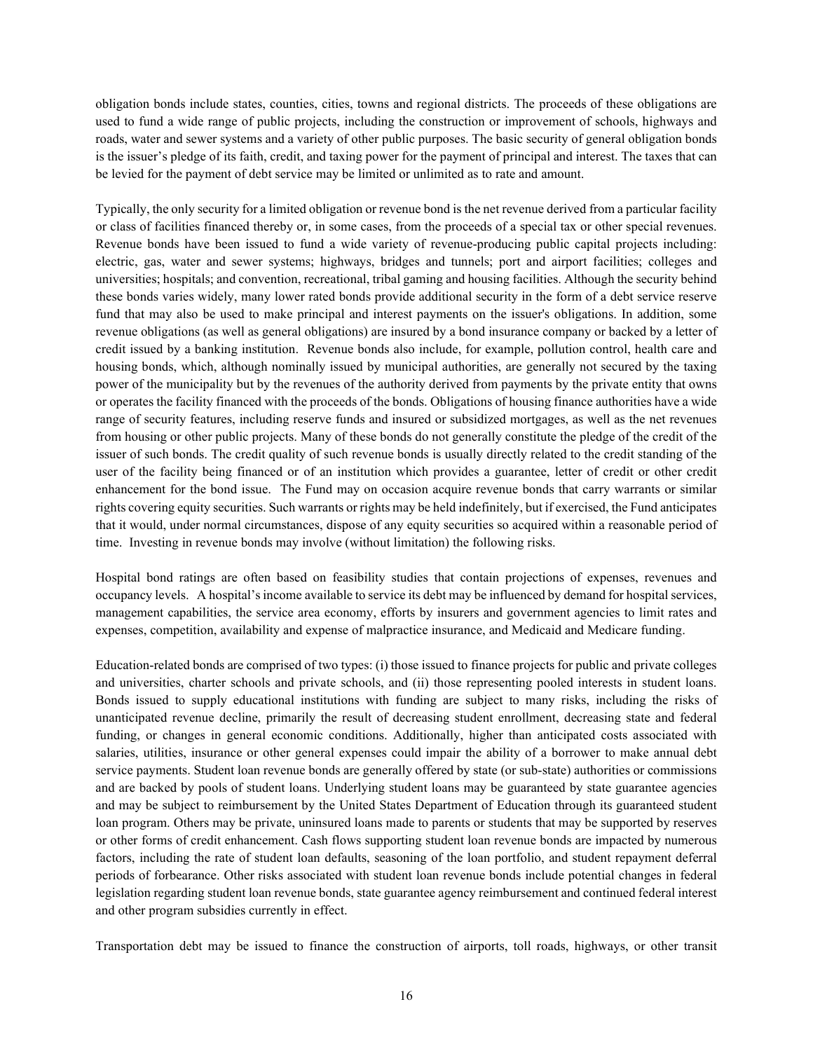obligation bonds include states, counties, cities, towns and regional districts. The proceeds of these obligations are used to fund a wide range of public projects, including the construction or improvement of schools, highways and roads, water and sewer systems and a variety of other public purposes. The basic security of general obligation bonds is the issuer's pledge of its faith, credit, and taxing power for the payment of principal and interest. The taxes that can be levied for the payment of debt service may be limited or unlimited as to rate and amount.

Typically, the only security for a limited obligation or revenue bond is the net revenue derived from a particular facility or class of facilities financed thereby or, in some cases, from the proceeds of a special tax or other special revenues. Revenue bonds have been issued to fund a wide variety of revenue-producing public capital projects including: electric, gas, water and sewer systems; highways, bridges and tunnels; port and airport facilities; colleges and universities; hospitals; and convention, recreational, tribal gaming and housing facilities. Although the security behind these bonds varies widely, many lower rated bonds provide additional security in the form of a debt service reserve fund that may also be used to make principal and interest payments on the issuer's obligations. In addition, some revenue obligations (as well as general obligations) are insured by a bond insurance company or backed by a letter of credit issued by a banking institution. Revenue bonds also include, for example, pollution control, health care and housing bonds, which, although nominally issued by municipal authorities, are generally not secured by the taxing power of the municipality but by the revenues of the authority derived from payments by the private entity that owns or operates the facility financed with the proceeds of the bonds. Obligations of housing finance authorities have a wide range of security features, including reserve funds and insured or subsidized mortgages, as well as the net revenues from housing or other public projects. Many of these bonds do not generally constitute the pledge of the credit of the issuer of such bonds. The credit quality of such revenue bonds is usually directly related to the credit standing of the user of the facility being financed or of an institution which provides a guarantee, letter of credit or other credit enhancement for the bond issue. The Fund may on occasion acquire revenue bonds that carry warrants or similar rights covering equity securities. Such warrants or rights may be held indefinitely, but if exercised, the Fund anticipates that it would, under normal circumstances, dispose of any equity securities so acquired within a reasonable period of time. Investing in revenue bonds may involve (without limitation) the following risks.

Hospital bond ratings are often based on feasibility studies that contain projections of expenses, revenues and occupancy levels. A hospital's income available to service its debt may be influenced by demand for hospital services, management capabilities, the service area economy, efforts by insurers and government agencies to limit rates and expenses, competition, availability and expense of malpractice insurance, and Medicaid and Medicare funding.

Education-related bonds are comprised of two types: (i) those issued to finance projects for public and private colleges and universities, charter schools and private schools, and (ii) those representing pooled interests in student loans. Bonds issued to supply educational institutions with funding are subject to many risks, including the risks of unanticipated revenue decline, primarily the result of decreasing student enrollment, decreasing state and federal funding, or changes in general economic conditions. Additionally, higher than anticipated costs associated with salaries, utilities, insurance or other general expenses could impair the ability of a borrower to make annual debt service payments. Student loan revenue bonds are generally offered by state (or sub-state) authorities or commissions and are backed by pools of student loans. Underlying student loans may be guaranteed by state guarantee agencies and may be subject to reimbursement by the United States Department of Education through its guaranteed student loan program. Others may be private, uninsured loans made to parents or students that may be supported by reserves or other forms of credit enhancement. Cash flows supporting student loan revenue bonds are impacted by numerous factors, including the rate of student loan defaults, seasoning of the loan portfolio, and student repayment deferral periods of forbearance. Other risks associated with student loan revenue bonds include potential changes in federal legislation regarding student loan revenue bonds, state guarantee agency reimbursement and continued federal interest and other program subsidies currently in effect.

Transportation debt may be issued to finance the construction of airports, toll roads, highways, or other transit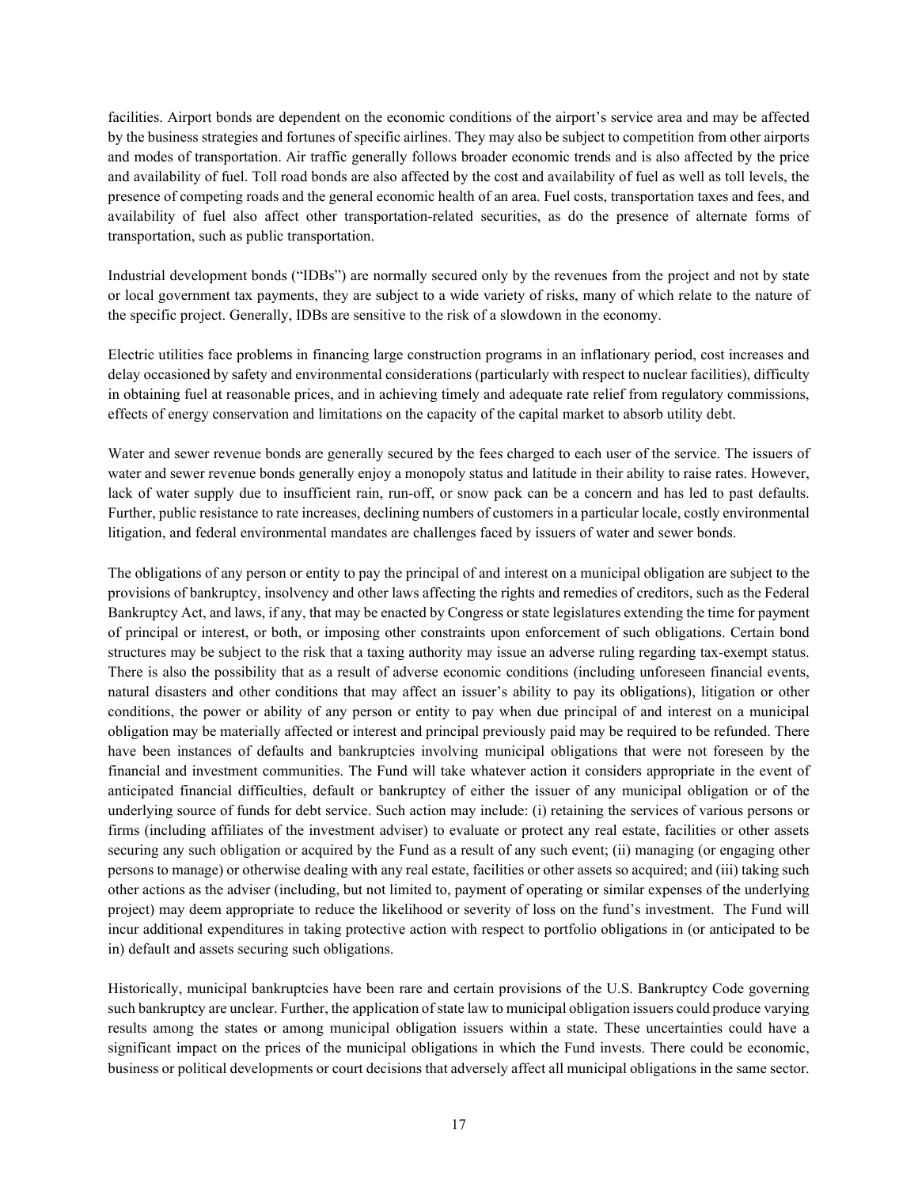facilities. Airport bonds are dependent on the economic conditions of the airport's service area and may be affected by the business strategies and fortunes of specific airlines. They may also be subject to competition from other airports and modes of transportation. Air traffic generally follows broader economic trends and is also affected by the price and availability of fuel. Toll road bonds are also affected by the cost and availability of fuel as well as toll levels, the presence of competing roads and the general economic health of an area. Fuel costs, transportation taxes and fees, and availability of fuel also affect other transportation-related securities, as do the presence of alternate forms of transportation, such as public transportation.

Industrial development bonds ("IDBs") are normally secured only by the revenues from the project and not by state or local government tax payments, they are subject to a wide variety of risks, many of which relate to the nature of the specific project. Generally, IDBs are sensitive to the risk of a slowdown in the economy.

Electric utilities face problems in financing large construction programs in an inflationary period, cost increases and delay occasioned by safety and environmental considerations (particularly with respect to nuclear facilities), difficulty in obtaining fuel at reasonable prices, and in achieving timely and adequate rate relief from regulatory commissions, effects of energy conservation and limitations on the capacity of the capital market to absorb utility debt.

Water and sewer revenue bonds are generally secured by the fees charged to each user of the service. The issuers of water and sewer revenue bonds generally enjoy a monopoly status and latitude in their ability to raise rates. However, lack of water supply due to insufficient rain, run-off, or snow pack can be a concern and has led to past defaults. Further, public resistance to rate increases, declining numbers of customers in a particular locale, costly environmental litigation, and federal environmental mandates are challenges faced by issuers of water and sewer bonds.

The obligations of any person or entity to pay the principal of and interest on a municipal obligation are subject to the provisions of bankruptcy, insolvency and other laws affecting the rights and remedies of creditors, such as the Federal Bankruptcy Act, and laws, if any, that may be enacted by Congress or state legislatures extending the time for payment of principal or interest, or both, or imposing other constraints upon enforcement of such obligations. Certain bond structures may be subject to the risk that a taxing authority may issue an adverse ruling regarding tax-exempt status. There is also the possibility that as a result of adverse economic conditions (including unforeseen financial events, natural disasters and other conditions that may affect an issuer's ability to pay its obligations), litigation or other conditions, the power or ability of any person or entity to pay when due principal of and interest on a municipal obligation may be materially affected or interest and principal previously paid may be required to be refunded. There have been instances of defaults and bankruptcies involving municipal obligations that were not foreseen by the financial and investment communities. The Fund will take whatever action it considers appropriate in the event of anticipated financial difficulties, default or bankruptcy of either the issuer of any municipal obligation or of the underlying source of funds for debt service. Such action may include: (i) retaining the services of various persons or firms (including affiliates of the investment adviser) to evaluate or protect any real estate, facilities or other assets securing any such obligation or acquired by the Fund as a result of any such event; (ii) managing (or engaging other persons to manage) or otherwise dealing with any real estate, facilities or other assets so acquired; and (iii) taking such other actions as the adviser (including, but not limited to, payment of operating or similar expenses of the underlying project) may deem appropriate to reduce the likelihood or severity of loss on the fund's investment. The Fund will incur additional expenditures in taking protective action with respect to portfolio obligations in (or anticipated to be in) default and assets securing such obligations.

Historically, municipal bankruptcies have been rare and certain provisions of the U.S. Bankruptcy Code governing such bankruptcy are unclear. Further, the application of state law to municipal obligation issuers could produce varying results among the states or among municipal obligation issuers within a state. These uncertainties could have a significant impact on the prices of the municipal obligations in which the Fund invests. There could be economic, business or political developments or court decisions that adversely affect all municipal obligations in the same sector.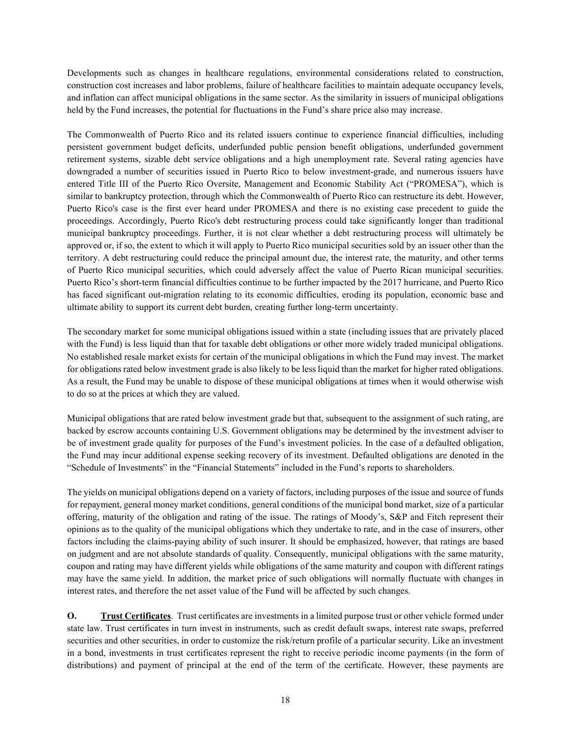Developments such as changes in healthcare regulations, environmental considerations related to construction, construction cost increases and labor problems, failure of healthcare facilities to maintain adequate occupancy levels, and inflation can affect municipal obligations in the same sector. As the similarity in issuers of municipal obligations held by the Fund increases, the potential for fluctuations in the Fund's share price also may increase.

The Commonwealth of Puerto Rico and its related issuers continue to experience financial difficulties, including persistent government budget deficits, underfunded public pension benefit obligations, underfunded government retirement systems, sizable debt service obligations and a high unemployment rate. Several rating agencies have downgraded a number of securities issued in Puerto Rico to below investment-grade, and numerous issuers have entered Title III of the Puerto Rico Oversite, Management and Economic Stability Act ("PROMESA"), which is similar to bankruptcy protection, through which the Commonwealth of Puerto Rico can restructure its debt. However, Puerto Rico's case is the first ever heard under PROMESA and there is no existing case precedent to guide the proceedings. Accordingly, Puerto Rico's debt restructuring process could take significantly longer than traditional municipal bankruptcy proceedings. Further, it is not clear whether a debt restructuring process will ultimately be approved or, if so, the extent to which it will apply to Puerto Rico municipal securities sold by an issuer other than the territory. A debt restructuring could reduce the principal amount due, the interest rate, the maturity, and other terms of Puerto Rico municipal securities, which could adversely affect the value of Puerto Rican municipal securities. Puerto Rico's short-term financial difficulties continue to be further impacted by the 2017 hurricane, and Puerto Rico has faced significant out-migration relating to its economic difficulties, eroding its population, economic base and ultimate ability to support its current debt burden, creating further long-term uncertainty.

The secondary market for some municipal obligations issued within a state (including issues that are privately placed with the Fund) is less liquid than that for taxable debt obligations or other more widely traded municipal obligations. No established resale market exists for certain of the municipal obligations in which the Fund may invest. The market for obligations rated below investment grade is also likely to be less liquid than the market for higher rated obligations. As a result, the Fund may be unable to dispose of these municipal obligations at times when it would otherwise wish to do so at the prices at which they are valued.

Municipal obligations that are rated below investment grade but that, subsequent to the assignment of such rating, are backed by escrow accounts containing U.S. Government obligations may be determined by the investment adviser to be of investment grade quality for purposes of the Fund's investment policies. In the case of a defaulted obligation, the Fund may incur additional expense seeking recovery of its investment. Defaulted obligations are denoted in the "Schedule of Investments" in the "Financial Statements" included in the Fund's reports to shareholders.

The yields on municipal obligations depend on a variety of factors, including purposes of the issue and source of funds for repayment, general money market conditions, general conditions of the municipal bond market, size of a particular offering, maturity of the obligation and rating of the issue. The ratings of Moody's, S&P and Fitch represent their opinions as to the quality of the municipal obligations which they undertake to rate, and in the case of insurers, other factors including the claims-paying ability of such insurer. It should be emphasized, however, that ratings are based on judgment and are not absolute standards of quality. Consequently, municipal obligations with the same maturity, coupon and rating may have different yields while obligations of the same maturity and coupon with different ratings may have the same yield. In addition, the market price of such obligations will normally fluctuate with changes in interest rates, and therefore the net asset value of the Fund will be affected by such changes.

**O. <u>Trust Certificates</u>**. Trust certificates are investments in a limited purpose trust or other vehicle formed under state law. Trust certificates in turn invest in instruments, such as credit default swaps, interest rate swaps, preferred securities and other securities, in order to customize the risk/return profile of a particular security. Like an investment in a bond, investments in trust certificates represent the right to receive periodic income payments (in the form of distributions) and payment of principal at the end of the term of the certificate. However, these payments are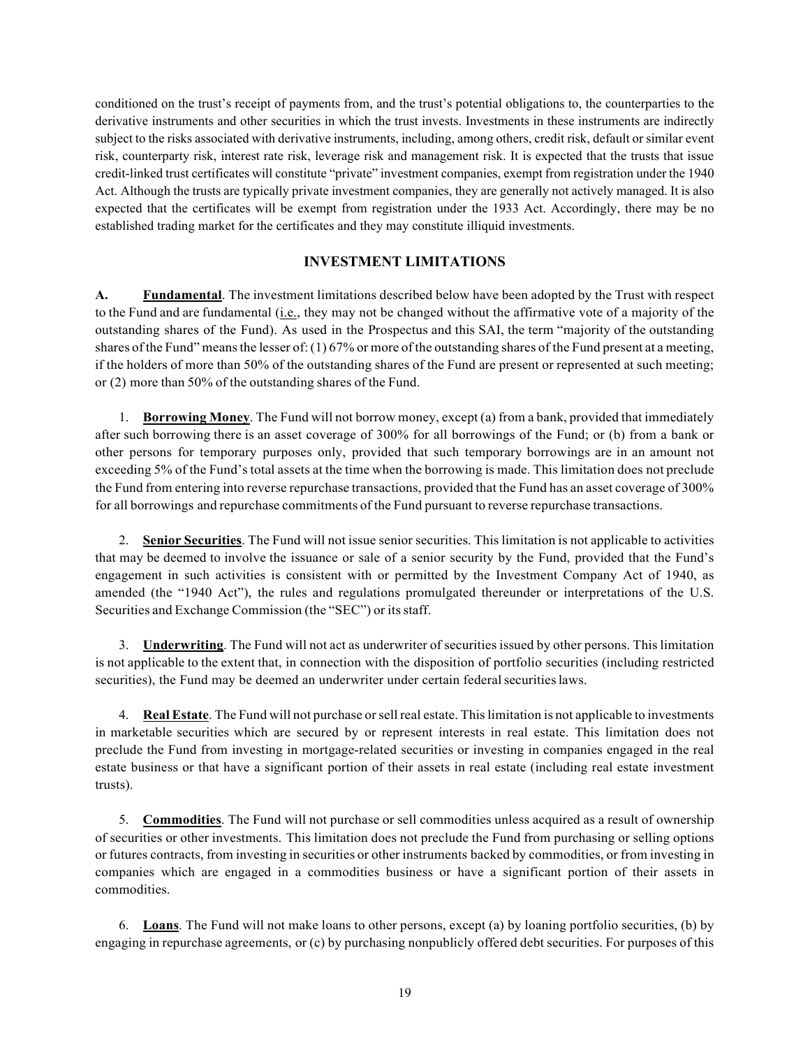conditioned on the trust's receipt of payments from, and the trust's potential obligations to, the counterparties to the derivative instruments and other securities in which the trust invests. Investments in these instruments are indirectly subject to the risks associated with derivative instruments, including, among others, credit risk, default or similar event risk, counterparty risk, interest rate risk, leverage risk and management risk. It is expected that the trusts that issue credit-linked trust certificates will constitute "private" investment companies, exempt from registration under the 1940 Act. Although the trusts are typically private investment companies, they are generally not actively managed. It is also expected that the certificates will be exempt from registration under the 1933 Act. Accordingly, there may be no established trading market for the certificates and they may constitute illiquid investments.

## INVESTMENT LIMITATIONS

**A. Fundamental**. The investment limitations described below have been adopted by the Trust with respect to the Fund and are fundamental (i.e., they may not be changed without the affirmative vote of a majority of the outstanding shares of the Fund). As used in the Prospectus and this SAI, the term "majority of the outstanding shares of the Fund" means the lesser of: (1) 67% or more of the outstanding shares of the Fund present at a meeting, if the holders of more than 50% of the outstanding shares of the Fund are present or represented at such meeting; or (2) more than 50% of the outstanding shares of the Fund.

1. **Borrowing Money**. The Fund will not borrow money, except (a) from a bank, provided that immediately after such borrowing there is an asset coverage of 300% for all borrowings of the Fund; or (b) from a bank or other persons for temporary purposes only, provided that such temporary borrowings are in an amount not exceeding 5% of the Fund's total assets at the time when the borrowing is made. This limitation does not preclude the Fund from entering into reverse repurchase transactions, provided that the Fund has an asset coverage of 300% for all borrowings and repurchase commitments of the Fund pursuant to reverse repurchase transactions.

2. **Senior Securities**. The Fund will not issue senior securities. This limitation is not applicable to activities that may be deemed to involve the issuance or sale of a senior security by the Fund, provided that the Fund's engagement in such activities is consistent with or permitted by the Investment Company Act of 1940, as amended (the "1940 Act"), the rules and regulations promulgated thereunder or interpretations of the U.S. Securities and Exchange Commission (the "SEC") or its staff.

3. **Underwriting**. The Fund will not act as underwriter of securities issued by other persons. This limitation is not applicable to the extent that, in connection with the disposition of portfolio securities (including restricted securities), the Fund may be deemed an underwriter under certain federal securities laws.

4. **Real Estate**. The Fund will not purchase or sell real estate. This limitation is not applicable to investments in marketable securities which are secured by or represent interests in real estate. This limitation does not preclude the Fund from investing in mortgage-related securities or investing in companies engaged in the real estate business or that have a significant portion of their assets in real estate (including real estate investment trusts).

5. **Commodities**. The Fund will not purchase or sell commodities unless acquired as a result of ownership of securities or other investments. This limitation does not preclude the Fund from purchasing or selling options or futures contracts, from investing in securities or other instruments backed by commodities, or from investing in companies which are engaged in a commodities business or have a significant portion of their assets in commodities.

6. **Loans**. The Fund will not make loans to other persons, except (a) by loaning portfolio securities, (b) by engaging in repurchase agreements, or (c) by purchasing nonpublicly offered debt securities. For purposes of this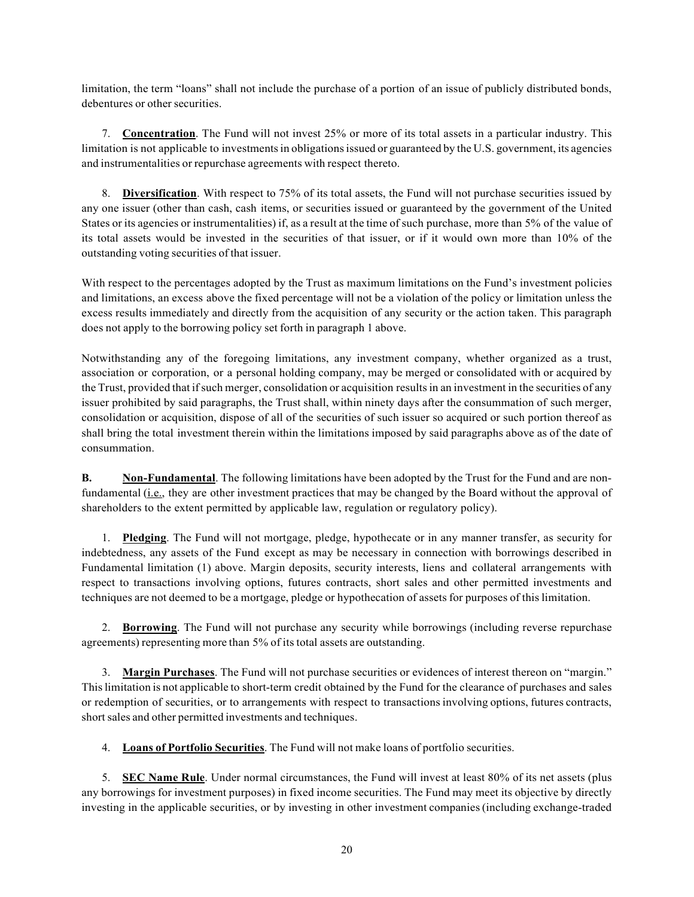limitation, the term "loans" shall not include the purchase of a portion of an issue of publicly distributed bonds, debentures or other securities.

7. **Concentration**. The Fund will not invest 25% or more of its total assets in a particular industry. This limitation is not applicable to investments in obligations issued or guaranteed by the U.S. government, its agencies and instrumentalities or repurchase agreements with respect thereto.

8. **Diversification**. With respect to 75% of its total assets, the Fund will not purchase securities issued by any one issuer (other than cash, cash items, or securities issued or guaranteed by the government of the United States or its agencies or instrumentalities) if, as a result at the time of such purchase, more than 5% of the value of its total assets would be invested in the securities of that issuer, or if it would own more than 10% of the outstanding voting securities of that issuer.

With respect to the percentages adopted by the Trust as maximum limitations on the Fund's investment policies and limitations, an excess above the fixed percentage will not be a violation of the policy or limitation unless the excess results immediately and directly from the acquisition of any security or the action taken. This paragraph does not apply to the borrowing policy set forth in paragraph 1 above.

Notwithstanding any of the foregoing limitations, any investment company, whether organized as a trust, association or corporation, or a personal holding company, may be merged or consolidated with or acquired by the Trust, provided that if such merger, consolidation or acquisition results in an investment in the securities of any issuer prohibited by said paragraphs, the Trust shall, within ninety days after the consummation of such merger, consolidation or acquisition, dispose of all of the securities of such issuer so acquired or such portion thereof as shall bring the total investment therein within the limitations imposed by said paragraphs above as of the date of consummation.

**B. Non-Fundamental**. The following limitations have been adopted by the Trust for the Fund and are non-fundamental (i.e., they are other investment practices that may be changed by the Board without the approval of shareholders to the extent permitted by applicable law, regulation or regulatory policy).

1. **Pledging**. The Fund will not mortgage, pledge, hypothecate or in any manner transfer, as security for indebtedness, any assets of the Fund except as may be necessary in connection with borrowings described in Fundamental limitation (1) above. Margin deposits, security interests, liens and collateral arrangements with respect to transactions involving options, futures contracts, short sales and other permitted investments and techniques are not deemed to be a mortgage, pledge or hypothecation of assets for purposes of this limitation.

2. **Borrowing**. The Fund will not purchase any security while borrowings (including reverse repurchase agreements) representing more than 5% of its total assets are outstanding.

3. **Margin Purchases**. The Fund will not purchase securities or evidences of interest thereon on "margin." This limitation is not applicable to short-term credit obtained by the Fund for the clearance of purchases and sales or redemption of securities, or to arrangements with respect to transactions involving options, futures contracts, short sales and other permitted investments and techniques.

4. **Loans of Portfolio Securities**. The Fund will not make loans of portfolio securities.

5. **SEC Name Rule**. Under normal circumstances, the Fund will invest at least 80% of its net assets (plus any borrowings for investment purposes) in fixed income securities. The Fund may meet its objective by directly investing in the applicable securities, or by investing in other investment companies (including exchange-traded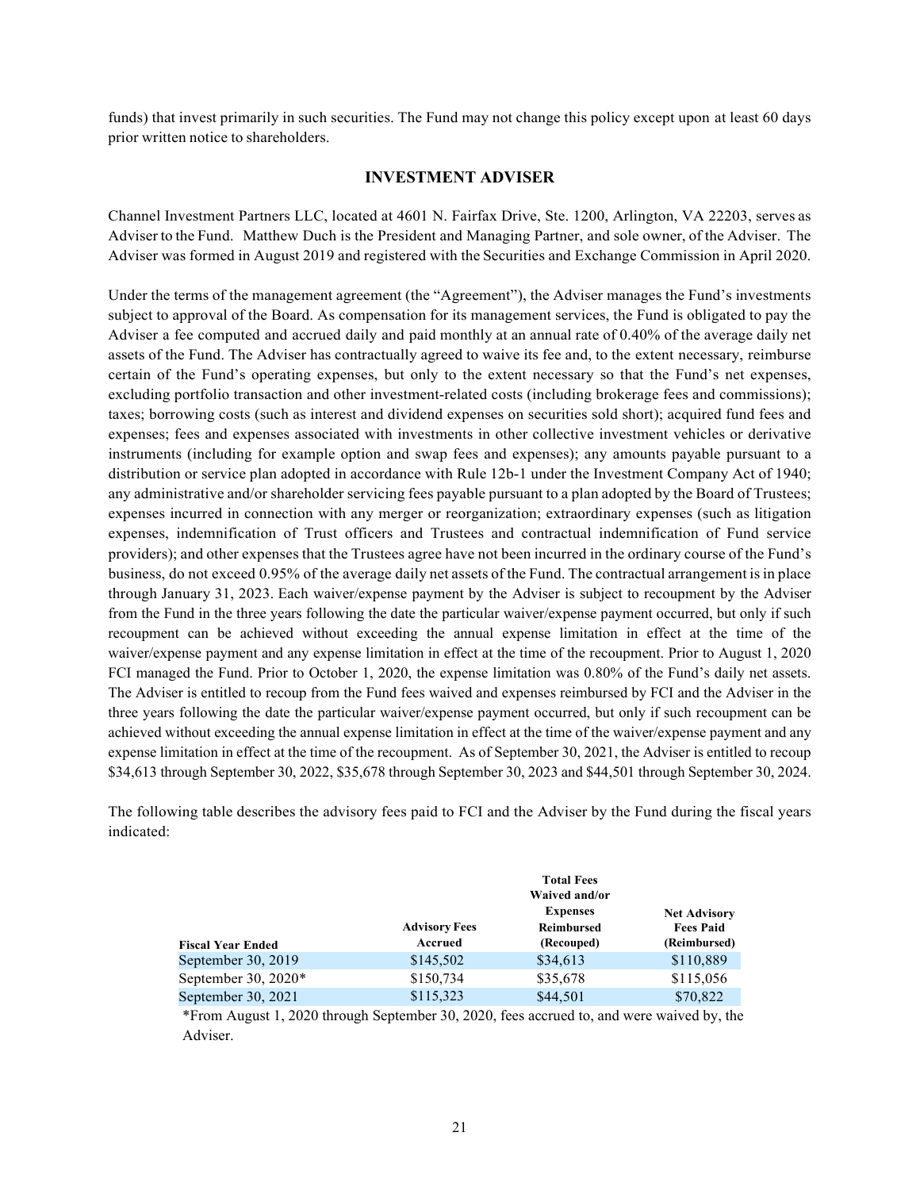funds) that invest primarily in such securities. The Fund may not change this policy except upon at least 60 days prior written notice to shareholders.

## INVESTMENT ADVISER

Channel Investment Partners LLC, located at 4601 N. Fairfax Drive, Ste. 1200, Arlington, VA 22203, serves as Adviser to the Fund. Matthew Duch is the President and Managing Partner, and sole owner, of the Adviser. The Adviser was formed in August 2019 and registered with the Securities and Exchange Commission in April 2020.

Under the terms of the management agreement (the "Agreement"), the Adviser manages the Fund's investments subject to approval of the Board. As compensation for its management services, the Fund is obligated to pay the Adviser a fee computed and accrued daily and paid monthly at an annual rate of 0.40% of the average daily net assets of the Fund. The Adviser has contractually agreed to waive its fee and, to the extent necessary, reimburse certain of the Fund's operating expenses, but only to the extent necessary so that the Fund's net expenses, excluding portfolio transaction and other investment-related costs (including brokerage fees and commissions); taxes; borrowing costs (such as interest and dividend expenses on securities sold short); acquired fund fees and expenses; fees and expenses associated with investments in other collective investment vehicles or derivative instruments (including for example option and swap fees and expenses); any amounts payable pursuant to a distribution or service plan adopted in accordance with Rule 12b-1 under the Investment Company Act of 1940; any administrative and/or shareholder servicing fees payable pursuant to a plan adopted by the Board of Trustees; expenses incurred in connection with any merger or reorganization; extraordinary expenses (such as litigation expenses, indemnification of Trust officers and Trustees and contractual indemnification of Fund service providers); and other expenses that the Trustees agree have not been incurred in the ordinary course of the Fund's business, do not exceed 0.95% of the average daily net assets of the Fund. The contractual arrangement is in place through January 31, 2023. Each waiver/expense payment by the Adviser is subject to recoupment by the Adviser from the Fund in the three years following the date the particular waiver/expense payment occurred, but only if such recoupment can be achieved without exceeding the annual expense limitation in effect at the time of the waiver/expense payment and any expense limitation in effect at the time of the recoupment. Prior to August 1, 2020 FCI managed the Fund. Prior to October 1, 2020, the expense limitation was 0.80% of the Fund's daily net assets. The Adviser is entitled to recoup from the Fund fees waived and expenses reimbursed by FCI and the Adviser in the three years following the date the particular waiver/expense payment occurred, but only if such recoupment can be achieved without exceeding the annual expense limitation in effect at the time of the waiver/expense payment and any expense limitation in effect at the time of the recoupment. As of September 30, 2021, the Adviser is entitled to recoup $34,613 through September 30, 2022, $35,678 through September 30, 2023 and $44,501 through September 30, 2024.

The following table describes the advisory fees paid to FCI and the Adviser by the Fund during the fiscal years indicated:

| Fiscal Year Ended | Advisory Fees Accrued | Total Fees Waived and/or Expenses Reimbursed (Recouped) | Net Advisory Fees Paid (Reimbursed) |
|---|---|---|---|
| September 30, 2019 | $145,502 | $34,613 | $110,889 |
| September 30, 2020* | $150,734 | $35,678 | $115,056 |
| September 30, 2021 | $115,323 | $44,501 | $70,822 |

*From August 1, 2020 through September 30, 2020, fees accrued to, and were waived by, the Adviser.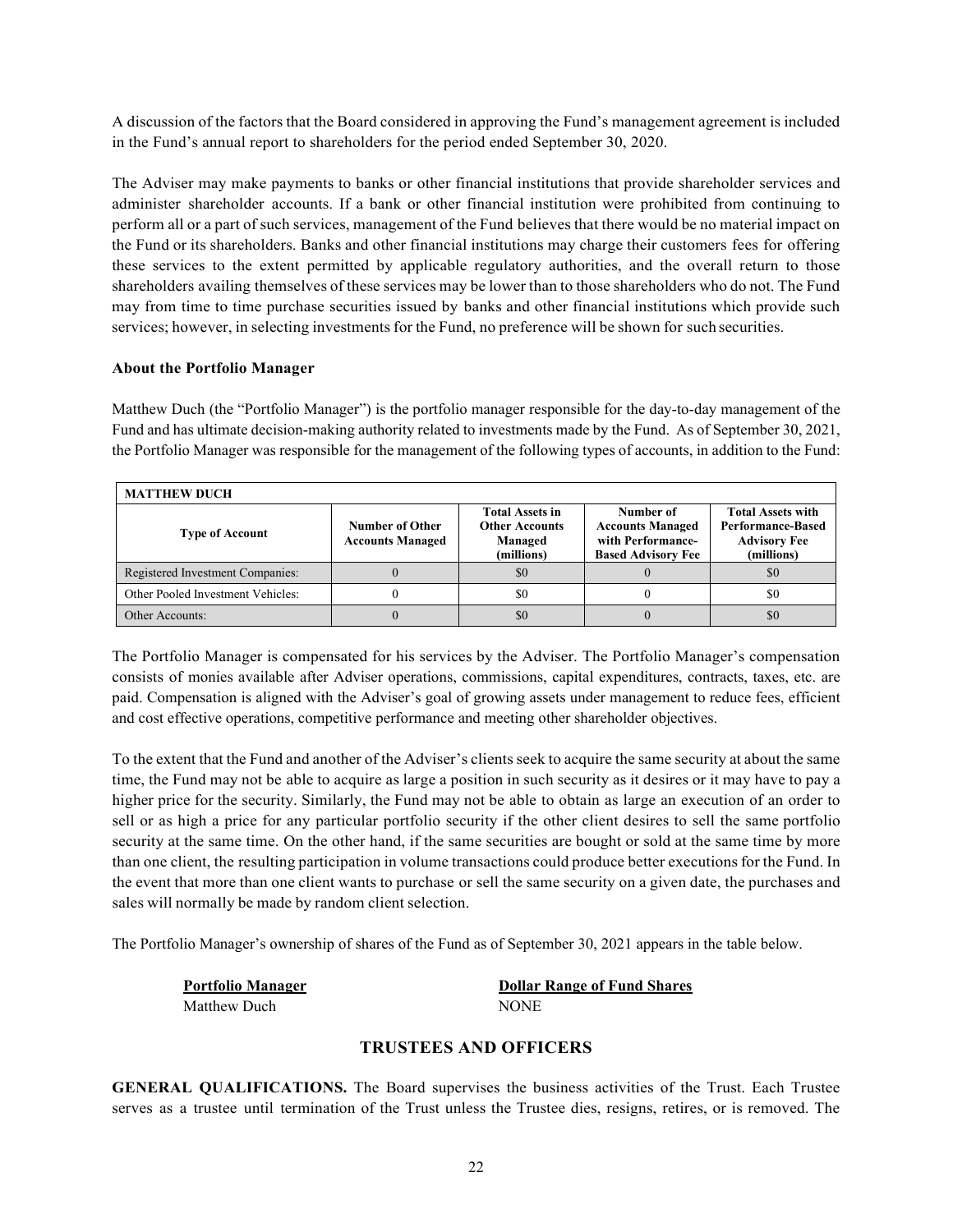A discussion of the factors that the Board considered in approving the Fund's management agreement is included in the Fund's annual report to shareholders for the period ended September 30, 2020.

The Adviser may make payments to banks or other financial institutions that provide shareholder services and administer shareholder accounts. If a bank or other financial institution were prohibited from continuing to perform all or a part of such services, management of the Fund believes that there would be no material impact on the Fund or its shareholders. Banks and other financial institutions may charge their customers fees for offering these services to the extent permitted by applicable regulatory authorities, and the overall return to those shareholders availing themselves of these services may be lower than to those shareholders who do not. The Fund may from time to time purchase securities issued by banks and other financial institutions which provide such services; however, in selecting investments for the Fund, no preference will be shown for such securities.

**About the Portfolio Manager**

Matthew Duch (the "Portfolio Manager") is the portfolio manager responsible for the day-to-day management of the Fund and has ultimate decision-making authority related to investments made by the Fund. As of September 30, 2021, the Portfolio Manager was responsible for the management of the following types of accounts, in addition to the Fund:

| MATTHEW DUCH | | | | |
|---|---|---|---|---|
| **Type of Account** | **Number of Other Accounts Managed** | **Total Assets in Other Accounts Managed (millions)** | **Number of Accounts Managed with Performance-Based Advisory Fee** | **Total Assets with Performance-Based Advisory Fee (millions)** |
| Registered Investment Companies: | 0 | \$0 | 0 | \$0 |
| Other Pooled Investment Vehicles: | 0 | \$0 | 0 | \$0 |
| Other Accounts: | 0 | \$0 | 0 | \$0 |

The Portfolio Manager is compensated for his services by the Adviser. The Portfolio Manager's compensation consists of monies available after Adviser operations, commissions, capital expenditures, contracts, taxes, etc. are paid. Compensation is aligned with the Adviser's goal of growing assets under management to reduce fees, efficient and cost effective operations, competitive performance and meeting other shareholder objectives.

To the extent that the Fund and another of the Adviser's clients seek to acquire the same security at about the same time, the Fund may not be able to acquire as large a position in such security as it desires or it may have to pay a higher price for the security. Similarly, the Fund may not be able to obtain as large an execution of an order to sell or as high a price for any particular portfolio security if the other client desires to sell the same portfolio security at the same time. On the other hand, if the same securities are bought or sold at the same time by more than one client, the resulting participation in volume transactions could produce better executions for the Fund. In the event that more than one client wants to purchase or sell the same security on a given date, the purchases and sales will normally be made by random client selection.

The Portfolio Manager's ownership of shares of the Fund as of September 30, 2021 appears in the table below.

| Portfolio Manager | Dollar Range of Fund Shares |
|---|---|
| Matthew Duch | NONE |

## TRUSTEES AND OFFICERS

**GENERAL QUALIFICATIONS.** The Board supervises the business activities of the Trust. Each Trustee serves as a trustee until termination of the Trust unless the Trustee dies, resigns, retires, or is removed. The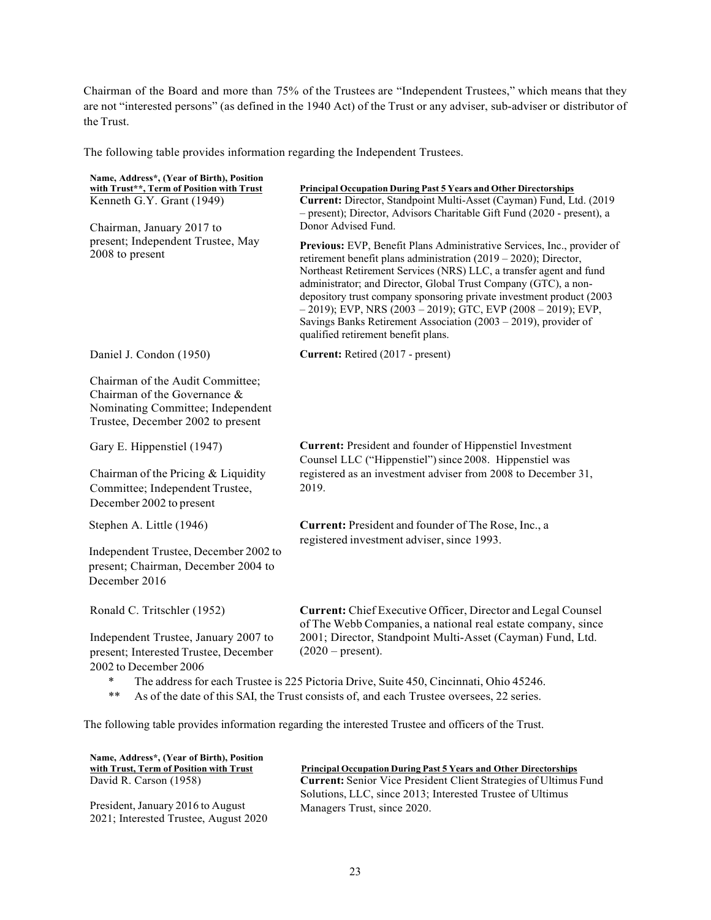Chairman of the Board and more than 75% of the Trustees are "Independent Trustees," which means that they are not "interested persons" (as defined in the 1940 Act) of the Trust or any adviser, sub-adviser or distributor of the Trust.

The following table provides information regarding the Independent Trustees.

| Name, Address*, (Year of Birth), Position with Trust**, Term of Position with Trust | Principal Occupation During Past 5 Years and Other Directorships |
|---|---|
| Kenneth G.Y. Grant (1949)<br><br>Chairman, January 2017 to present; Independent Trustee, May 2008 to present | **Current:** Director, Standpoint Multi-Asset (Cayman) Fund, Ltd. (2019 – present); Director, Advisors Charitable Gift Fund (2020 - present), a Donor Advised Fund.<br><br>**Previous:** EVP, Benefit Plans Administrative Services, Inc., provider of retirement benefit plans administration (2019 – 2020); Director, Northeast Retirement Services (NRS) LLC, a transfer agent and fund administrator; and Director, Global Trust Company (GTC), a non-depository trust company sponsoring private investment product (2003 – 2019); EVP, NRS (2003 – 2019); GTC, EVP (2008 – 2019); EVP, Savings Banks Retirement Association (2003 – 2019), provider of qualified retirement benefit plans. |
| Daniel J. Condon (1950)<br><br>Chairman of the Audit Committee; Chairman of the Governance & Nominating Committee; Independent Trustee, December 2002 to present | **Current:** Retired (2017 - present) |
| Gary E. Hippenstiel (1947)<br><br>Chairman of the Pricing & Liquidity Committee; Independent Trustee, December 2002 to present | **Current:** President and founder of Hippenstiel Investment Counsel LLC ("Hippenstiel") since 2008. Hippenstiel was registered as an investment adviser from 2008 to December 31, 2019. |
| Stephen A. Little (1946)<br><br>Independent Trustee, December 2002 to present; Chairman, December 2004 to December 2016 | **Current:** President and founder of The Rose, Inc., a registered investment adviser, since 1993. |
| Ronald C. Tritschler (1952)<br><br>Independent Trustee, January 2007 to present; Interested Trustee, December 2002 to December 2006 | **Current:** Chief Executive Officer, Director and Legal Counsel of The Webb Companies, a national real estate company, since 2001; Director, Standpoint Multi-Asset (Cayman) Fund, Ltd. (2020 – present). |

\* The address for each Trustee is 225 Pictoria Drive, Suite 450, Cincinnati, Ohio 45246.

\*\* As of the date of this SAI, the Trust consists of, and each Trustee oversees, 22 series.

The following table provides information regarding the interested Trustee and officers of the Trust.

| Name, Address*, (Year of Birth), Position with Trust, Term of Position with Trust | Principal Occupation During Past 5 Years and Other Directorships |
|---|---|
| David R. Carson (1958)<br><br>President, January 2016 to August 2021; Interested Trustee, August 2020 | **Current:** Senior Vice President Client Strategies of Ultimus Fund Solutions, LLC, since 2013; Interested Trustee of Ultimus Managers Trust, since 2020. |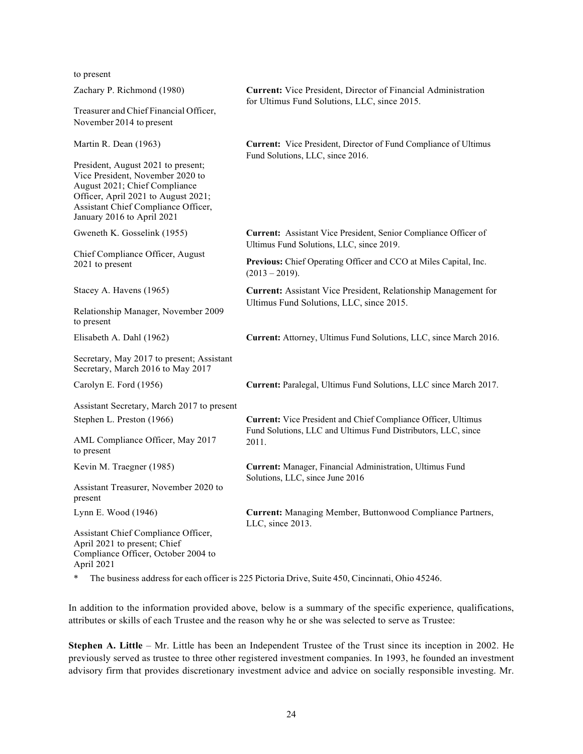| | |
|---|---|
| to present | |
| Zachary P. Richmond (1980)<br><br>Treasurer and Chief Financial Officer, November 2014 to present | **Current:** Vice President, Director of Financial Administration for Ultimus Fund Solutions, LLC, since 2015. |
| Martin R. Dean (1963)<br><br>President, August 2021 to present; Vice President, November 2020 to August 2021; Chief Compliance Officer, April 2021 to August 2021; Assistant Chief Compliance Officer, January 2016 to April 2021 | **Current:** Vice President, Director of Fund Compliance of Ultimus Fund Solutions, LLC, since 2016. |
| Gweneth K. Gosselink (1955)<br><br>Chief Compliance Officer, August 2021 to present | **Current:** Assistant Vice President, Senior Compliance Officer of Ultimus Fund Solutions, LLC, since 2019.<br><br>**Previous:** Chief Operating Officer and CCO at Miles Capital, Inc. (2013 – 2019). |
| Stacey A. Havens (1965)<br><br>Relationship Manager, November 2009 to present | **Current:** Assistant Vice President, Relationship Management for Ultimus Fund Solutions, LLC, since 2015. |
| Elisabeth A. Dahl (1962)<br><br>Secretary, May 2017 to present; Assistant Secretary, March 2016 to May 2017 | **Current:** Attorney, Ultimus Fund Solutions, LLC, since March 2016. |
| Carolyn E. Ford (1956)<br><br>Assistant Secretary, March 2017 to present | **Current:** Paralegal, Ultimus Fund Solutions, LLC since March 2017. |
| Stephen L. Preston (1966)<br><br>AML Compliance Officer, May 2017 to present | **Current:** Vice President and Chief Compliance Officer, Ultimus Fund Solutions, LLC and Ultimus Fund Distributors, LLC, since 2011. |
| Kevin M. Traegner (1985)<br><br>Assistant Treasurer, November 2020 to present | **Current:** Manager, Financial Administration, Ultimus Fund Solutions, LLC, since June 2016 |
| Lynn E. Wood (1946)<br><br>Assistant Chief Compliance Officer, April 2021 to present; Chief Compliance Officer, October 2004 to April 2021 | **Current:** Managing Member, Buttonwood Compliance Partners, LLC, since 2013. |

\* The business address for each officer is 225 Pictoria Drive, Suite 450, Cincinnati, Ohio 45246.

In addition to the information provided above, below is a summary of the specific experience, qualifications, attributes or skills of each Trustee and the reason why he or she was selected to serve as Trustee:

**Stephen A. Little** – Mr. Little has been an Independent Trustee of the Trust since its inception in 2002. He previously served as trustee to three other registered investment companies. In 1993, he founded an investment advisory firm that provides discretionary investment advice and advice on socially responsible investing. Mr.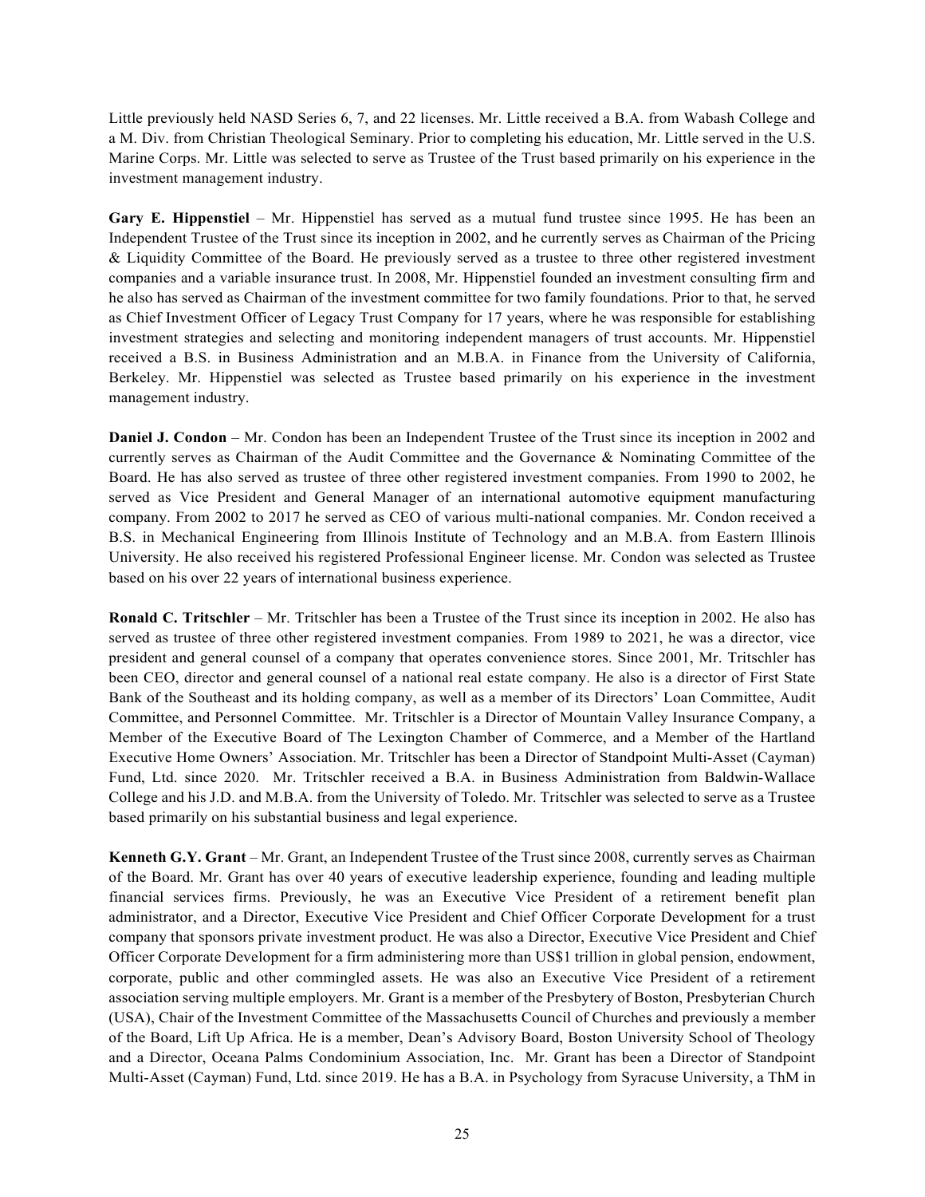Little previously held NASD Series 6, 7, and 22 licenses. Mr. Little received a B.A. from Wabash College and a M. Div. from Christian Theological Seminary. Prior to completing his education, Mr. Little served in the U.S. Marine Corps. Mr. Little was selected to serve as Trustee of the Trust based primarily on his experience in the investment management industry.

**Gary E. Hippenstiel** – Mr. Hippenstiel has served as a mutual fund trustee since 1995. He has been an Independent Trustee of the Trust since its inception in 2002, and he currently serves as Chairman of the Pricing & Liquidity Committee of the Board. He previously served as a trustee to three other registered investment companies and a variable insurance trust. In 2008, Mr. Hippenstiel founded an investment consulting firm and he also has served as Chairman of the investment committee for two family foundations. Prior to that, he served as Chief Investment Officer of Legacy Trust Company for 17 years, where he was responsible for establishing investment strategies and selecting and monitoring independent managers of trust accounts. Mr. Hippenstiel received a B.S. in Business Administration and an M.B.A. in Finance from the University of California, Berkeley. Mr. Hippenstiel was selected as Trustee based primarily on his experience in the investment management industry.

**Daniel J. Condon** – Mr. Condon has been an Independent Trustee of the Trust since its inception in 2002 and currently serves as Chairman of the Audit Committee and the Governance & Nominating Committee of the Board. He has also served as trustee of three other registered investment companies. From 1990 to 2002, he served as Vice President and General Manager of an international automotive equipment manufacturing company. From 2002 to 2017 he served as CEO of various multi-national companies. Mr. Condon received a B.S. in Mechanical Engineering from Illinois Institute of Technology and an M.B.A. from Eastern Illinois University. He also received his registered Professional Engineer license. Mr. Condon was selected as Trustee based on his over 22 years of international business experience.

**Ronald C. Tritschler** – Mr. Tritschler has been a Trustee of the Trust since its inception in 2002. He also has served as trustee of three other registered investment companies. From 1989 to 2021, he was a director, vice president and general counsel of a company that operates convenience stores. Since 2001, Mr. Tritschler has been CEO, director and general counsel of a national real estate company. He also is a director of First State Bank of the Southeast and its holding company, as well as a member of its Directors' Loan Committee, Audit Committee, and Personnel Committee. Mr. Tritschler is a Director of Mountain Valley Insurance Company, a Member of the Executive Board of The Lexington Chamber of Commerce, and a Member of the Hartland Executive Home Owners' Association. Mr. Tritschler has been a Director of Standpoint Multi-Asset (Cayman) Fund, Ltd. since 2020. Mr. Tritschler received a B.A. in Business Administration from Baldwin-Wallace College and his J.D. and M.B.A. from the University of Toledo. Mr. Tritschler was selected to serve as a Trustee based primarily on his substantial business and legal experience.

**Kenneth G.Y. Grant** – Mr. Grant, an Independent Trustee of the Trust since 2008, currently serves as Chairman of the Board. Mr. Grant has over 40 years of executive leadership experience, founding and leading multiple financial services firms. Previously, he was an Executive Vice President of a retirement benefit plan administrator, and a Director, Executive Vice President and Chief Officer Corporate Development for a trust company that sponsors private investment product. He was also a Director, Executive Vice President and Chief Officer Corporate Development for a firm administering more than US$1 trillion in global pension, endowment, corporate, public and other commingled assets. He was also an Executive Vice President of a retirement association serving multiple employers. Mr. Grant is a member of the Presbytery of Boston, Presbyterian Church (USA), Chair of the Investment Committee of the Massachusetts Council of Churches and previously a member of the Board, Lift Up Africa. He is a member, Dean's Advisory Board, Boston University School of Theology and a Director, Oceana Palms Condominium Association, Inc. Mr. Grant has been a Director of Standpoint Multi-Asset (Cayman) Fund, Ltd. since 2019. He has a B.A. in Psychology from Syracuse University, a ThM in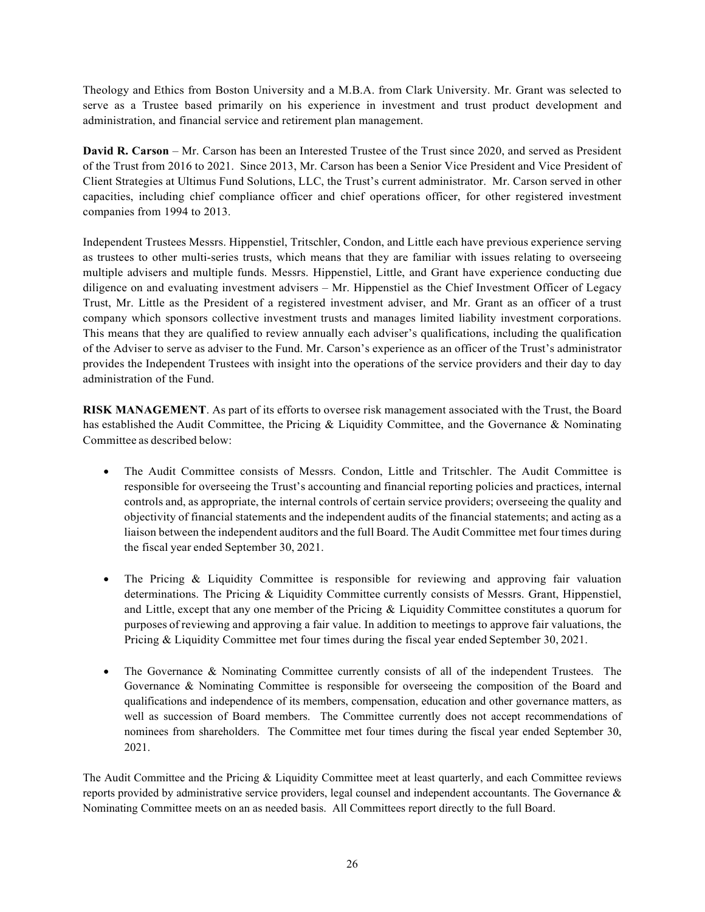Theology and Ethics from Boston University and a M.B.A. from Clark University. Mr. Grant was selected to serve as a Trustee based primarily on his experience in investment and trust product development and administration, and financial service and retirement plan management.

**David R. Carson** – Mr. Carson has been an Interested Trustee of the Trust since 2020, and served as President of the Trust from 2016 to 2021. Since 2013, Mr. Carson has been a Senior Vice President and Vice President of Client Strategies at Ultimus Fund Solutions, LLC, the Trust's current administrator. Mr. Carson served in other capacities, including chief compliance officer and chief operations officer, for other registered investment companies from 1994 to 2013.

Independent Trustees Messrs. Hippenstiel, Tritschler, Condon, and Little each have previous experience serving as trustees to other multi-series trusts, which means that they are familiar with issues relating to overseeing multiple advisers and multiple funds. Messrs. Hippenstiel, Little, and Grant have experience conducting due diligence on and evaluating investment advisers – Mr. Hippenstiel as the Chief Investment Officer of Legacy Trust, Mr. Little as the President of a registered investment adviser, and Mr. Grant as an officer of a trust company which sponsors collective investment trusts and manages limited liability investment corporations. This means that they are qualified to review annually each adviser's qualifications, including the qualification of the Adviser to serve as adviser to the Fund. Mr. Carson's experience as an officer of the Trust's administrator provides the Independent Trustees with insight into the operations of the service providers and their day to day administration of the Fund.

**RISK MANAGEMENT**. As part of its efforts to oversee risk management associated with the Trust, the Board has established the Audit Committee, the Pricing & Liquidity Committee, and the Governance & Nominating Committee as described below:

- The Audit Committee consists of Messrs. Condon, Little and Tritschler. The Audit Committee is responsible for overseeing the Trust's accounting and financial reporting policies and practices, internal controls and, as appropriate, the internal controls of certain service providers; overseeing the quality and objectivity of financial statements and the independent audits of the financial statements; and acting as a liaison between the independent auditors and the full Board. The Audit Committee met four times during the fiscal year ended September 30, 2021.

- The Pricing & Liquidity Committee is responsible for reviewing and approving fair valuation determinations. The Pricing & Liquidity Committee currently consists of Messrs. Grant, Hippenstiel, and Little, except that any one member of the Pricing & Liquidity Committee constitutes a quorum for purposes of reviewing and approving a fair value. In addition to meetings to approve fair valuations, the Pricing & Liquidity Committee met four times during the fiscal year ended September 30, 2021.

- The Governance & Nominating Committee currently consists of all of the independent Trustees. The Governance & Nominating Committee is responsible for overseeing the composition of the Board and qualifications and independence of its members, compensation, education and other governance matters, as well as succession of Board members. The Committee currently does not accept recommendations of nominees from shareholders. The Committee met four times during the fiscal year ended September 30, 2021.

The Audit Committee and the Pricing & Liquidity Committee meet at least quarterly, and each Committee reviews reports provided by administrative service providers, legal counsel and independent accountants. The Governance & Nominating Committee meets on an as needed basis. All Committees report directly to the full Board.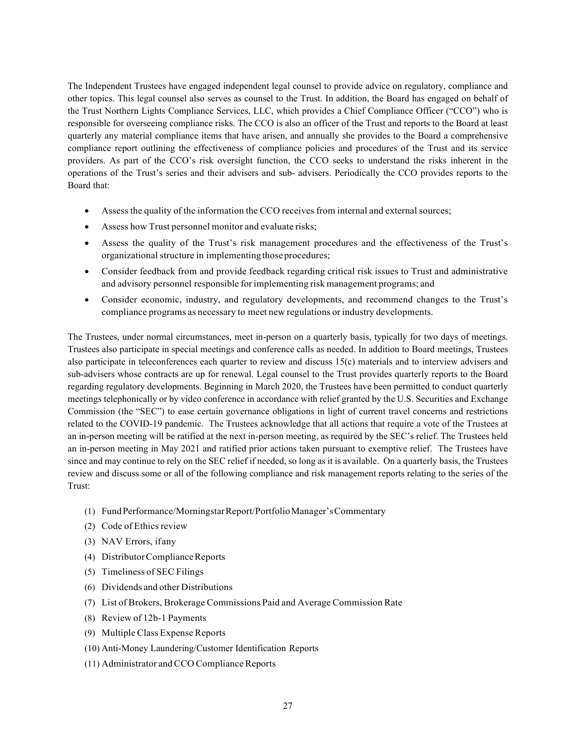The Independent Trustees have engaged independent legal counsel to provide advice on regulatory, compliance and other topics. This legal counsel also serves as counsel to the Trust. In addition, the Board has engaged on behalf of the Trust Northern Lights Compliance Services, LLC, which provides a Chief Compliance Officer ("CCO") who is responsible for overseeing compliance risks. The CCO is also an officer of the Trust and reports to the Board at least quarterly any material compliance items that have arisen, and annually she provides to the Board a comprehensive compliance report outlining the effectiveness of compliance policies and procedures of the Trust and its service providers. As part of the CCO's risk oversight function, the CCO seeks to understand the risks inherent in the operations of the Trust's series and their advisers and sub- advisers. Periodically the CCO provides reports to the Board that:

- Assess the quality of the information the CCO receives from internal and external sources;
- Assess how Trust personnel monitor and evaluate risks;
- Assess the quality of the Trust's risk management procedures and the effectiveness of the Trust's organizational structure in implementing those procedures;
- Consider feedback from and provide feedback regarding critical risk issues to Trust and administrative and advisory personnel responsible for implementing risk management programs; and
- Consider economic, industry, and regulatory developments, and recommend changes to the Trust's compliance programs as necessary to meet new regulations or industry developments.

The Trustees, under normal circumstances, meet in-person on a quarterly basis, typically for two days of meetings. Trustees also participate in special meetings and conference calls as needed. In addition to Board meetings, Trustees also participate in teleconferences each quarter to review and discuss 15(c) materials and to interview advisers and sub-advisers whose contracts are up for renewal. Legal counsel to the Trust provides quarterly reports to the Board regarding regulatory developments. Beginning in March 2020, the Trustees have been permitted to conduct quarterly meetings telephonically or by video conference in accordance with relief granted by the U.S. Securities and Exchange Commission (the "SEC") to ease certain governance obligations in light of current travel concerns and restrictions related to the COVID-19 pandemic. The Trustees acknowledge that all actions that require a vote of the Trustees at an in-person meeting will be ratified at the next in-person meeting, as required by the SEC's relief. The Trustees held an in-person meeting in May 2021 and ratified prior actions taken pursuant to exemptive relief. The Trustees have since and may continue to rely on the SEC relief if needed, so long as it is available. On a quarterly basis, the Trustees review and discuss some or all of the following compliance and risk management reports relating to the series of the Trust:

(1) Fund Performance/Morningstar Report/Portfolio Manager's Commentary
(2) Code of Ethics review
(3) NAV Errors, if any
(4) Distributor Compliance Reports
(5) Timeliness of SEC Filings
(6) Dividends and other Distributions
(7) List of Brokers, Brokerage Commissions Paid and Average Commission Rate
(8) Review of 12b-1 Payments
(9) Multiple Class Expense Reports
(10) Anti-Money Laundering/Customer Identification Reports
(11) Administrator and CCO Compliance Reports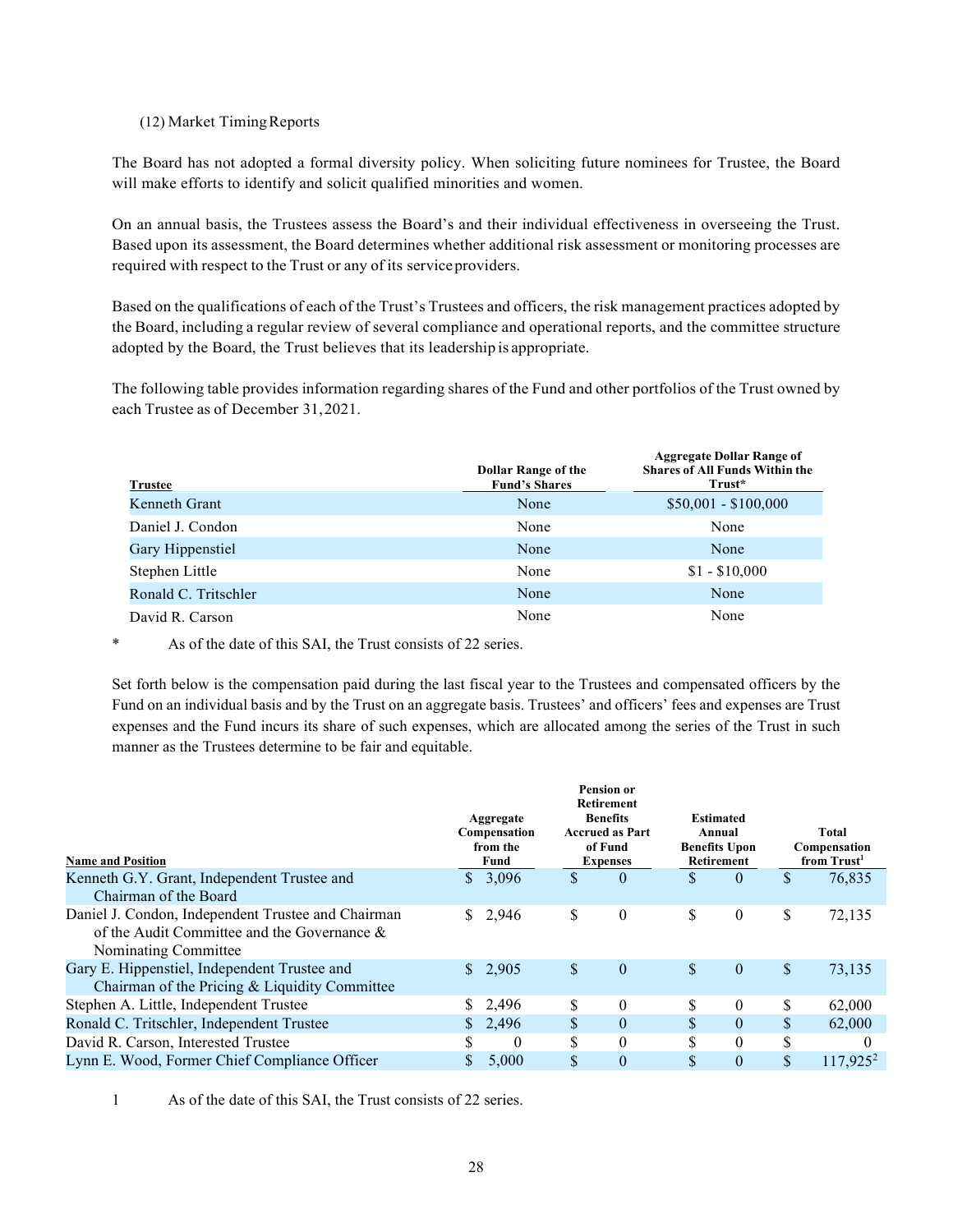(12) Market Timing Reports

The Board has not adopted a formal diversity policy. When soliciting future nominees for Trustee, the Board will make efforts to identify and solicit qualified minorities and women.

On an annual basis, the Trustees assess the Board's and their individual effectiveness in overseeing the Trust. Based upon its assessment, the Board determines whether additional risk assessment or monitoring processes are required with respect to the Trust or any of its service providers.

Based on the qualifications of each of the Trust's Trustees and officers, the risk management practices adopted by the Board, including a regular review of several compliance and operational reports, and the committee structure adopted by the Board, the Trust believes that its leadership is appropriate.

The following table provides information regarding shares of the Fund and other portfolios of the Trust owned by each Trustee as of December 31, 2021.

| Trustee | Dollar Range of the Fund's Shares | Aggregate Dollar Range of Shares of All Funds Within the Trust* |
|---|---|---|
| Kenneth Grant | None | $50,001 - $100,000 |
| Daniel J. Condon | None | None |
| Gary Hippenstiel | None | None |
| Stephen Little | None | $1 - $10,000 |
| Ronald C. Tritschler | None | None |
| David R. Carson | None | None |

\* As of the date of this SAI, the Trust consists of 22 series.

Set forth below is the compensation paid during the last fiscal year to the Trustees and compensated officers by the Fund on an individual basis and by the Trust on an aggregate basis. Trustees' and officers' fees and expenses are Trust expenses and the Fund incurs its share of such expenses, which are allocated among the series of the Trust in such manner as the Trustees determine to be fair and equitable.

| Name and Position | Aggregate Compensation from the Fund | Pension or Retirement Benefits Accrued as Part of Fund Expenses | Estimated Annual Benefits Upon Retirement | Total Compensation from Trust[1] |
|---|---|---|---|---|
| Kenneth G.Y. Grant, Independent Trustee and Chairman of the Board | $ 3,096 | $ 0 | $ 0 | $ 76,835 |
| Daniel J. Condon, Independent Trustee and Chairman of the Audit Committee and the Governance & Nominating Committee | $ 2,946 | $ 0 | $ 0 | $ 72,135 |
| Gary E. Hippenstiel, Independent Trustee and Chairman of the Pricing & Liquidity Committee | $ 2,905 | $ 0 | $ 0 | $ 73,135 |
| Stephen A. Little, Independent Trustee | $ 2,496 | $ 0 | $ 0 | $ 62,000 |
| Ronald C. Tritschler, Independent Trustee | $ 2,496 | $ 0 | $ 0 | $ 62,000 |
| David R. Carson, Interested Trustee | $ 0 | $ 0 | $ 0 | $ 0 |
| Lynn E. Wood, Former Chief Compliance Officer | $ 5,000 | $ 0 | $ 0 | $ 117,925[2] |

1 As of the date of this SAI, the Trust consists of 22 series.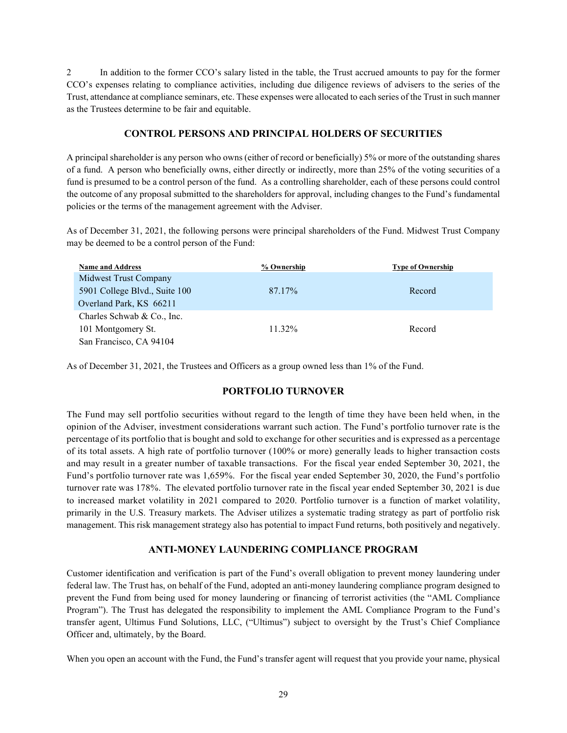2 In addition to the former CCO's salary listed in the table, the Trust accrued amounts to pay for the former CCO's expenses relating to compliance activities, including due diligence reviews of advisers to the series of the Trust, attendance at compliance seminars, etc. These expenses were allocated to each series of the Trust in such manner as the Trustees determine to be fair and equitable.

## CONTROL PERSONS AND PRINCIPAL HOLDERS OF SECURITIES

A principal shareholder is any person who owns (either of record or beneficially) 5% or more of the outstanding shares of a fund. A person who beneficially owns, either directly or indirectly, more than 25% of the voting securities of a fund is presumed to be a control person of the fund. As a controlling shareholder, each of these persons could control the outcome of any proposal submitted to the shareholders for approval, including changes to the Fund's fundamental policies or the terms of the management agreement with the Adviser.

As of December 31, 2021, the following persons were principal shareholders of the Fund. Midwest Trust Company may be deemed to be a control person of the Fund:

| Name and Address | % Ownership | Type of Ownership |
|---|---|---|
| Midwest Trust Company<br>5901 College Blvd., Suite 100<br>Overland Park, KS 66211 | 87.17% | Record |
| Charles Schwab & Co., Inc.<br>101 Montgomery St.<br>San Francisco, CA 94104 | 11.32% | Record |

As of December 31, 2021, the Trustees and Officers as a group owned less than 1% of the Fund.

## PORTFOLIO TURNOVER

The Fund may sell portfolio securities without regard to the length of time they have been held when, in the opinion of the Adviser, investment considerations warrant such action. The Fund's portfolio turnover rate is the percentage of its portfolio that is bought and sold to exchange for other securities and is expressed as a percentage of its total assets. A high rate of portfolio turnover (100% or more) generally leads to higher transaction costs and may result in a greater number of taxable transactions. For the fiscal year ended September 30, 2021, the Fund's portfolio turnover rate was 1,659%. For the fiscal year ended September 30, 2020, the Fund's portfolio turnover rate was 178%. The elevated portfolio turnover rate in the fiscal year ended September 30, 2021 is due to increased market volatility in 2021 compared to 2020. Portfolio turnover is a function of market volatility, primarily in the U.S. Treasury markets. The Adviser utilizes a systematic trading strategy as part of portfolio risk management. This risk management strategy also has potential to impact Fund returns, both positively and negatively.

## ANTI-MONEY LAUNDERING COMPLIANCE PROGRAM

Customer identification and verification is part of the Fund's overall obligation to prevent money laundering under federal law. The Trust has, on behalf of the Fund, adopted an anti-money laundering compliance program designed to prevent the Fund from being used for money laundering or financing of terrorist activities (the "AML Compliance Program"). The Trust has delegated the responsibility to implement the AML Compliance Program to the Fund's transfer agent, Ultimus Fund Solutions, LLC, ("Ultimus") subject to oversight by the Trust's Chief Compliance Officer and, ultimately, by the Board.

When you open an account with the Fund, the Fund's transfer agent will request that you provide your name, physical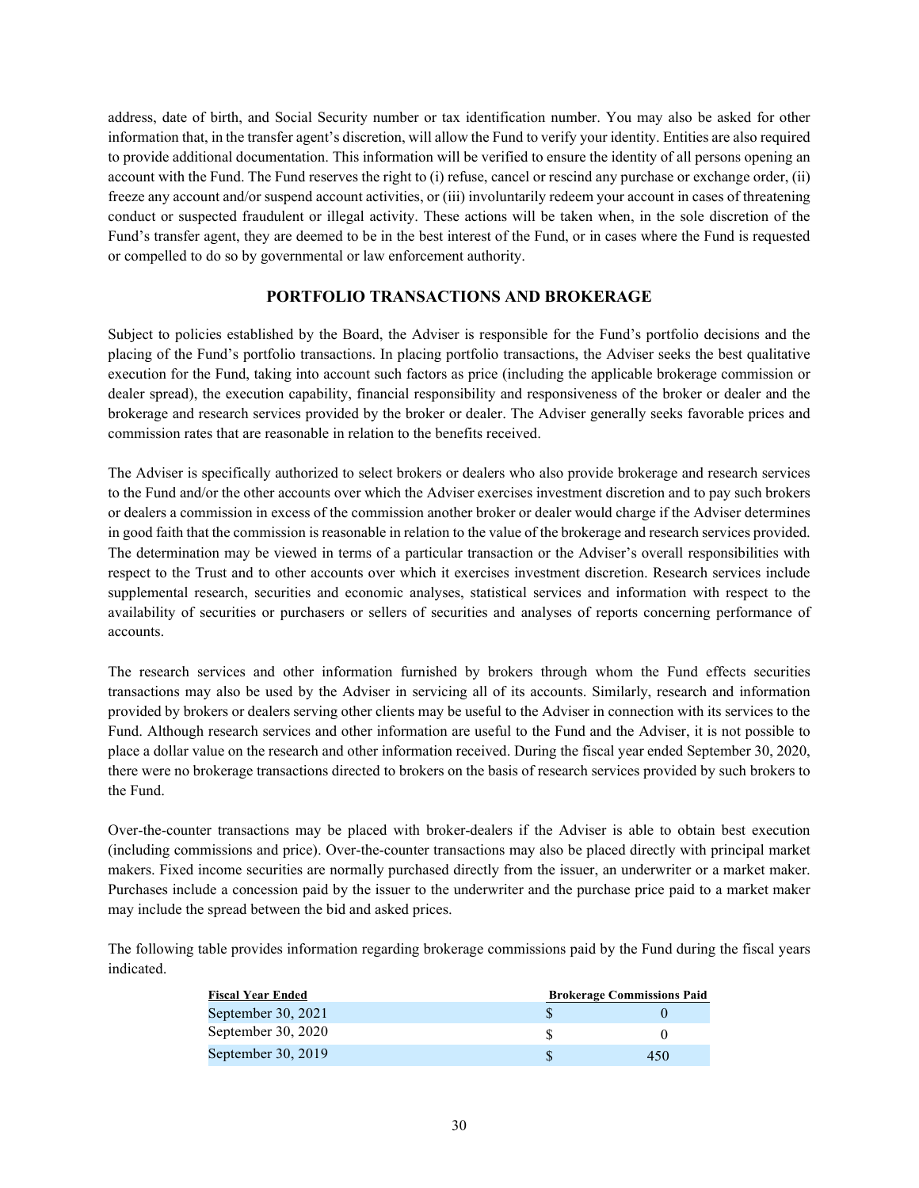address, date of birth, and Social Security number or tax identification number. You may also be asked for other information that, in the transfer agent's discretion, will allow the Fund to verify your identity. Entities are also required to provide additional documentation. This information will be verified to ensure the identity of all persons opening an account with the Fund. The Fund reserves the right to (i) refuse, cancel or rescind any purchase or exchange order, (ii) freeze any account and/or suspend account activities, or (iii) involuntarily redeem your account in cases of threatening conduct or suspected fraudulent or illegal activity. These actions will be taken when, in the sole discretion of the Fund's transfer agent, they are deemed to be in the best interest of the Fund, or in cases where the Fund is requested or compelled to do so by governmental or law enforcement authority.

## PORTFOLIO TRANSACTIONS AND BROKERAGE

Subject to policies established by the Board, the Adviser is responsible for the Fund's portfolio decisions and the placing of the Fund's portfolio transactions. In placing portfolio transactions, the Adviser seeks the best qualitative execution for the Fund, taking into account such factors as price (including the applicable brokerage commission or dealer spread), the execution capability, financial responsibility and responsiveness of the broker or dealer and the brokerage and research services provided by the broker or dealer. The Adviser generally seeks favorable prices and commission rates that are reasonable in relation to the benefits received.

The Adviser is specifically authorized to select brokers or dealers who also provide brokerage and research services to the Fund and/or the other accounts over which the Adviser exercises investment discretion and to pay such brokers or dealers a commission in excess of the commission another broker or dealer would charge if the Adviser determines in good faith that the commission is reasonable in relation to the value of the brokerage and research services provided. The determination may be viewed in terms of a particular transaction or the Adviser's overall responsibilities with respect to the Trust and to other accounts over which it exercises investment discretion. Research services include supplemental research, securities and economic analyses, statistical services and information with respect to the availability of securities or purchasers or sellers of securities and analyses of reports concerning performance of accounts.

The research services and other information furnished by brokers through whom the Fund effects securities transactions may also be used by the Adviser in servicing all of its accounts. Similarly, research and information provided by brokers or dealers serving other clients may be useful to the Adviser in connection with its services to the Fund. Although research services and other information are useful to the Fund and the Adviser, it is not possible to place a dollar value on the research and other information received. During the fiscal year ended September 30, 2020, there were no brokerage transactions directed to brokers on the basis of research services provided by such brokers to the Fund.

Over-the-counter transactions may be placed with broker-dealers if the Adviser is able to obtain best execution (including commissions and price). Over-the-counter transactions may also be placed directly with principal market makers. Fixed income securities are normally purchased directly from the issuer, an underwriter or a market maker. Purchases include a concession paid by the issuer to the underwriter and the purchase price paid to a market maker may include the spread between the bid and asked prices.

The following table provides information regarding brokerage commissions paid by the Fund during the fiscal years indicated.

| Fiscal Year Ended | Brokerage Commissions Paid |
|---|---|
| September 30, 2021 | $ 0 |
| September 30, 2020 | $ 0 |
| September 30, 2019 | $ 450 |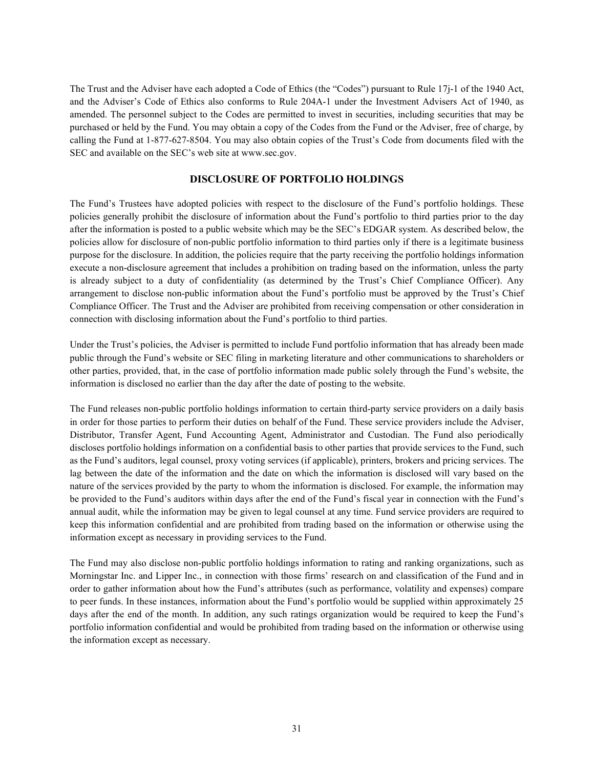The Trust and the Adviser have each adopted a Code of Ethics (the "Codes") pursuant to Rule 17j-1 of the 1940 Act, and the Adviser's Code of Ethics also conforms to Rule 204A-1 under the Investment Advisers Act of 1940, as amended. The personnel subject to the Codes are permitted to invest in securities, including securities that may be purchased or held by the Fund. You may obtain a copy of the Codes from the Fund or the Adviser, free of charge, by calling the Fund at 1-877-627-8504. You may also obtain copies of the Trust's Code from documents filed with the SEC and available on the SEC's web site at www.sec.gov.

## DISCLOSURE OF PORTFOLIO HOLDINGS

The Fund's Trustees have adopted policies with respect to the disclosure of the Fund's portfolio holdings. These policies generally prohibit the disclosure of information about the Fund's portfolio to third parties prior to the day after the information is posted to a public website which may be the SEC's EDGAR system. As described below, the policies allow for disclosure of non-public portfolio information to third parties only if there is a legitimate business purpose for the disclosure. In addition, the policies require that the party receiving the portfolio holdings information execute a non-disclosure agreement that includes a prohibition on trading based on the information, unless the party is already subject to a duty of confidentiality (as determined by the Trust's Chief Compliance Officer). Any arrangement to disclose non-public information about the Fund's portfolio must be approved by the Trust's Chief Compliance Officer. The Trust and the Adviser are prohibited from receiving compensation or other consideration in connection with disclosing information about the Fund's portfolio to third parties.

Under the Trust's policies, the Adviser is permitted to include Fund portfolio information that has already been made public through the Fund's website or SEC filing in marketing literature and other communications to shareholders or other parties, provided, that, in the case of portfolio information made public solely through the Fund's website, the information is disclosed no earlier than the day after the date of posting to the website.

The Fund releases non-public portfolio holdings information to certain third-party service providers on a daily basis in order for those parties to perform their duties on behalf of the Fund. These service providers include the Adviser, Distributor, Transfer Agent, Fund Accounting Agent, Administrator and Custodian. The Fund also periodically discloses portfolio holdings information on a confidential basis to other parties that provide services to the Fund, such as the Fund's auditors, legal counsel, proxy voting services (if applicable), printers, brokers and pricing services. The lag between the date of the information and the date on which the information is disclosed will vary based on the nature of the services provided by the party to whom the information is disclosed. For example, the information may be provided to the Fund's auditors within days after the end of the Fund's fiscal year in connection with the Fund's annual audit, while the information may be given to legal counsel at any time. Fund service providers are required to keep this information confidential and are prohibited from trading based on the information or otherwise using the information except as necessary in providing services to the Fund.

The Fund may also disclose non-public portfolio holdings information to rating and ranking organizations, such as Morningstar Inc. and Lipper Inc., in connection with those firms' research on and classification of the Fund and in order to gather information about how the Fund's attributes (such as performance, volatility and expenses) compare to peer funds. In these instances, information about the Fund's portfolio would be supplied within approximately 25 days after the end of the month. In addition, any such ratings organization would be required to keep the Fund's portfolio information confidential and would be prohibited from trading based on the information or otherwise using the information except as necessary.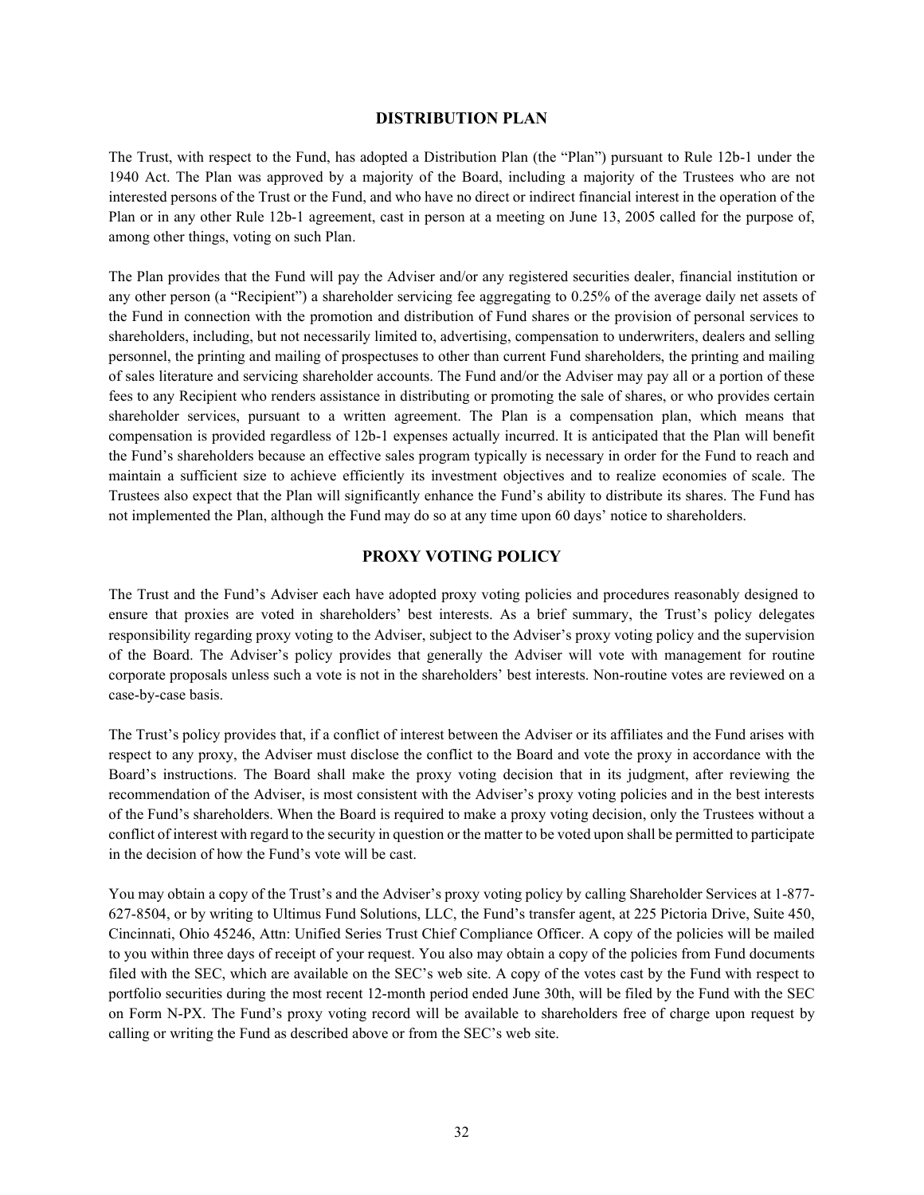## DISTRIBUTION PLAN

The Trust, with respect to the Fund, has adopted a Distribution Plan (the "Plan") pursuant to Rule 12b-1 under the 1940 Act. The Plan was approved by a majority of the Board, including a majority of the Trustees who are not interested persons of the Trust or the Fund, and who have no direct or indirect financial interest in the operation of the Plan or in any other Rule 12b-1 agreement, cast in person at a meeting on June 13, 2005 called for the purpose of, among other things, voting on such Plan.

The Plan provides that the Fund will pay the Adviser and/or any registered securities dealer, financial institution or any other person (a "Recipient") a shareholder servicing fee aggregating to 0.25% of the average daily net assets of the Fund in connection with the promotion and distribution of Fund shares or the provision of personal services to shareholders, including, but not necessarily limited to, advertising, compensation to underwriters, dealers and selling personnel, the printing and mailing of prospectuses to other than current Fund shareholders, the printing and mailing of sales literature and servicing shareholder accounts. The Fund and/or the Adviser may pay all or a portion of these fees to any Recipient who renders assistance in distributing or promoting the sale of shares, or who provides certain shareholder services, pursuant to a written agreement. The Plan is a compensation plan, which means that compensation is provided regardless of 12b-1 expenses actually incurred. It is anticipated that the Plan will benefit the Fund's shareholders because an effective sales program typically is necessary in order for the Fund to reach and maintain a sufficient size to achieve efficiently its investment objectives and to realize economies of scale. The Trustees also expect that the Plan will significantly enhance the Fund's ability to distribute its shares. The Fund has not implemented the Plan, although the Fund may do so at any time upon 60 days' notice to shareholders.

## PROXY VOTING POLICY

The Trust and the Fund's Adviser each have adopted proxy voting policies and procedures reasonably designed to ensure that proxies are voted in shareholders' best interests. As a brief summary, the Trust's policy delegates responsibility regarding proxy voting to the Adviser, subject to the Adviser's proxy voting policy and the supervision of the Board. The Adviser's policy provides that generally the Adviser will vote with management for routine corporate proposals unless such a vote is not in the shareholders' best interests. Non-routine votes are reviewed on a case-by-case basis.

The Trust's policy provides that, if a conflict of interest between the Adviser or its affiliates and the Fund arises with respect to any proxy, the Adviser must disclose the conflict to the Board and vote the proxy in accordance with the Board's instructions. The Board shall make the proxy voting decision that in its judgment, after reviewing the recommendation of the Adviser, is most consistent with the Adviser's proxy voting policies and in the best interests of the Fund's shareholders. When the Board is required to make a proxy voting decision, only the Trustees without a conflict of interest with regard to the security in question or the matter to be voted upon shall be permitted to participate in the decision of how the Fund's vote will be cast.

You may obtain a copy of the Trust's and the Adviser's proxy voting policy by calling Shareholder Services at 1-877-627-8504, or by writing to Ultimus Fund Solutions, LLC, the Fund's transfer agent, at 225 Pictoria Drive, Suite 450, Cincinnati, Ohio 45246, Attn: Unified Series Trust Chief Compliance Officer. A copy of the policies will be mailed to you within three days of receipt of your request. You also may obtain a copy of the policies from Fund documents filed with the SEC, which are available on the SEC's web site. A copy of the votes cast by the Fund with respect to portfolio securities during the most recent 12-month period ended June 30th, will be filed by the Fund with the SEC on Form N-PX. The Fund's proxy voting record will be available to shareholders free of charge upon request by calling or writing the Fund as described above or from the SEC's web site.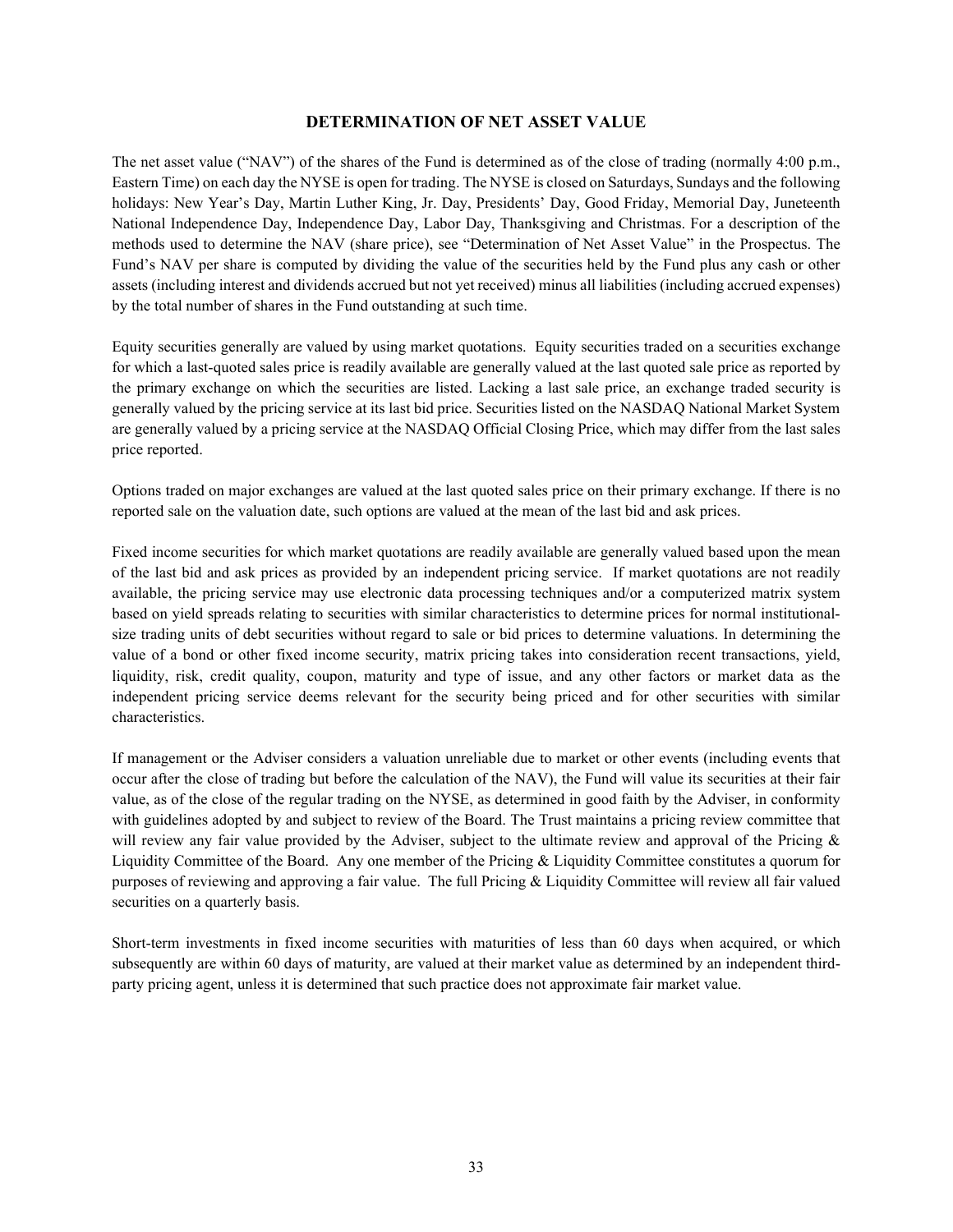## DETERMINATION OF NET ASSET VALUE

The net asset value ("NAV") of the shares of the Fund is determined as of the close of trading (normally 4:00 p.m., Eastern Time) on each day the NYSE is open for trading. The NYSE is closed on Saturdays, Sundays and the following holidays: New Year's Day, Martin Luther King, Jr. Day, Presidents' Day, Good Friday, Memorial Day, Juneteenth National Independence Day, Independence Day, Labor Day, Thanksgiving and Christmas. For a description of the methods used to determine the NAV (share price), see "Determination of Net Asset Value" in the Prospectus. The Fund's NAV per share is computed by dividing the value of the securities held by the Fund plus any cash or other assets (including interest and dividends accrued but not yet received) minus all liabilities (including accrued expenses) by the total number of shares in the Fund outstanding at such time.

Equity securities generally are valued by using market quotations. Equity securities traded on a securities exchange for which a last-quoted sales price is readily available are generally valued at the last quoted sale price as reported by the primary exchange on which the securities are listed. Lacking a last sale price, an exchange traded security is generally valued by the pricing service at its last bid price. Securities listed on the NASDAQ National Market System are generally valued by a pricing service at the NASDAQ Official Closing Price, which may differ from the last sales price reported.

Options traded on major exchanges are valued at the last quoted sales price on their primary exchange. If there is no reported sale on the valuation date, such options are valued at the mean of the last bid and ask prices.

Fixed income securities for which market quotations are readily available are generally valued based upon the mean of the last bid and ask prices as provided by an independent pricing service. If market quotations are not readily available, the pricing service may use electronic data processing techniques and/or a computerized matrix system based on yield spreads relating to securities with similar characteristics to determine prices for normal institutional-size trading units of debt securities without regard to sale or bid prices to determine valuations. In determining the value of a bond or other fixed income security, matrix pricing takes into consideration recent transactions, yield, liquidity, risk, credit quality, coupon, maturity and type of issue, and any other factors or market data as the independent pricing service deems relevant for the security being priced and for other securities with similar characteristics.

If management or the Adviser considers a valuation unreliable due to market or other events (including events that occur after the close of trading but before the calculation of the NAV), the Fund will value its securities at their fair value, as of the close of the regular trading on the NYSE, as determined in good faith by the Adviser, in conformity with guidelines adopted by and subject to review of the Board. The Trust maintains a pricing review committee that will review any fair value provided by the Adviser, subject to the ultimate review and approval of the Pricing & Liquidity Committee of the Board. Any one member of the Pricing & Liquidity Committee constitutes a quorum for purposes of reviewing and approving a fair value. The full Pricing & Liquidity Committee will review all fair valued securities on a quarterly basis.

Short-term investments in fixed income securities with maturities of less than 60 days when acquired, or which subsequently are within 60 days of maturity, are valued at their market value as determined by an independent third-party pricing agent, unless it is determined that such practice does not approximate fair market value.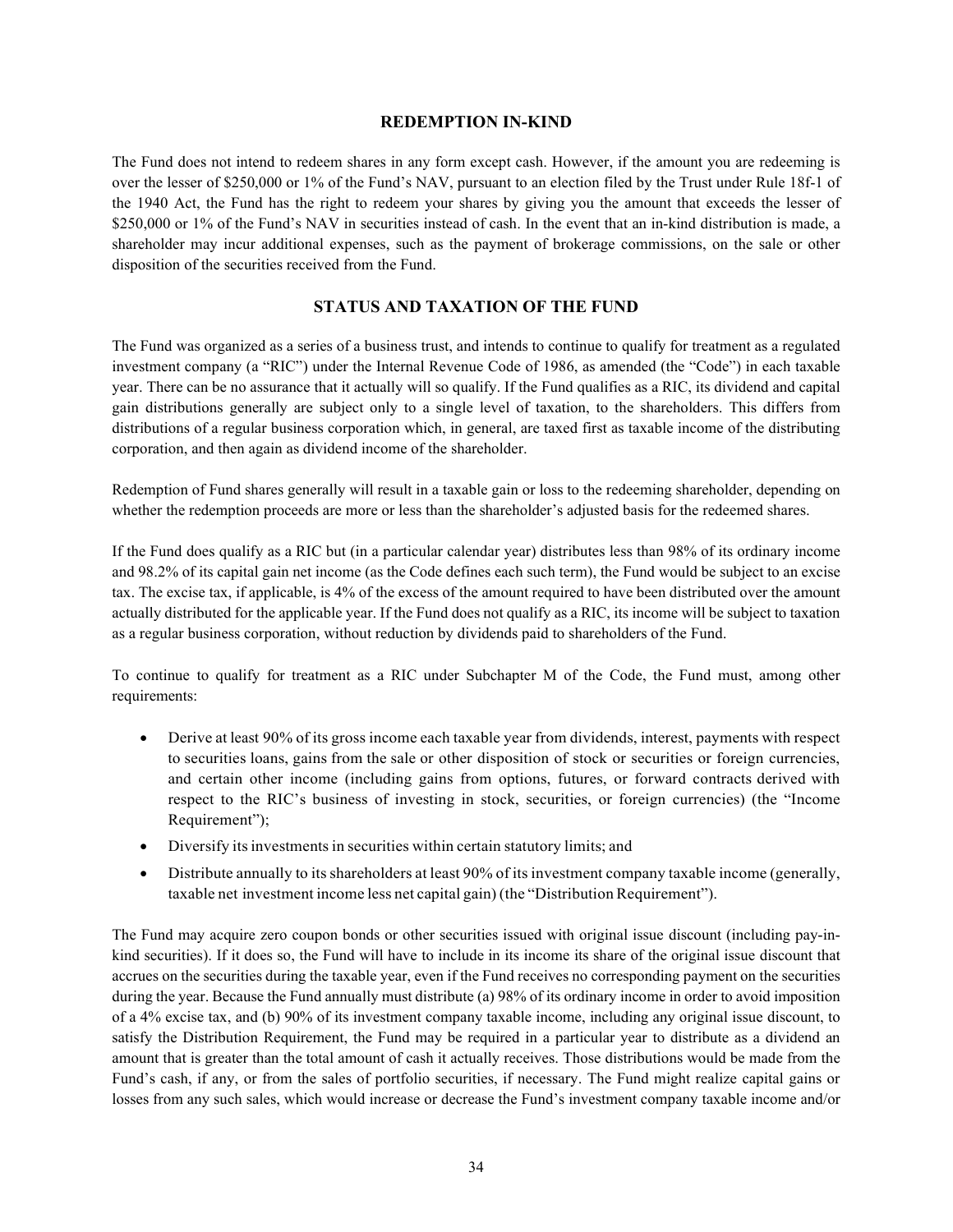## REDEMPTION IN-KIND

The Fund does not intend to redeem shares in any form except cash. However, if the amount you are redeeming is over the lesser of $250,000 or 1% of the Fund's NAV, pursuant to an election filed by the Trust under Rule 18f-1 of the 1940 Act, the Fund has the right to redeem your shares by giving you the amount that exceeds the lesser of $250,000 or 1% of the Fund's NAV in securities instead of cash. In the event that an in-kind distribution is made, a shareholder may incur additional expenses, such as the payment of brokerage commissions, on the sale or other disposition of the securities received from the Fund.

## STATUS AND TAXATION OF THE FUND

The Fund was organized as a series of a business trust, and intends to continue to qualify for treatment as a regulated investment company (a "RIC") under the Internal Revenue Code of 1986, as amended (the "Code") in each taxable year. There can be no assurance that it actually will so qualify. If the Fund qualifies as a RIC, its dividend and capital gain distributions generally are subject only to a single level of taxation, to the shareholders. This differs from distributions of a regular business corporation which, in general, are taxed first as taxable income of the distributing corporation, and then again as dividend income of the shareholder.

Redemption of Fund shares generally will result in a taxable gain or loss to the redeeming shareholder, depending on whether the redemption proceeds are more or less than the shareholder's adjusted basis for the redeemed shares.

If the Fund does qualify as a RIC but (in a particular calendar year) distributes less than 98% of its ordinary income and 98.2% of its capital gain net income (as the Code defines each such term), the Fund would be subject to an excise tax. The excise tax, if applicable, is 4% of the excess of the amount required to have been distributed over the amount actually distributed for the applicable year. If the Fund does not qualify as a RIC, its income will be subject to taxation as a regular business corporation, without reduction by dividends paid to shareholders of the Fund.

To continue to qualify for treatment as a RIC under Subchapter M of the Code, the Fund must, among other requirements:

- Derive at least 90% of its gross income each taxable year from dividends, interest, payments with respect to securities loans, gains from the sale or other disposition of stock or securities or foreign currencies, and certain other income (including gains from options, futures, or forward contracts derived with respect to the RIC's business of investing in stock, securities, or foreign currencies) (the "Income Requirement");
- Diversify its investments in securities within certain statutory limits; and
- Distribute annually to its shareholders at least 90% of its investment company taxable income (generally, taxable net investment income less net capital gain) (the "Distribution Requirement").

The Fund may acquire zero coupon bonds or other securities issued with original issue discount (including pay-in-kind securities). If it does so, the Fund will have to include in its income its share of the original issue discount that accrues on the securities during the taxable year, even if the Fund receives no corresponding payment on the securities during the year. Because the Fund annually must distribute (a) 98% of its ordinary income in order to avoid imposition of a 4% excise tax, and (b) 90% of its investment company taxable income, including any original issue discount, to satisfy the Distribution Requirement, the Fund may be required in a particular year to distribute as a dividend an amount that is greater than the total amount of cash it actually receives. Those distributions would be made from the Fund's cash, if any, or from the sales of portfolio securities, if necessary. The Fund might realize capital gains or losses from any such sales, which would increase or decrease the Fund's investment company taxable income and/or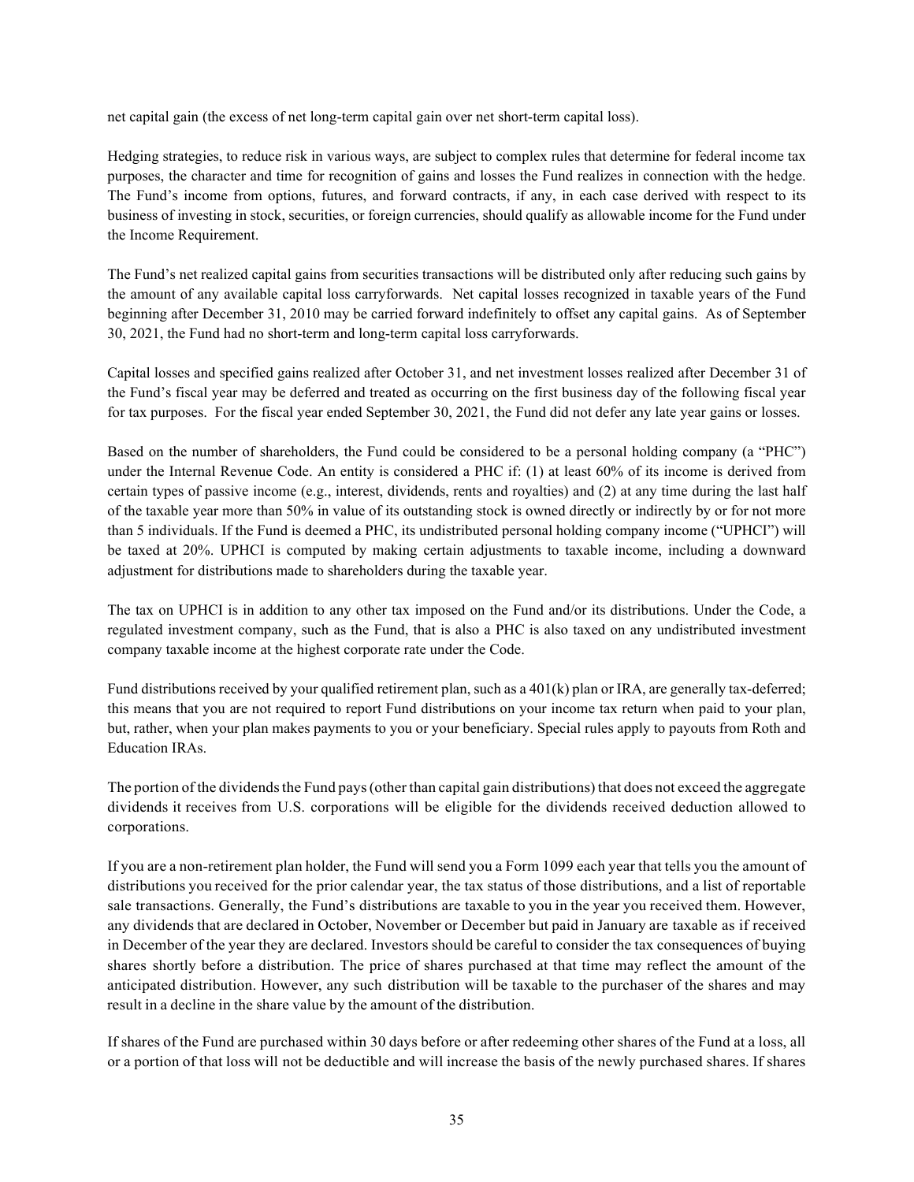net capital gain (the excess of net long-term capital gain over net short-term capital loss).

Hedging strategies, to reduce risk in various ways, are subject to complex rules that determine for federal income tax purposes, the character and time for recognition of gains and losses the Fund realizes in connection with the hedge. The Fund's income from options, futures, and forward contracts, if any, in each case derived with respect to its business of investing in stock, securities, or foreign currencies, should qualify as allowable income for the Fund under the Income Requirement.

The Fund's net realized capital gains from securities transactions will be distributed only after reducing such gains by the amount of any available capital loss carryforwards. Net capital losses recognized in taxable years of the Fund beginning after December 31, 2010 may be carried forward indefinitely to offset any capital gains. As of September 30, 2021, the Fund had no short-term and long-term capital loss carryforwards.

Capital losses and specified gains realized after October 31, and net investment losses realized after December 31 of the Fund's fiscal year may be deferred and treated as occurring on the first business day of the following fiscal year for tax purposes. For the fiscal year ended September 30, 2021, the Fund did not defer any late year gains or losses.

Based on the number of shareholders, the Fund could be considered to be a personal holding company (a "PHC") under the Internal Revenue Code. An entity is considered a PHC if: (1) at least 60% of its income is derived from certain types of passive income (e.g., interest, dividends, rents and royalties) and (2) at any time during the last half of the taxable year more than 50% in value of its outstanding stock is owned directly or indirectly by or for not more than 5 individuals. If the Fund is deemed a PHC, its undistributed personal holding company income ("UPHCI") will be taxed at 20%. UPHCI is computed by making certain adjustments to taxable income, including a downward adjustment for distributions made to shareholders during the taxable year.

The tax on UPHCI is in addition to any other tax imposed on the Fund and/or its distributions. Under the Code, a regulated investment company, such as the Fund, that is also a PHC is also taxed on any undistributed investment company taxable income at the highest corporate rate under the Code.

Fund distributions received by your qualified retirement plan, such as a 401(k) plan or IRA, are generally tax-deferred; this means that you are not required to report Fund distributions on your income tax return when paid to your plan, but, rather, when your plan makes payments to you or your beneficiary. Special rules apply to payouts from Roth and Education IRAs.

The portion of the dividends the Fund pays (other than capital gain distributions) that does not exceed the aggregate dividends it receives from U.S. corporations will be eligible for the dividends received deduction allowed to corporations.

If you are a non-retirement plan holder, the Fund will send you a Form 1099 each year that tells you the amount of distributions you received for the prior calendar year, the tax status of those distributions, and a list of reportable sale transactions. Generally, the Fund's distributions are taxable to you in the year you received them. However, any dividends that are declared in October, November or December but paid in January are taxable as if received in December of the year they are declared. Investors should be careful to consider the tax consequences of buying shares shortly before a distribution. The price of shares purchased at that time may reflect the amount of the anticipated distribution. However, any such distribution will be taxable to the purchaser of the shares and may result in a decline in the share value by the amount of the distribution.

If shares of the Fund are purchased within 30 days before or after redeeming other shares of the Fund at a loss, all or a portion of that loss will not be deductible and will increase the basis of the newly purchased shares. If shares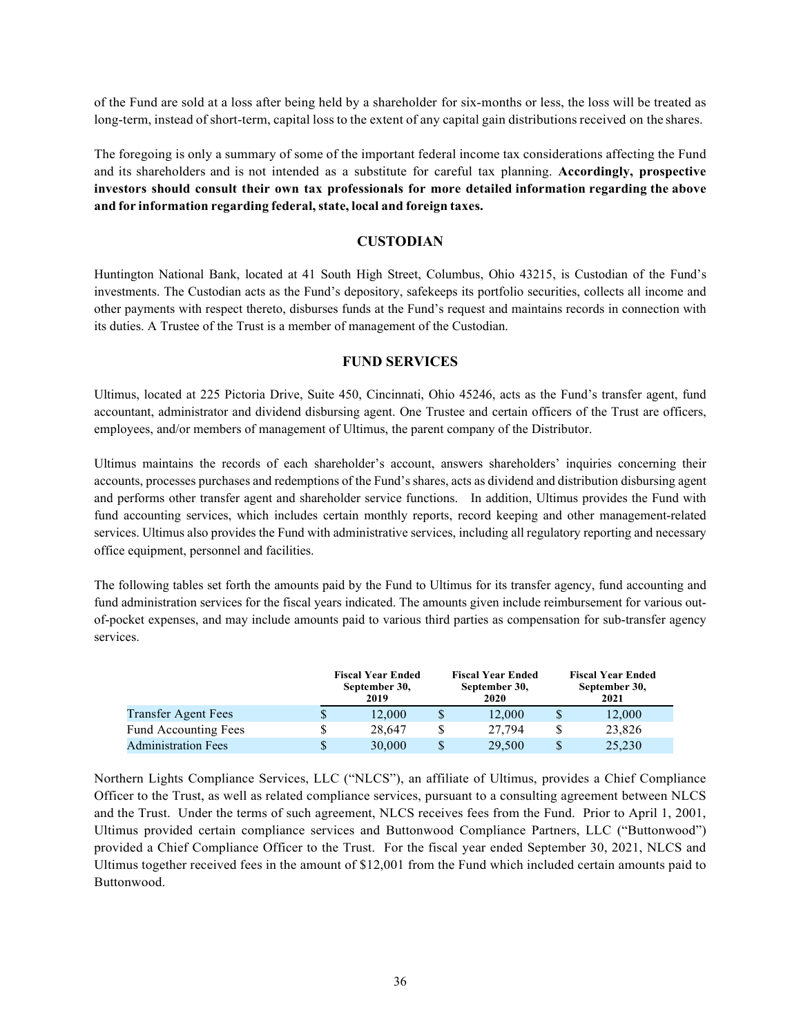of the Fund are sold at a loss after being held by a shareholder for six-months or less, the loss will be treated as long-term, instead of short-term, capital loss to the extent of any capital gain distributions received on the shares.

The foregoing is only a summary of some of the important federal income tax considerations affecting the Fund and its shareholders and is not intended as a substitute for careful tax planning. **Accordingly, prospective investors should consult their own tax professionals for more detailed information regarding the above and for information regarding federal, state, local and foreign taxes.**

## CUSTODIAN

Huntington National Bank, located at 41 South High Street, Columbus, Ohio 43215, is Custodian of the Fund's investments. The Custodian acts as the Fund's depository, safekeeps its portfolio securities, collects all income and other payments with respect thereto, disburses funds at the Fund's request and maintains records in connection with its duties. A Trustee of the Trust is a member of management of the Custodian.

## FUND SERVICES

Ultimus, located at 225 Pictoria Drive, Suite 450, Cincinnati, Ohio 45246, acts as the Fund's transfer agent, fund accountant, administrator and dividend disbursing agent. One Trustee and certain officers of the Trust are officers, employees, and/or members of management of Ultimus, the parent company of the Distributor.

Ultimus maintains the records of each shareholder's account, answers shareholders' inquiries concerning their accounts, processes purchases and redemptions of the Fund's shares, acts as dividend and distribution disbursing agent and performs other transfer agent and shareholder service functions. In addition, Ultimus provides the Fund with fund accounting services, which includes certain monthly reports, record keeping and other management-related services. Ultimus also provides the Fund with administrative services, including all regulatory reporting and necessary office equipment, personnel and facilities.

The following tables set forth the amounts paid by the Fund to Ultimus for its transfer agency, fund accounting and fund administration services for the fiscal years indicated. The amounts given include reimbursement for various out-of-pocket expenses, and may include amounts paid to various third parties as compensation for sub-transfer agency services.

| | Fiscal Year Ended September 30, 2019 | Fiscal Year Ended September 30, 2020 | Fiscal Year Ended September 30, 2021 |
|---|---|---|---|
| Transfer Agent Fees | $ 12,000 | $ 12,000 | $ 12,000 |
| Fund Accounting Fees | $ 28,647 | $ 27,794 | $ 23,826 |
| Administration Fees | $ 30,000 | $ 29,500 | $ 25,230 |

Northern Lights Compliance Services, LLC ("NLCS"), an affiliate of Ultimus, provides a Chief Compliance Officer to the Trust, as well as related compliance services, pursuant to a consulting agreement between NLCS and the Trust. Under the terms of such agreement, NLCS receives fees from the Fund. Prior to April 1, 2001, Ultimus provided certain compliance services and Buttonwood Compliance Partners, LLC ("Buttonwood") provided a Chief Compliance Officer to the Trust. For the fiscal year ended September 30, 2021, NLCS and Ultimus together received fees in the amount of $12,001 from the Fund which included certain amounts paid to Buttonwood.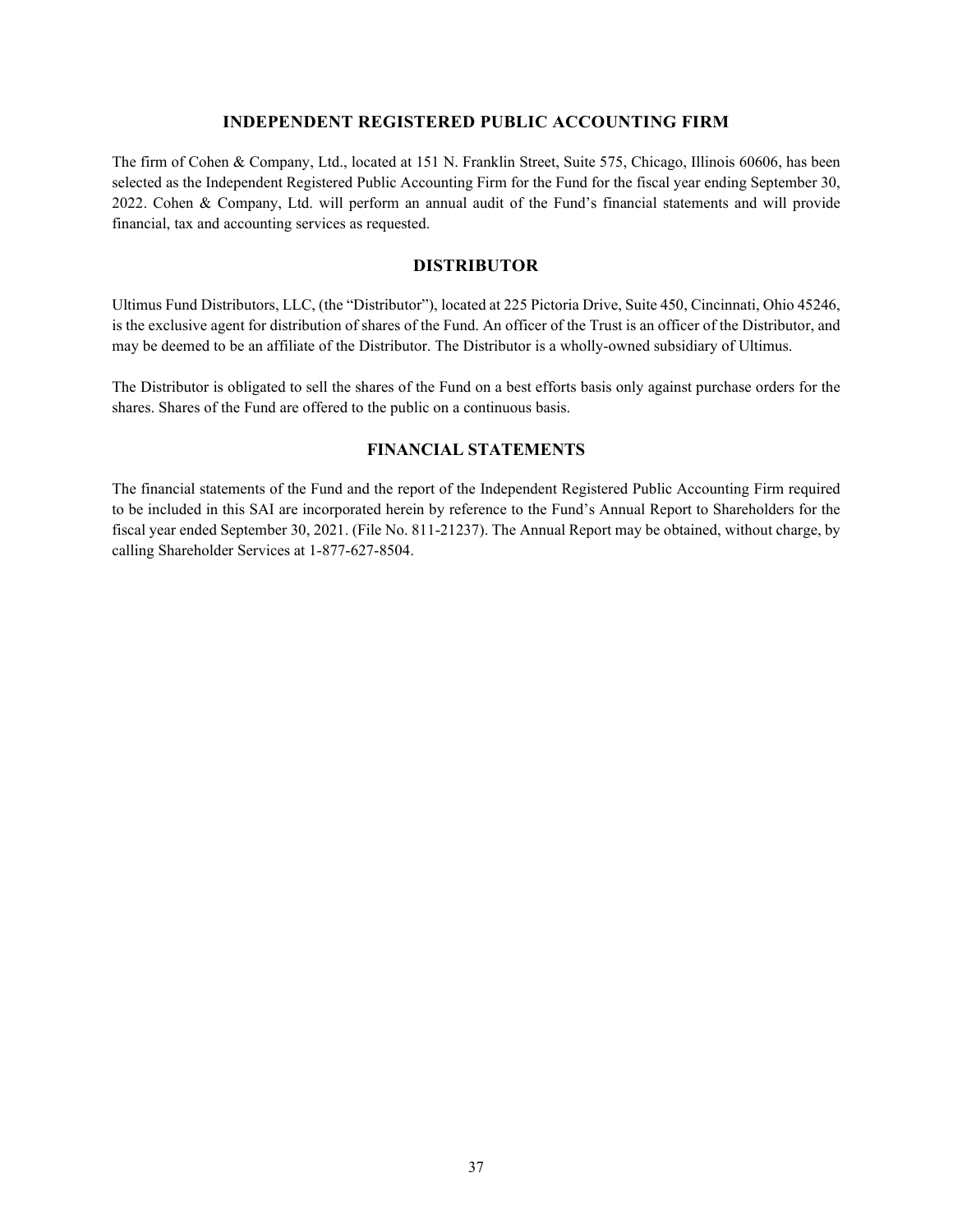## INDEPENDENT REGISTERED PUBLIC ACCOUNTING FIRM

The firm of Cohen & Company, Ltd., located at 151 N. Franklin Street, Suite 575, Chicago, Illinois 60606, has been selected as the Independent Registered Public Accounting Firm for the Fund for the fiscal year ending September 30, 2022. Cohen & Company, Ltd. will perform an annual audit of the Fund's financial statements and will provide financial, tax and accounting services as requested.

## DISTRIBUTOR

Ultimus Fund Distributors, LLC, (the "Distributor"), located at 225 Pictoria Drive, Suite 450, Cincinnati, Ohio 45246, is the exclusive agent for distribution of shares of the Fund. An officer of the Trust is an officer of the Distributor, and may be deemed to be an affiliate of the Distributor. The Distributor is a wholly-owned subsidiary of Ultimus.

The Distributor is obligated to sell the shares of the Fund on a best efforts basis only against purchase orders for the shares. Shares of the Fund are offered to the public on a continuous basis.

## FINANCIAL STATEMENTS

The financial statements of the Fund and the report of the Independent Registered Public Accounting Firm required to be included in this SAI are incorporated herein by reference to the Fund's Annual Report to Shareholders for the fiscal year ended September 30, 2021. (File No. 811-21237). The Annual Report may be obtained, without charge, by calling Shareholder Services at 1-877-627-8504.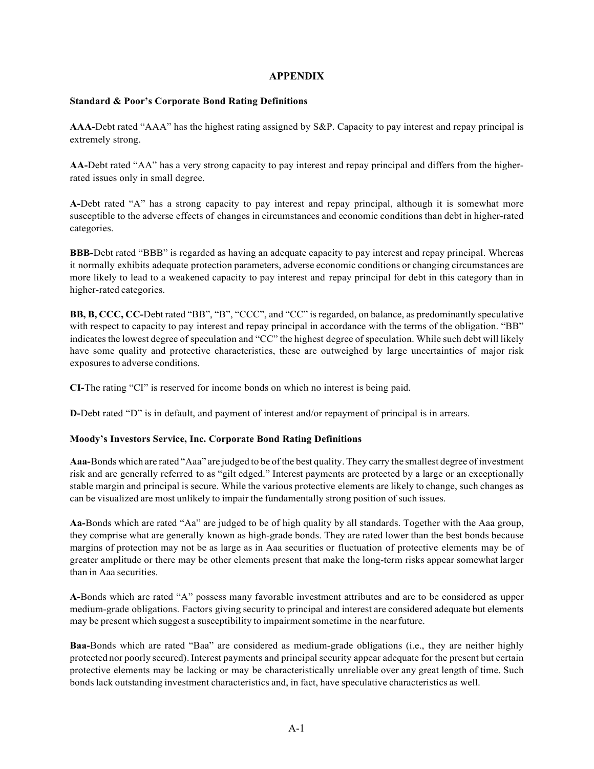# APPENDIX

### Standard & Poor's Corporate Bond Rating Definitions

**AAA-**Debt rated "AAA" has the highest rating assigned by S&P. Capacity to pay interest and repay principal is extremely strong.

**AA-**Debt rated "AA" has a very strong capacity to pay interest and repay principal and differs from the higher-rated issues only in small degree.

**A-**Debt rated "A" has a strong capacity to pay interest and repay principal, although it is somewhat more susceptible to the adverse effects of changes in circumstances and economic conditions than debt in higher-rated categories.

**BBB-**Debt rated "BBB" is regarded as having an adequate capacity to pay interest and repay principal. Whereas it normally exhibits adequate protection parameters, adverse economic conditions or changing circumstances are more likely to lead to a weakened capacity to pay interest and repay principal for debt in this category than in higher-rated categories.

**BB, B, CCC, CC-**Debt rated "BB", "B", "CCC", and "CC" is regarded, on balance, as predominantly speculative with respect to capacity to pay interest and repay principal in accordance with the terms of the obligation. "BB" indicates the lowest degree of speculation and "CC" the highest degree of speculation. While such debt will likely have some quality and protective characteristics, these are outweighed by large uncertainties of major risk exposures to adverse conditions.

**CI-**The rating "CI" is reserved for income bonds on which no interest is being paid.

**D-**Debt rated "D" is in default, and payment of interest and/or repayment of principal is in arrears.

### Moody's Investors Service, Inc. Corporate Bond Rating Definitions

**Aaa-**Bonds which are rated "Aaa" are judged to be of the best quality. They carry the smallest degree of investment risk and are generally referred to as "gilt edged." Interest payments are protected by a large or an exceptionally stable margin and principal is secure. While the various protective elements are likely to change, such changes as can be visualized are most unlikely to impair the fundamentally strong position of such issues.

**Aa-**Bonds which are rated "Aa" are judged to be of high quality by all standards. Together with the Aaa group, they comprise what are generally known as high-grade bonds. They are rated lower than the best bonds because margins of protection may not be as large as in Aaa securities or fluctuation of protective elements may be of greater amplitude or there may be other elements present that make the long-term risks appear somewhat larger than in Aaa securities.

**A-**Bonds which are rated "A" possess many favorable investment attributes and are to be considered as upper medium-grade obligations. Factors giving security to principal and interest are considered adequate but elements may be present which suggest a susceptibility to impairment sometime in the near future.

**Baa-**Bonds which are rated "Baa" are considered as medium-grade obligations (i.e., they are neither highly protected nor poorly secured). Interest payments and principal security appear adequate for the present but certain protective elements may be lacking or may be characteristically unreliable over any great length of time. Such bonds lack outstanding investment characteristics and, in fact, have speculative characteristics as well.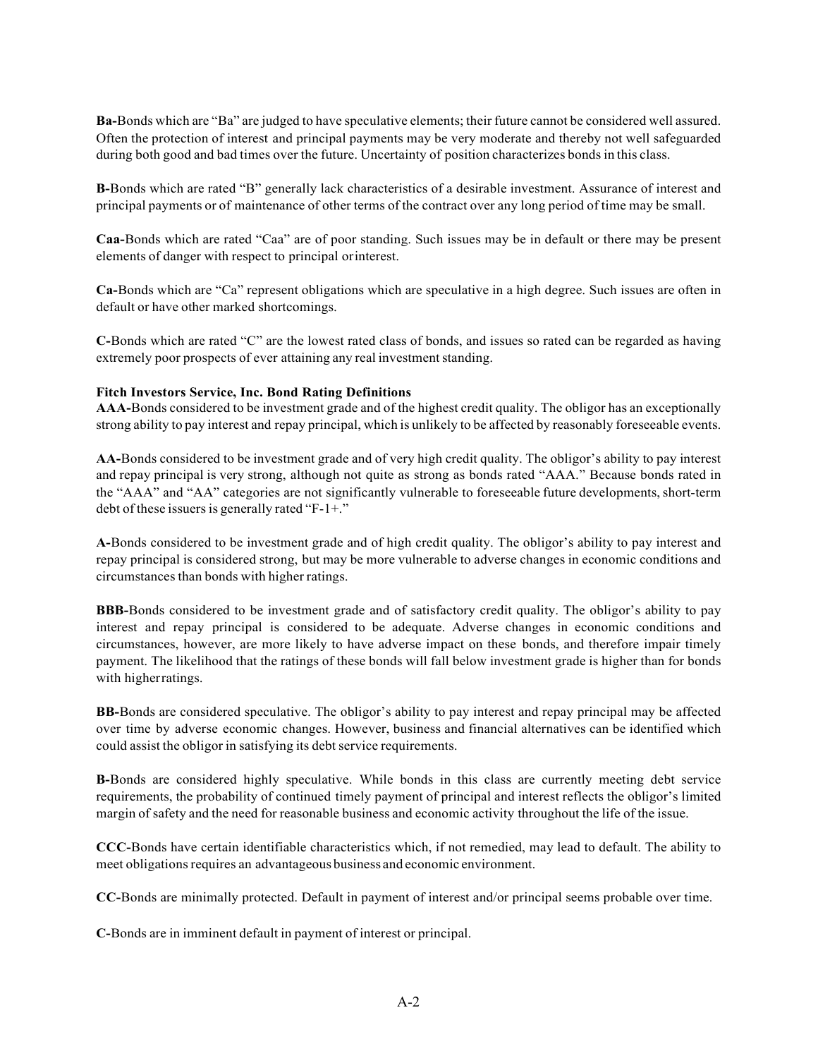**Ba-**Bonds which are "Ba" are judged to have speculative elements; their future cannot be considered well assured. Often the protection of interest and principal payments may be very moderate and thereby not well safeguarded during both good and bad times over the future. Uncertainty of position characterizes bonds in this class.

**B-**Bonds which are rated "B" generally lack characteristics of a desirable investment. Assurance of interest and principal payments or of maintenance of other terms of the contract over any long period of time may be small.

**Caa-**Bonds which are rated "Caa" are of poor standing. Such issues may be in default or there may be present elements of danger with respect to principal or interest.

**Ca-**Bonds which are "Ca" represent obligations which are speculative in a high degree. Such issues are often in default or have other marked shortcomings.

**C-**Bonds which are rated "C" are the lowest rated class of bonds, and issues so rated can be regarded as having extremely poor prospects of ever attaining any real investment standing.

**Fitch Investors Service, Inc. Bond Rating Definitions**

**AAA-**Bonds considered to be investment grade and of the highest credit quality. The obligor has an exceptionally strong ability to pay interest and repay principal, which is unlikely to be affected by reasonably foreseeable events.

**AA-**Bonds considered to be investment grade and of very high credit quality. The obligor's ability to pay interest and repay principal is very strong, although not quite as strong as bonds rated "AAA." Because bonds rated in the "AAA" and "AA" categories are not significantly vulnerable to foreseeable future developments, short-term debt of these issuers is generally rated "F-1+."

**A-**Bonds considered to be investment grade and of high credit quality. The obligor's ability to pay interest and repay principal is considered strong, but may be more vulnerable to adverse changes in economic conditions and circumstances than bonds with higher ratings.

**BBB-**Bonds considered to be investment grade and of satisfactory credit quality. The obligor's ability to pay interest and repay principal is considered to be adequate. Adverse changes in economic conditions and circumstances, however, are more likely to have adverse impact on these bonds, and therefore impair timely payment. The likelihood that the ratings of these bonds will fall below investment grade is higher than for bonds with higher ratings.

**BB-**Bonds are considered speculative. The obligor's ability to pay interest and repay principal may be affected over time by adverse economic changes. However, business and financial alternatives can be identified which could assist the obligor in satisfying its debt service requirements.

**B-**Bonds are considered highly speculative. While bonds in this class are currently meeting debt service requirements, the probability of continued timely payment of principal and interest reflects the obligor's limited margin of safety and the need for reasonable business and economic activity throughout the life of the issue.

**CCC-**Bonds have certain identifiable characteristics which, if not remedied, may lead to default. The ability to meet obligations requires an advantageous business and economic environment.

**CC-**Bonds are minimally protected. Default in payment of interest and/or principal seems probable over time.

**C-**Bonds are in imminent default in payment of interest or principal.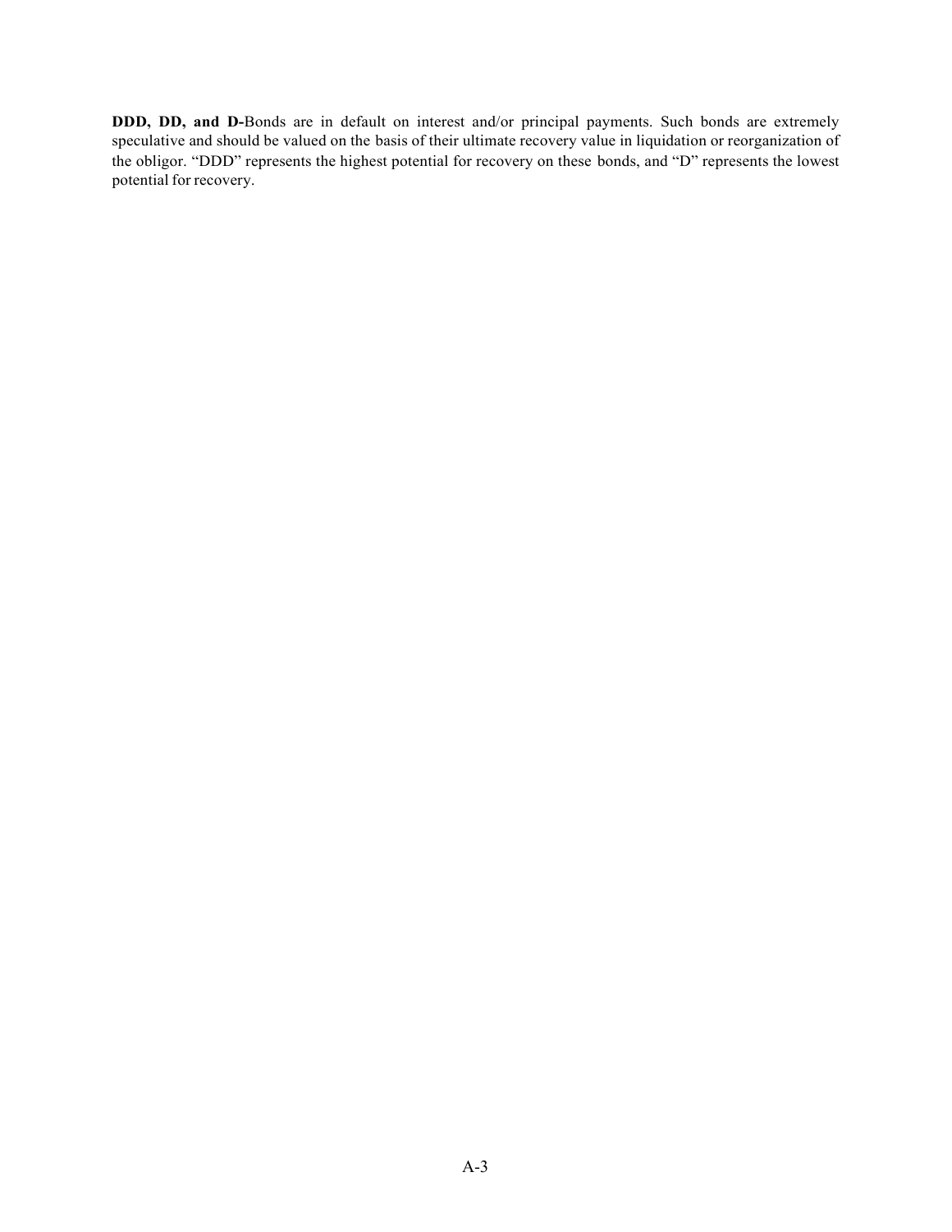**DDD, DD, and D-**Bonds are in default on interest and/or principal payments. Such bonds are extremely speculative and should be valued on the basis of their ultimate recovery value in liquidation or reorganization of the obligor. "DDD" represents the highest potential for recovery on these bonds, and "D" represents the lowest potential for recovery.